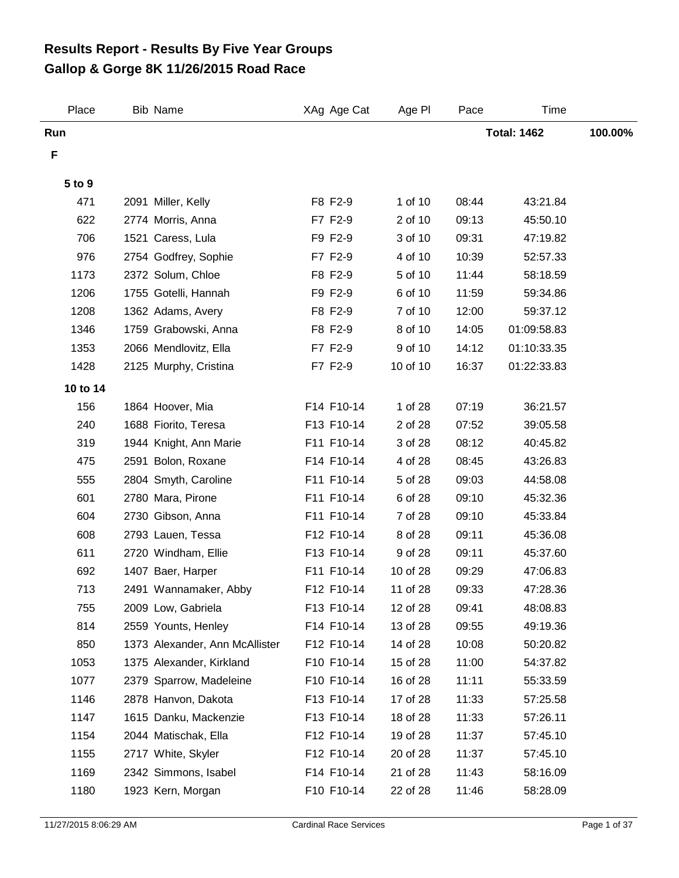# Results Report - Results By Five Year Groups
# Gallop & Gorge 8K 11/26/2015 Road Race

| Place | Bib | Name | XAg | Age Cat | Age Pl | Pace | Time | |
|---|---|---|---|---|---|---|---|---|
| **Run** | | | | | | | **Total: 1462** | **100.00%** |
| **F** | | | | | | | | |
| **5 to 9** | | | | | | | | |
| 471 | 2091 | Miller, Kelly | F8 | F2-9 | 1 of 10 | 08:44 | 43:21.84 | |
| 622 | 2774 | Morris, Anna | F7 | F2-9 | 2 of 10 | 09:13 | 45:50.10 | |
| 706 | 1521 | Caress, Lula | F9 | F2-9 | 3 of 10 | 09:31 | 47:19.82 | |
| 976 | 2754 | Godfrey, Sophie | F7 | F2-9 | 4 of 10 | 10:39 | 52:57.33 | |
| 1173 | 2372 | Solum, Chloe | F8 | F2-9 | 5 of 10 | 11:44 | 58:18.59 | |
| 1206 | 1755 | Gotelli, Hannah | F9 | F2-9 | 6 of 10 | 11:59 | 59:34.86 | |
| 1208 | 1362 | Adams, Avery | F8 | F2-9 | 7 of 10 | 12:00 | 59:37.12 | |
| 1346 | 1759 | Grabowski, Anna | F8 | F2-9 | 8 of 10 | 14:05 | 01:09:58.83 | |
| 1353 | 2066 | Mendlovitz, Ella | F7 | F2-9 | 9 of 10 | 14:12 | 01:10:33.35 | |
| 1428 | 2125 | Murphy, Cristina | F7 | F2-9 | 10 of 10 | 16:37 | 01:22:33.83 | |
| **10 to 14** | | | | | | | | |
| 156 | 1864 | Hoover, Mia | F14 | F10-14 | 1 of 28 | 07:19 | 36:21.57 | |
| 240 | 1688 | Fiorito, Teresa | F13 | F10-14 | 2 of 28 | 07:52 | 39:05.58 | |
| 319 | 1944 | Knight, Ann Marie | F11 | F10-14 | 3 of 28 | 08:12 | 40:45.82 | |
| 475 | 2591 | Bolon, Roxane | F14 | F10-14 | 4 of 28 | 08:45 | 43:26.83 | |
| 555 | 2804 | Smyth, Caroline | F11 | F10-14 | 5 of 28 | 09:03 | 44:58.08 | |
| 601 | 2780 | Mara, Pirone | F11 | F10-14 | 6 of 28 | 09:10 | 45:32.36 | |
| 604 | 2730 | Gibson, Anna | F11 | F10-14 | 7 of 28 | 09:10 | 45:33.84 | |
| 608 | 2793 | Lauen, Tessa | F12 | F10-14 | 8 of 28 | 09:11 | 45:36.08 | |
| 611 | 2720 | Windham, Ellie | F13 | F10-14 | 9 of 28 | 09:11 | 45:37.60 | |
| 692 | 1407 | Baer, Harper | F11 | F10-14 | 10 of 28 | 09:29 | 47:06.83 | |
| 713 | 2491 | Wannamaker, Abby | F12 | F10-14 | 11 of 28 | 09:33 | 47:28.36 | |
| 755 | 2009 | Low, Gabriela | F13 | F10-14 | 12 of 28 | 09:41 | 48:08.83 | |
| 814 | 2559 | Younts, Henley | F14 | F10-14 | 13 of 28 | 09:55 | 49:19.36 | |
| 850 | 1373 | Alexander, Ann McAllister | F12 | F10-14 | 14 of 28 | 10:08 | 50:20.82 | |
| 1053 | 1375 | Alexander, Kirkland | F10 | F10-14 | 15 of 28 | 11:00 | 54:37.82 | |
| 1077 | 2379 | Sparrow, Madeleine | F10 | F10-14 | 16 of 28 | 11:11 | 55:33.59 | |
| 1146 | 2878 | Hanvon, Dakota | F13 | F10-14 | 17 of 28 | 11:33 | 57:25.58 | |
| 1147 | 1615 | Danku, Mackenzie | F13 | F10-14 | 18 of 28 | 11:33 | 57:26.11 | |
| 1154 | 2044 | Matischak, Ella | F12 | F10-14 | 19 of 28 | 11:37 | 57:45.10 | |
| 1155 | 2717 | White, Skyler | F12 | F10-14 | 20 of 28 | 11:37 | 57:45.10 | |
| 1169 | 2342 | Simmons, Isabel | F14 | F10-14 | 21 of 28 | 11:43 | 58:16.09 | |
| 1180 | 1923 | Kern, Morgan | F10 | F10-14 | 22 of 28 | 11:46 | 58:28.09 | |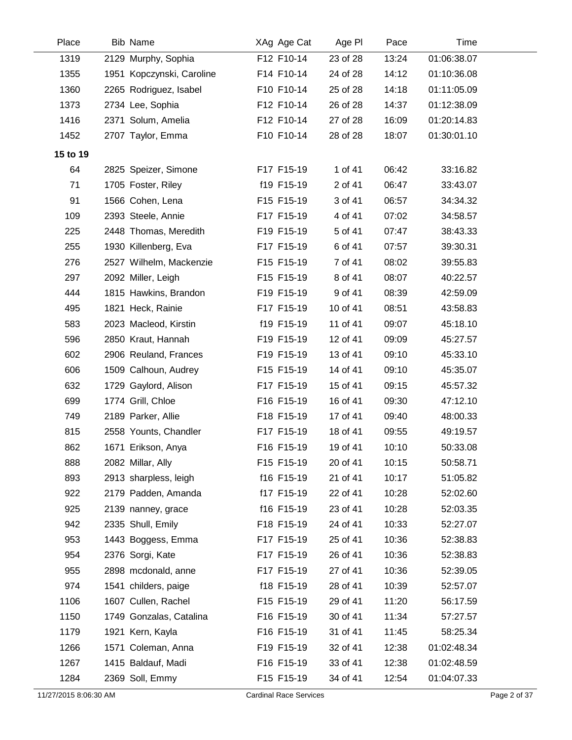| Place | Bib | Name | XAg | Age Cat | Age Pl | Pace | Time |
|---|---|---|---|---|---|---|---|
| 1319 | 2129 | Murphy, Sophia | F12 | F10-14 | 23 of 28 | 13:24 | 01:06:38.07 |
| 1355 | 1951 | Kopczynski, Caroline | F14 | F10-14 | 24 of 28 | 14:12 | 01:10:36.08 |
| 1360 | 2265 | Rodriguez, Isabel | F10 | F10-14 | 25 of 28 | 14:18 | 01:11:05.09 |
| 1373 | 2734 | Lee, Sophia | F12 | F10-14 | 26 of 28 | 14:37 | 01:12:38.09 |
| 1416 | 2371 | Solum, Amelia | F12 | F10-14 | 27 of 28 | 16:09 | 01:20:14.83 |
| 1452 | 2707 | Taylor, Emma | F10 | F10-14 | 28 of 28 | 18:07 | 01:30:01.10 |
| **15 to 19** | | | | | | | |
| 64 | 2825 | Speizer, Simone | F17 | F15-19 | 1 of 41 | 06:42 | 33:16.82 |
| 71 | 1705 | Foster, Riley | f19 | F15-19 | 2 of 41 | 06:47 | 33:43.07 |
| 91 | 1566 | Cohen, Lena | F15 | F15-19 | 3 of 41 | 06:57 | 34:34.32 |
| 109 | 2393 | Steele, Annie | F17 | F15-19 | 4 of 41 | 07:02 | 34:58.57 |
| 225 | 2448 | Thomas, Meredith | F19 | F15-19 | 5 of 41 | 07:47 | 38:43.33 |
| 255 | 1930 | Killenberg, Eva | F17 | F15-19 | 6 of 41 | 07:57 | 39:30.31 |
| 276 | 2527 | Wilhelm, Mackenzie | F15 | F15-19 | 7 of 41 | 08:02 | 39:55.83 |
| 297 | 2092 | Miller, Leigh | F15 | F15-19 | 8 of 41 | 08:07 | 40:22.57 |
| 444 | 1815 | Hawkins, Brandon | F19 | F15-19 | 9 of 41 | 08:39 | 42:59.09 |
| 495 | 1821 | Heck, Rainie | F17 | F15-19 | 10 of 41 | 08:51 | 43:58.83 |
| 583 | 2023 | Macleod, Kirstin | f19 | F15-19 | 11 of 41 | 09:07 | 45:18.10 |
| 596 | 2850 | Kraut, Hannah | F19 | F15-19 | 12 of 41 | 09:09 | 45:27.57 |
| 602 | 2906 | Reuland, Frances | F19 | F15-19 | 13 of 41 | 09:10 | 45:33.10 |
| 606 | 1509 | Calhoun, Audrey | F15 | F15-19 | 14 of 41 | 09:10 | 45:35.07 |
| 632 | 1729 | Gaylord, Alison | F17 | F15-19 | 15 of 41 | 09:15 | 45:57.32 |
| 699 | 1774 | Grill, Chloe | F16 | F15-19 | 16 of 41 | 09:30 | 47:12.10 |
| 749 | 2189 | Parker, Allie | F18 | F15-19 | 17 of 41 | 09:40 | 48:00.33 |
| 815 | 2558 | Younts, Chandler | F17 | F15-19 | 18 of 41 | 09:55 | 49:19.57 |
| 862 | 1671 | Erikson, Anya | F16 | F15-19 | 19 of 41 | 10:10 | 50:33.08 |
| 888 | 2082 | Millar, Ally | F15 | F15-19 | 20 of 41 | 10:15 | 50:58.71 |
| 893 | 2913 | sharpless, leigh | f16 | F15-19 | 21 of 41 | 10:17 | 51:05.82 |
| 922 | 2179 | Padden, Amanda | f17 | F15-19 | 22 of 41 | 10:28 | 52:02.60 |
| 925 | 2139 | nanney, grace | f16 | F15-19 | 23 of 41 | 10:28 | 52:03.35 |
| 942 | 2335 | Shull, Emily | F18 | F15-19 | 24 of 41 | 10:33 | 52:27.07 |
| 953 | 1443 | Boggess, Emma | F17 | F15-19 | 25 of 41 | 10:36 | 52:38.83 |
| 954 | 2376 | Sorgi, Kate | F17 | F15-19 | 26 of 41 | 10:36 | 52:38.83 |
| 955 | 2898 | mcdonald, anne | F17 | F15-19 | 27 of 41 | 10:36 | 52:39.05 |
| 974 | 1541 | childers, paige | f18 | F15-19 | 28 of 41 | 10:39 | 52:57.07 |
| 1106 | 1607 | Cullen, Rachel | F15 | F15-19 | 29 of 41 | 11:20 | 56:17.59 |
| 1150 | 1749 | Gonzalas, Catalina | F16 | F15-19 | 30 of 41 | 11:34 | 57:27.57 |
| 1179 | 1921 | Kern, Kayla | F16 | F15-19 | 31 of 41 | 11:45 | 58:25.34 |
| 1266 | 1571 | Coleman, Anna | F19 | F15-19 | 32 of 41 | 12:38 | 01:02:48.34 |
| 1267 | 1415 | Baldauf, Madi | F16 | F15-19 | 33 of 41 | 12:38 | 01:02:48.59 |
| 1284 | 2369 | Soll, Emmy | F15 | F15-19 | 34 of 41 | 12:54 | 01:04:07.33 |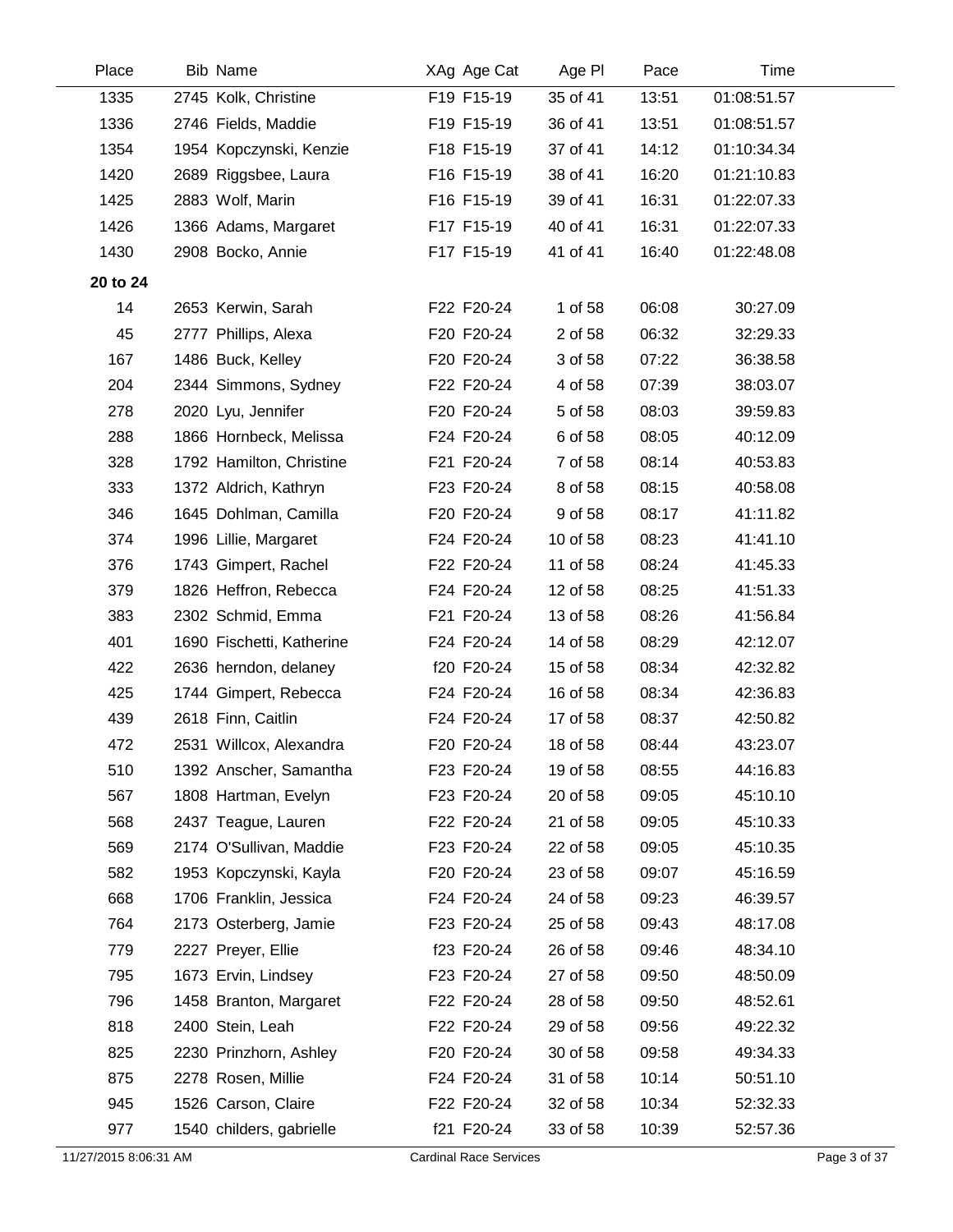| Place | Bib | Name | XAg | Age Cat | Age Pl | Pace | Time |
|---|---|---|---|---|---|---|---|
| 1335 | 2745 | Kolk, Christine | F19 | F15-19 | 35 of 41 | 13:51 | 01:08:51.57 |
| 1336 | 2746 | Fields, Maddie | F19 | F15-19 | 36 of 41 | 13:51 | 01:08:51.57 |
| 1354 | 1954 | Kopczynski, Kenzie | F18 | F15-19 | 37 of 41 | 14:12 | 01:10:34.34 |
| 1420 | 2689 | Riggsbee, Laura | F16 | F15-19 | 38 of 41 | 16:20 | 01:21:10.83 |
| 1425 | 2883 | Wolf, Marin | F16 | F15-19 | 39 of 41 | 16:31 | 01:22:07.33 |
| 1426 | 1366 | Adams, Margaret | F17 | F15-19 | 40 of 41 | 16:31 | 01:22:07.33 |
| 1430 | 2908 | Bocko, Annie | F17 | F15-19 | 41 of 41 | 16:40 | 01:22:48.08 |
| **20 to 24** | | | | | | | |
| 14 | 2653 | Kerwin, Sarah | F22 | F20-24 | 1 of 58 | 06:08 | 30:27.09 |
| 45 | 2777 | Phillips, Alexa | F20 | F20-24 | 2 of 58 | 06:32 | 32:29.33 |
| 167 | 1486 | Buck, Kelley | F20 | F20-24 | 3 of 58 | 07:22 | 36:38.58 |
| 204 | 2344 | Simmons, Sydney | F22 | F20-24 | 4 of 58 | 07:39 | 38:03.07 |
| 278 | 2020 | Lyu, Jennifer | F20 | F20-24 | 5 of 58 | 08:03 | 39:59.83 |
| 288 | 1866 | Hornbeck, Melissa | F24 | F20-24 | 6 of 58 | 08:05 | 40:12.09 |
| 328 | 1792 | Hamilton, Christine | F21 | F20-24 | 7 of 58 | 08:14 | 40:53.83 |
| 333 | 1372 | Aldrich, Kathryn | F23 | F20-24 | 8 of 58 | 08:15 | 40:58.08 |
| 346 | 1645 | Dohlman, Camilla | F20 | F20-24 | 9 of 58 | 08:17 | 41:11.82 |
| 374 | 1996 | Lillie, Margaret | F24 | F20-24 | 10 of 58 | 08:23 | 41:41.10 |
| 376 | 1743 | Gimpert, Rachel | F22 | F20-24 | 11 of 58 | 08:24 | 41:45.33 |
| 379 | 1826 | Heffron, Rebecca | F24 | F20-24 | 12 of 58 | 08:25 | 41:51.33 |
| 383 | 2302 | Schmid, Emma | F21 | F20-24 | 13 of 58 | 08:26 | 41:56.84 |
| 401 | 1690 | Fischetti, Katherine | F24 | F20-24 | 14 of 58 | 08:29 | 42:12.07 |
| 422 | 2636 | herndon, delaney | f20 | F20-24 | 15 of 58 | 08:34 | 42:32.82 |
| 425 | 1744 | Gimpert, Rebecca | F24 | F20-24 | 16 of 58 | 08:34 | 42:36.83 |
| 439 | 2618 | Finn, Caitlin | F24 | F20-24 | 17 of 58 | 08:37 | 42:50.82 |
| 472 | 2531 | Willcox, Alexandra | F20 | F20-24 | 18 of 58 | 08:44 | 43:23.07 |
| 510 | 1392 | Anscher, Samantha | F23 | F20-24 | 19 of 58 | 08:55 | 44:16.83 |
| 567 | 1808 | Hartman, Evelyn | F23 | F20-24 | 20 of 58 | 09:05 | 45:10.10 |
| 568 | 2437 | Teague, Lauren | F22 | F20-24 | 21 of 58 | 09:05 | 45:10.33 |
| 569 | 2174 | O'Sullivan, Maddie | F23 | F20-24 | 22 of 58 | 09:05 | 45:10.35 |
| 582 | 1953 | Kopczynski, Kayla | F20 | F20-24 | 23 of 58 | 09:07 | 45:16.59 |
| 668 | 1706 | Franklin, Jessica | F24 | F20-24 | 24 of 58 | 09:23 | 46:39.57 |
| 764 | 2173 | Osterberg, Jamie | F23 | F20-24 | 25 of 58 | 09:43 | 48:17.08 |
| 779 | 2227 | Preyer, Ellie | f23 | F20-24 | 26 of 58 | 09:46 | 48:34.10 |
| 795 | 1673 | Ervin, Lindsey | F23 | F20-24 | 27 of 58 | 09:50 | 48:50.09 |
| 796 | 1458 | Branton, Margaret | F22 | F20-24 | 28 of 58 | 09:50 | 48:52.61 |
| 818 | 2400 | Stein, Leah | F22 | F20-24 | 29 of 58 | 09:56 | 49:22.32 |
| 825 | 2230 | Prinzhorn, Ashley | F20 | F20-24 | 30 of 58 | 09:58 | 49:34.33 |
| 875 | 2278 | Rosen, Millie | F24 | F20-24 | 31 of 58 | 10:14 | 50:51.10 |
| 945 | 1526 | Carson, Claire | F22 | F20-24 | 32 of 58 | 10:34 | 52:32.33 |
| 977 | 1540 | childers, gabrielle | f21 | F20-24 | 33 of 58 | 10:39 | 52:57.36 |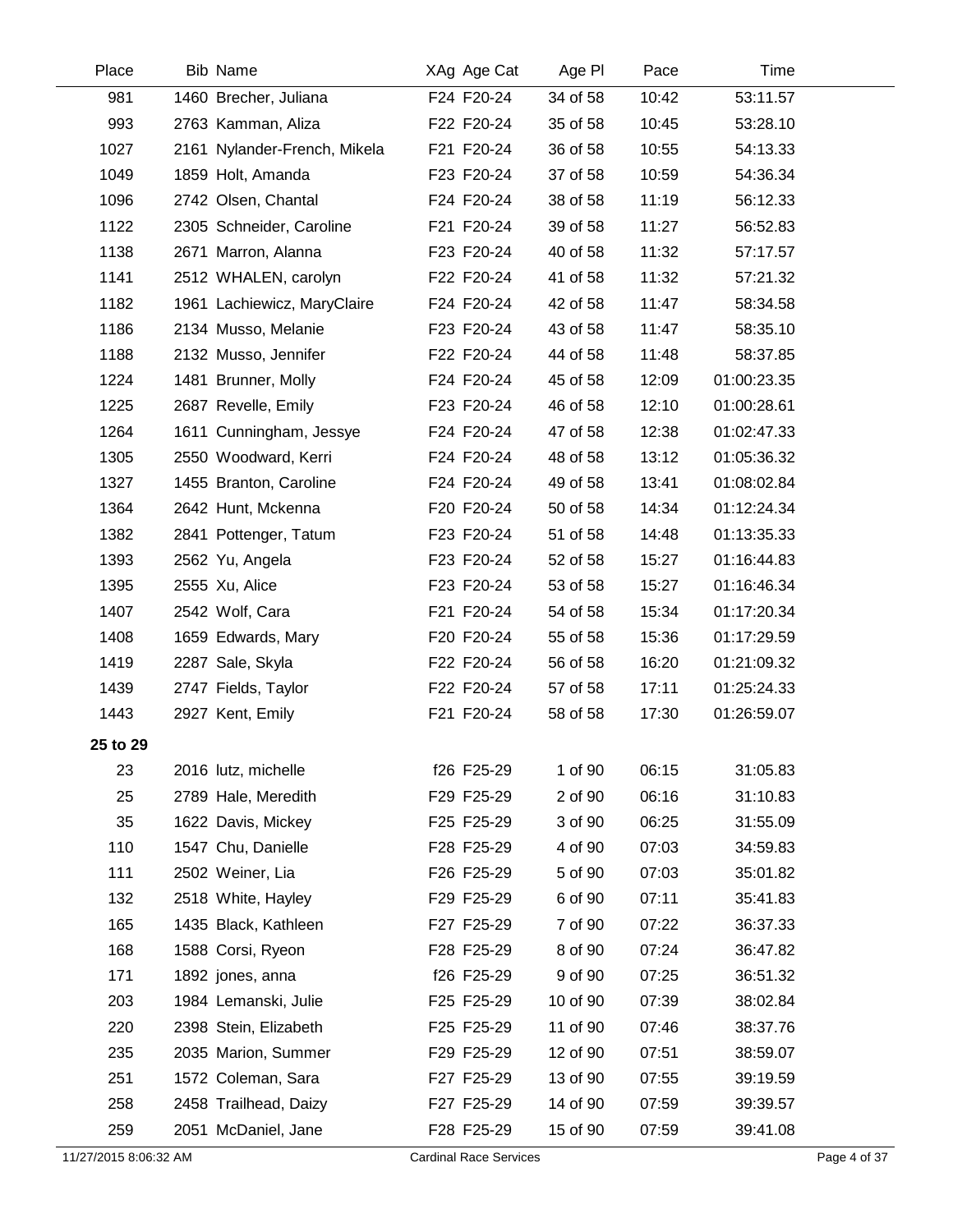| Place | Bib | Name | XAg | Age Cat | Age Pl | Pace | Time |
|---|---|---|---|---|---|---|---|
| 981 | 1460 | Brecher, Juliana | F24 | F20-24 | 34 of 58 | 10:42 | 53:11.57 |
| 993 | 2763 | Kamman, Aliza | F22 | F20-24 | 35 of 58 | 10:45 | 53:28.10 |
| 1027 | 2161 | Nylander-French, Mikela | F21 | F20-24 | 36 of 58 | 10:55 | 54:13.33 |
| 1049 | 1859 | Holt, Amanda | F23 | F20-24 | 37 of 58 | 10:59 | 54:36.34 |
| 1096 | 2742 | Olsen, Chantal | F24 | F20-24 | 38 of 58 | 11:19 | 56:12.33 |
| 1122 | 2305 | Schneider, Caroline | F21 | F20-24 | 39 of 58 | 11:27 | 56:52.83 |
| 1138 | 2671 | Marron, Alanna | F23 | F20-24 | 40 of 58 | 11:32 | 57:17.57 |
| 1141 | 2512 | WHALEN, carolyn | F22 | F20-24 | 41 of 58 | 11:32 | 57:21.32 |
| 1182 | 1961 | Lachiewicz, MaryClaire | F24 | F20-24 | 42 of 58 | 11:47 | 58:34.58 |
| 1186 | 2134 | Musso, Melanie | F23 | F20-24 | 43 of 58 | 11:47 | 58:35.10 |
| 1188 | 2132 | Musso, Jennifer | F22 | F20-24 | 44 of 58 | 11:48 | 58:37.85 |
| 1224 | 1481 | Brunner, Molly | F24 | F20-24 | 45 of 58 | 12:09 | 01:00:23.35 |
| 1225 | 2687 | Revelle, Emily | F23 | F20-24 | 46 of 58 | 12:10 | 01:00:28.61 |
| 1264 | 1611 | Cunningham, Jessye | F24 | F20-24 | 47 of 58 | 12:38 | 01:02:47.33 |
| 1305 | 2550 | Woodward, Kerri | F24 | F20-24 | 48 of 58 | 13:12 | 01:05:36.32 |
| 1327 | 1455 | Branton, Caroline | F24 | F20-24 | 49 of 58 | 13:41 | 01:08:02.84 |
| 1364 | 2642 | Hunt, Mckenna | F20 | F20-24 | 50 of 58 | 14:34 | 01:12:24.34 |
| 1382 | 2841 | Pottenger, Tatum | F23 | F20-24 | 51 of 58 | 14:48 | 01:13:35.33 |
| 1393 | 2562 | Yu, Angela | F23 | F20-24 | 52 of 58 | 15:27 | 01:16:44.83 |
| 1395 | 2555 | Xu, Alice | F23 | F20-24 | 53 of 58 | 15:27 | 01:16:46.34 |
| 1407 | 2542 | Wolf, Cara | F21 | F20-24 | 54 of 58 | 15:34 | 01:17:20.34 |
| 1408 | 1659 | Edwards, Mary | F20 | F20-24 | 55 of 58 | 15:36 | 01:17:29.59 |
| 1419 | 2287 | Sale, Skyla | F22 | F20-24 | 56 of 58 | 16:20 | 01:21:09.32 |
| 1439 | 2747 | Fields, Taylor | F22 | F20-24 | 57 of 58 | 17:11 | 01:25:24.33 |
| 1443 | 2927 | Kent, Emily | F21 | F20-24 | 58 of 58 | 17:30 | 01:26:59.07 |
| **25 to 29** | | | | | | | |
| 23 | 2016 | lutz, michelle | f26 | F25-29 | 1 of 90 | 06:15 | 31:05.83 |
| 25 | 2789 | Hale, Meredith | F29 | F25-29 | 2 of 90 | 06:16 | 31:10.83 |
| 35 | 1622 | Davis, Mickey | F25 | F25-29 | 3 of 90 | 06:25 | 31:55.09 |
| 110 | 1547 | Chu, Danielle | F28 | F25-29 | 4 of 90 | 07:03 | 34:59.83 |
| 111 | 2502 | Weiner, Lia | F26 | F25-29 | 5 of 90 | 07:03 | 35:01.82 |
| 132 | 2518 | White, Hayley | F29 | F25-29 | 6 of 90 | 07:11 | 35:41.83 |
| 165 | 1435 | Black, Kathleen | F27 | F25-29 | 7 of 90 | 07:22 | 36:37.33 |
| 168 | 1588 | Corsi, Ryeon | F28 | F25-29 | 8 of 90 | 07:24 | 36:47.82 |
| 171 | 1892 | jones, anna | f26 | F25-29 | 9 of 90 | 07:25 | 36:51.32 |
| 203 | 1984 | Lemanski, Julie | F25 | F25-29 | 10 of 90 | 07:39 | 38:02.84 |
| 220 | 2398 | Stein, Elizabeth | F25 | F25-29 | 11 of 90 | 07:46 | 38:37.76 |
| 235 | 2035 | Marion, Summer | F29 | F25-29 | 12 of 90 | 07:51 | 38:59.07 |
| 251 | 1572 | Coleman, Sara | F27 | F25-29 | 13 of 90 | 07:55 | 39:19.59 |
| 258 | 2458 | Trailhead, Daizy | F27 | F25-29 | 14 of 90 | 07:59 | 39:39.57 |
| 259 | 2051 | McDaniel, Jane | F28 | F25-29 | 15 of 90 | 07:59 | 39:41.08 |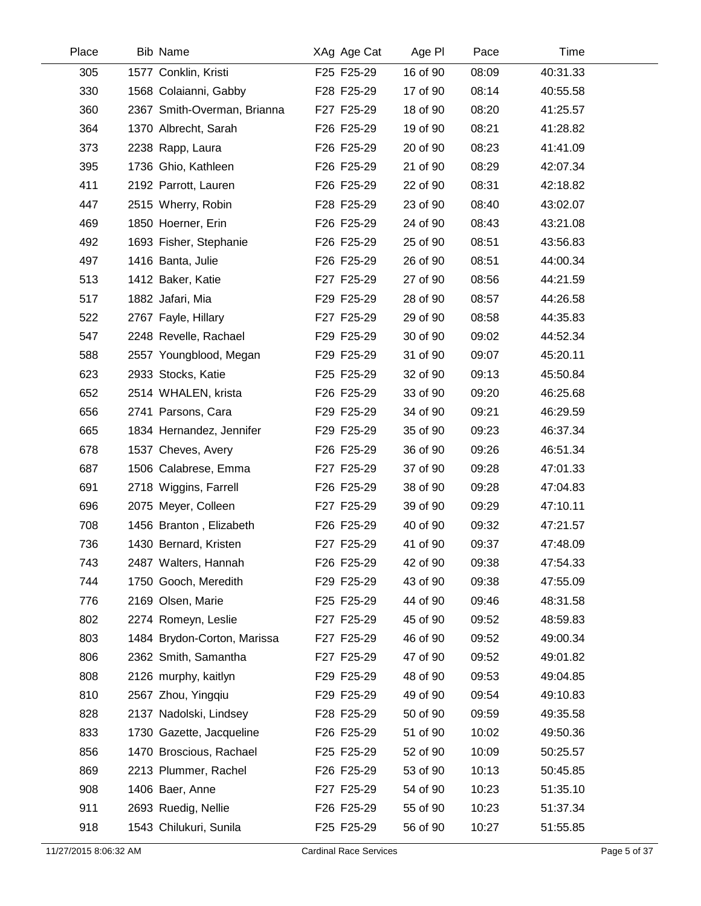| Place | Bib | Name | XAg | Age Cat | Age Pl | Pace | Time |
|---|---|---|---|---|---|---|---|
| 305 | 1577 | Conklin, Kristi | F25 | F25-29 | 16 of 90 | 08:09 | 40:31.33 |
| 330 | 1568 | Colaianni, Gabby | F28 | F25-29 | 17 of 90 | 08:14 | 40:55.58 |
| 360 | 2367 | Smith-Overman, Brianna | F27 | F25-29 | 18 of 90 | 08:20 | 41:25.57 |
| 364 | 1370 | Albrecht, Sarah | F26 | F25-29 | 19 of 90 | 08:21 | 41:28.82 |
| 373 | 2238 | Rapp, Laura | F26 | F25-29 | 20 of 90 | 08:23 | 41:41.09 |
| 395 | 1736 | Ghio, Kathleen | F26 | F25-29 | 21 of 90 | 08:29 | 42:07.34 |
| 411 | 2192 | Parrott, Lauren | F26 | F25-29 | 22 of 90 | 08:31 | 42:18.82 |
| 447 | 2515 | Wherry, Robin | F28 | F25-29 | 23 of 90 | 08:40 | 43:02.07 |
| 469 | 1850 | Hoerner, Erin | F26 | F25-29 | 24 of 90 | 08:43 | 43:21.08 |
| 492 | 1693 | Fisher, Stephanie | F26 | F25-29 | 25 of 90 | 08:51 | 43:56.83 |
| 497 | 1416 | Banta, Julie | F26 | F25-29 | 26 of 90 | 08:51 | 44:00.34 |
| 513 | 1412 | Baker, Katie | F27 | F25-29 | 27 of 90 | 08:56 | 44:21.59 |
| 517 | 1882 | Jafari, Mia | F29 | F25-29 | 28 of 90 | 08:57 | 44:26.58 |
| 522 | 2767 | Fayle, Hillary | F27 | F25-29 | 29 of 90 | 08:58 | 44:35.83 |
| 547 | 2248 | Revelle, Rachael | F29 | F25-29 | 30 of 90 | 09:02 | 44:52.34 |
| 588 | 2557 | Youngblood, Megan | F29 | F25-29 | 31 of 90 | 09:07 | 45:20.11 |
| 623 | 2933 | Stocks, Katie | F25 | F25-29 | 32 of 90 | 09:13 | 45:50.84 |
| 652 | 2514 | WHALEN, krista | F26 | F25-29 | 33 of 90 | 09:20 | 46:25.68 |
| 656 | 2741 | Parsons, Cara | F29 | F25-29 | 34 of 90 | 09:21 | 46:29.59 |
| 665 | 1834 | Hernandez, Jennifer | F29 | F25-29 | 35 of 90 | 09:23 | 46:37.34 |
| 678 | 1537 | Cheves, Avery | F26 | F25-29 | 36 of 90 | 09:26 | 46:51.34 |
| 687 | 1506 | Calabrese, Emma | F27 | F25-29 | 37 of 90 | 09:28 | 47:01.33 |
| 691 | 2718 | Wiggins, Farrell | F26 | F25-29 | 38 of 90 | 09:28 | 47:04.83 |
| 696 | 2075 | Meyer, Colleen | F27 | F25-29 | 39 of 90 | 09:29 | 47:10.11 |
| 708 | 1456 | Branton , Elizabeth | F26 | F25-29 | 40 of 90 | 09:32 | 47:21.57 |
| 736 | 1430 | Bernard, Kristen | F27 | F25-29 | 41 of 90 | 09:37 | 47:48.09 |
| 743 | 2487 | Walters, Hannah | F26 | F25-29 | 42 of 90 | 09:38 | 47:54.33 |
| 744 | 1750 | Gooch, Meredith | F29 | F25-29 | 43 of 90 | 09:38 | 47:55.09 |
| 776 | 2169 | Olsen, Marie | F25 | F25-29 | 44 of 90 | 09:46 | 48:31.58 |
| 802 | 2274 | Romeyn, Leslie | F27 | F25-29 | 45 of 90 | 09:52 | 48:59.83 |
| 803 | 1484 | Brydon-Corton, Marissa | F27 | F25-29 | 46 of 90 | 09:52 | 49:00.34 |
| 806 | 2362 | Smith, Samantha | F27 | F25-29 | 47 of 90 | 09:52 | 49:01.82 |
| 808 | 2126 | murphy, kaitlyn | F29 | F25-29 | 48 of 90 | 09:53 | 49:04.85 |
| 810 | 2567 | Zhou, Yingqiu | F29 | F25-29 | 49 of 90 | 09:54 | 49:10.83 |
| 828 | 2137 | Nadolski, Lindsey | F28 | F25-29 | 50 of 90 | 09:59 | 49:35.58 |
| 833 | 1730 | Gazette, Jacqueline | F26 | F25-29 | 51 of 90 | 10:02 | 49:50.36 |
| 856 | 1470 | Broscious, Rachael | F25 | F25-29 | 52 of 90 | 10:09 | 50:25.57 |
| 869 | 2213 | Plummer, Rachel | F26 | F25-29 | 53 of 90 | 10:13 | 50:45.85 |
| 908 | 1406 | Baer, Anne | F27 | F25-29 | 54 of 90 | 10:23 | 51:35.10 |
| 911 | 2693 | Ruedig, Nellie | F26 | F25-29 | 55 of 90 | 10:23 | 51:37.34 |
| 918 | 1543 | Chilukuri, Sunila | F25 | F25-29 | 56 of 90 | 10:27 | 51:55.85 |

11/27/2015 8:06:32 AM Cardinal Race Services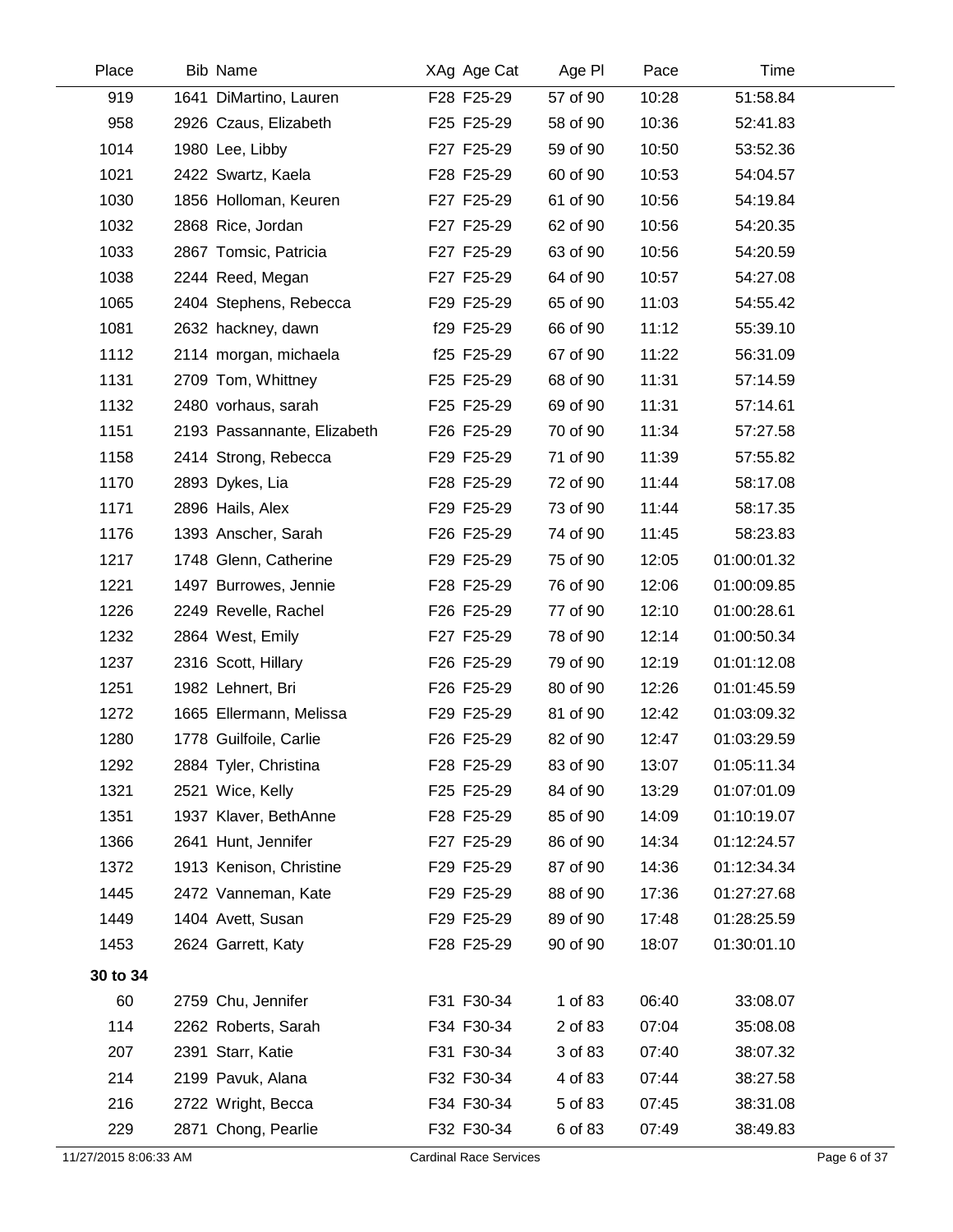| Place | Bib | Name | XAg | Age Cat | Age Pl | Pace | Time |
|---|---|---|---|---|---|---|---|
| 919 | 1641 | DiMartino, Lauren | F28 | F25-29 | 57 of 90 | 10:28 | 51:58.84 |
| 958 | 2926 | Czaus, Elizabeth | F25 | F25-29 | 58 of 90 | 10:36 | 52:41.83 |
| 1014 | 1980 | Lee, Libby | F27 | F25-29 | 59 of 90 | 10:50 | 53:52.36 |
| 1021 | 2422 | Swartz, Kaela | F28 | F25-29 | 60 of 90 | 10:53 | 54:04.57 |
| 1030 | 1856 | Holloman, Keuren | F27 | F25-29 | 61 of 90 | 10:56 | 54:19.84 |
| 1032 | 2868 | Rice, Jordan | F27 | F25-29 | 62 of 90 | 10:56 | 54:20.35 |
| 1033 | 2867 | Tomsic, Patricia | F27 | F25-29 | 63 of 90 | 10:56 | 54:20.59 |
| 1038 | 2244 | Reed, Megan | F27 | F25-29 | 64 of 90 | 10:57 | 54:27.08 |
| 1065 | 2404 | Stephens, Rebecca | F29 | F25-29 | 65 of 90 | 11:03 | 54:55.42 |
| 1081 | 2632 | hackney, dawn | f29 | F25-29 | 66 of 90 | 11:12 | 55:39.10 |
| 1112 | 2114 | morgan, michaela | f25 | F25-29 | 67 of 90 | 11:22 | 56:31.09 |
| 1131 | 2709 | Tom, Whittney | F25 | F25-29 | 68 of 90 | 11:31 | 57:14.59 |
| 1132 | 2480 | vorhaus, sarah | F25 | F25-29 | 69 of 90 | 11:31 | 57:14.61 |
| 1151 | 2193 | Passannante, Elizabeth | F26 | F25-29 | 70 of 90 | 11:34 | 57:27.58 |
| 1158 | 2414 | Strong, Rebecca | F29 | F25-29 | 71 of 90 | 11:39 | 57:55.82 |
| 1170 | 2893 | Dykes, Lia | F28 | F25-29 | 72 of 90 | 11:44 | 58:17.08 |
| 1171 | 2896 | Hails, Alex | F29 | F25-29 | 73 of 90 | 11:44 | 58:17.35 |
| 1176 | 1393 | Anscher, Sarah | F26 | F25-29 | 74 of 90 | 11:45 | 58:23.83 |
| 1217 | 1748 | Glenn, Catherine | F29 | F25-29 | 75 of 90 | 12:05 | 01:00:01.32 |
| 1221 | 1497 | Burrowes, Jennie | F28 | F25-29 | 76 of 90 | 12:06 | 01:00:09.85 |
| 1226 | 2249 | Revelle, Rachel | F26 | F25-29 | 77 of 90 | 12:10 | 01:00:28.61 |
| 1232 | 2864 | West, Emily | F27 | F25-29 | 78 of 90 | 12:14 | 01:00:50.34 |
| 1237 | 2316 | Scott, Hillary | F26 | F25-29 | 79 of 90 | 12:19 | 01:01:12.08 |
| 1251 | 1982 | Lehnert, Bri | F26 | F25-29 | 80 of 90 | 12:26 | 01:01:45.59 |
| 1272 | 1665 | Ellermann, Melissa | F29 | F25-29 | 81 of 90 | 12:42 | 01:03:09.32 |
| 1280 | 1778 | Guilfoile, Carlie | F26 | F25-29 | 82 of 90 | 12:47 | 01:03:29.59 |
| 1292 | 2884 | Tyler, Christina | F28 | F25-29 | 83 of 90 | 13:07 | 01:05:11.34 |
| 1321 | 2521 | Wice, Kelly | F25 | F25-29 | 84 of 90 | 13:29 | 01:07:01.09 |
| 1351 | 1937 | Klaver, BethAnne | F28 | F25-29 | 85 of 90 | 14:09 | 01:10:19.07 |
| 1366 | 2641 | Hunt, Jennifer | F27 | F25-29 | 86 of 90 | 14:34 | 01:12:24.57 |
| 1372 | 1913 | Kenison, Christine | F29 | F25-29 | 87 of 90 | 14:36 | 01:12:34.34 |
| 1445 | 2472 | Vanneman, Kate | F29 | F25-29 | 88 of 90 | 17:36 | 01:27:27.68 |
| 1449 | 1404 | Avett, Susan | F29 | F25-29 | 89 of 90 | 17:48 | 01:28:25.59 |
| 1453 | 2624 | Garrett, Katy | F28 | F25-29 | 90 of 90 | 18:07 | 01:30:01.10 |
| **30 to 34** | | | | | | | |
| 60 | 2759 | Chu, Jennifer | F31 | F30-34 | 1 of 83 | 06:40 | 33:08.07 |
| 114 | 2262 | Roberts, Sarah | F34 | F30-34 | 2 of 83 | 07:04 | 35:08.08 |
| 207 | 2391 | Starr, Katie | F31 | F30-34 | 3 of 83 | 07:40 | 38:07.32 |
| 214 | 2199 | Pavuk, Alana | F32 | F30-34 | 4 of 83 | 07:44 | 38:27.58 |
| 216 | 2722 | Wright, Becca | F34 | F30-34 | 5 of 83 | 07:45 | 38:31.08 |
| 229 | 2871 | Chong, Pearlie | F32 | F30-34 | 6 of 83 | 07:49 | 38:49.83 |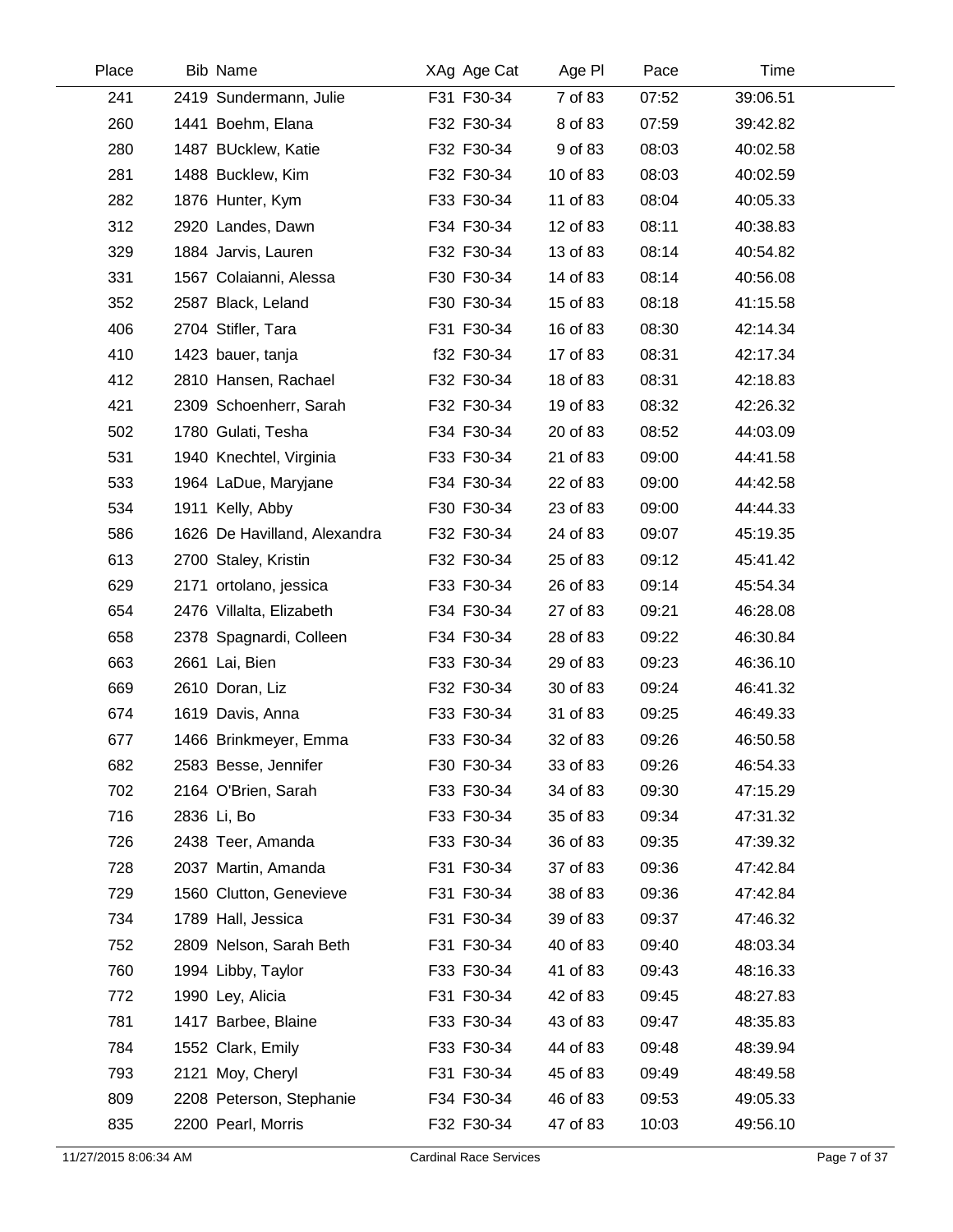| Place | Bib | Name | XAg | Age Cat | Age Pl | Pace | Time |
|---|---|---|---|---|---|---|---|
| 241 | 2419 | Sundermann, Julie | F31 | F30-34 | 7 of 83 | 07:52 | 39:06.51 |
| 260 | 1441 | Boehm, Elana | F32 | F30-34 | 8 of 83 | 07:59 | 39:42.82 |
| 280 | 1487 | BUcklew, Katie | F32 | F30-34 | 9 of 83 | 08:03 | 40:02.58 |
| 281 | 1488 | Bucklew, Kim | F32 | F30-34 | 10 of 83 | 08:03 | 40:02.59 |
| 282 | 1876 | Hunter, Kym | F33 | F30-34 | 11 of 83 | 08:04 | 40:05.33 |
| 312 | 2920 | Landes, Dawn | F34 | F30-34 | 12 of 83 | 08:11 | 40:38.83 |
| 329 | 1884 | Jarvis, Lauren | F32 | F30-34 | 13 of 83 | 08:14 | 40:54.82 |
| 331 | 1567 | Colaianni, Alessa | F30 | F30-34 | 14 of 83 | 08:14 | 40:56.08 |
| 352 | 2587 | Black, Leland | F30 | F30-34 | 15 of 83 | 08:18 | 41:15.58 |
| 406 | 2704 | Stifler, Tara | F31 | F30-34 | 16 of 83 | 08:30 | 42:14.34 |
| 410 | 1423 | bauer, tanja | f32 | F30-34 | 17 of 83 | 08:31 | 42:17.34 |
| 412 | 2810 | Hansen, Rachael | F32 | F30-34 | 18 of 83 | 08:31 | 42:18.83 |
| 421 | 2309 | Schoenherr, Sarah | F32 | F30-34 | 19 of 83 | 08:32 | 42:26.32 |
| 502 | 1780 | Gulati, Tesha | F34 | F30-34 | 20 of 83 | 08:52 | 44:03.09 |
| 531 | 1940 | Knechtel, Virginia | F33 | F30-34 | 21 of 83 | 09:00 | 44:41.58 |
| 533 | 1964 | LaDue, Maryjane | F34 | F30-34 | 22 of 83 | 09:00 | 44:42.58 |
| 534 | 1911 | Kelly, Abby | F30 | F30-34 | 23 of 83 | 09:00 | 44:44.33 |
| 586 | 1626 | De Havilland, Alexandra | F32 | F30-34 | 24 of 83 | 09:07 | 45:19.35 |
| 613 | 2700 | Staley, Kristin | F32 | F30-34 | 25 of 83 | 09:12 | 45:41.42 |
| 629 | 2171 | ortolano, jessica | F33 | F30-34 | 26 of 83 | 09:14 | 45:54.34 |
| 654 | 2476 | Villalta, Elizabeth | F34 | F30-34 | 27 of 83 | 09:21 | 46:28.08 |
| 658 | 2378 | Spagnardi, Colleen | F34 | F30-34 | 28 of 83 | 09:22 | 46:30.84 |
| 663 | 2661 | Lai, Bien | F33 | F30-34 | 29 of 83 | 09:23 | 46:36.10 |
| 669 | 2610 | Doran, Liz | F32 | F30-34 | 30 of 83 | 09:24 | 46:41.32 |
| 674 | 1619 | Davis, Anna | F33 | F30-34 | 31 of 83 | 09:25 | 46:49.33 |
| 677 | 1466 | Brinkmeyer, Emma | F33 | F30-34 | 32 of 83 | 09:26 | 46:50.58 |
| 682 | 2583 | Besse, Jennifer | F30 | F30-34 | 33 of 83 | 09:26 | 46:54.33 |
| 702 | 2164 | O'Brien, Sarah | F33 | F30-34 | 34 of 83 | 09:30 | 47:15.29 |
| 716 | 2836 | Li, Bo | F33 | F30-34 | 35 of 83 | 09:34 | 47:31.32 |
| 726 | 2438 | Teer, Amanda | F33 | F30-34 | 36 of 83 | 09:35 | 47:39.32 |
| 728 | 2037 | Martin, Amanda | F31 | F30-34 | 37 of 83 | 09:36 | 47:42.84 |
| 729 | 1560 | Clutton, Genevieve | F31 | F30-34 | 38 of 83 | 09:36 | 47:42.84 |
| 734 | 1789 | Hall, Jessica | F31 | F30-34 | 39 of 83 | 09:37 | 47:46.32 |
| 752 | 2809 | Nelson, Sarah Beth | F31 | F30-34 | 40 of 83 | 09:40 | 48:03.34 |
| 760 | 1994 | Libby, Taylor | F33 | F30-34 | 41 of 83 | 09:43 | 48:16.33 |
| 772 | 1990 | Ley, Alicia | F31 | F30-34 | 42 of 83 | 09:45 | 48:27.83 |
| 781 | 1417 | Barbee, Blaine | F33 | F30-34 | 43 of 83 | 09:47 | 48:35.83 |
| 784 | 1552 | Clark, Emily | F33 | F30-34 | 44 of 83 | 09:48 | 48:39.94 |
| 793 | 2121 | Moy, Cheryl | F31 | F30-34 | 45 of 83 | 09:49 | 48:49.58 |
| 809 | 2208 | Peterson, Stephanie | F34 | F30-34 | 46 of 83 | 09:53 | 49:05.33 |
| 835 | 2200 | Pearl, Morris | F32 | F30-34 | 47 of 83 | 10:03 | 49:56.10 |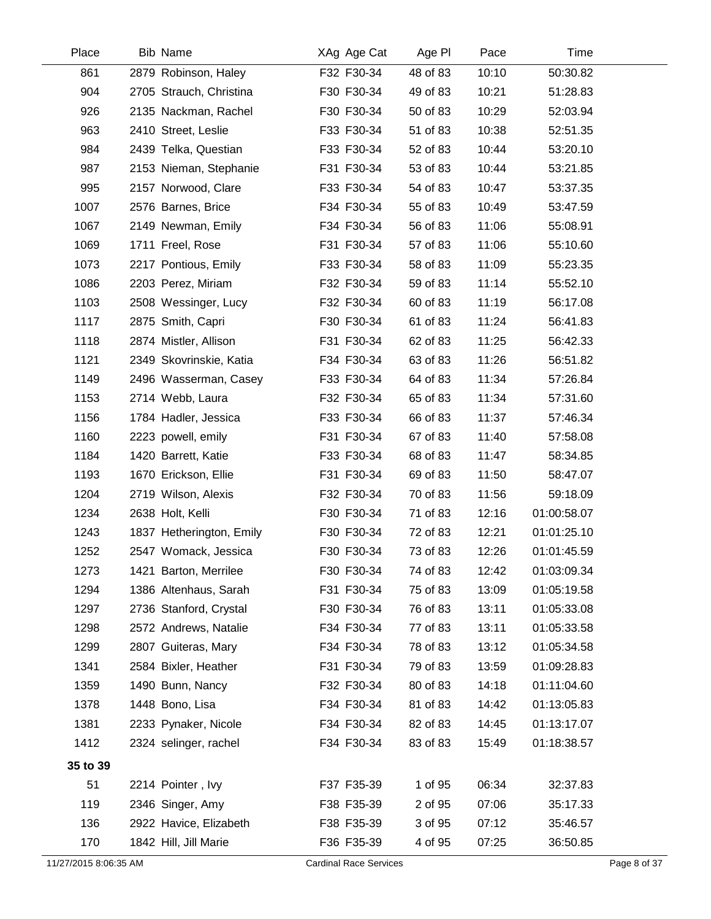| Place | Bib | Name | XAg | Age Cat | Age Pl | Pace | Time |
|---|---|---|---|---|---|---|---|
| 861 | 2879 | Robinson, Haley | F32 | F30-34 | 48 of 83 | 10:10 | 50:30.82 |
| 904 | 2705 | Strauch, Christina | F30 | F30-34 | 49 of 83 | 10:21 | 51:28.83 |
| 926 | 2135 | Nackman, Rachel | F30 | F30-34 | 50 of 83 | 10:29 | 52:03.94 |
| 963 | 2410 | Street, Leslie | F33 | F30-34 | 51 of 83 | 10:38 | 52:51.35 |
| 984 | 2439 | Telka, Questian | F33 | F30-34 | 52 of 83 | 10:44 | 53:20.10 |
| 987 | 2153 | Nieman, Stephanie | F31 | F30-34 | 53 of 83 | 10:44 | 53:21.85 |
| 995 | 2157 | Norwood, Clare | F33 | F30-34 | 54 of 83 | 10:47 | 53:37.35 |
| 1007 | 2576 | Barnes, Brice | F34 | F30-34 | 55 of 83 | 10:49 | 53:47.59 |
| 1067 | 2149 | Newman, Emily | F34 | F30-34 | 56 of 83 | 11:06 | 55:08.91 |
| 1069 | 1711 | Freel, Rose | F31 | F30-34 | 57 of 83 | 11:06 | 55:10.60 |
| 1073 | 2217 | Pontious, Emily | F33 | F30-34 | 58 of 83 | 11:09 | 55:23.35 |
| 1086 | 2203 | Perez, Miriam | F32 | F30-34 | 59 of 83 | 11:14 | 55:52.10 |
| 1103 | 2508 | Wessinger, Lucy | F32 | F30-34 | 60 of 83 | 11:19 | 56:17.08 |
| 1117 | 2875 | Smith, Capri | F30 | F30-34 | 61 of 83 | 11:24 | 56:41.83 |
| 1118 | 2874 | Mistler, Allison | F31 | F30-34 | 62 of 83 | 11:25 | 56:42.33 |
| 1121 | 2349 | Skovrinskie, Katia | F34 | F30-34 | 63 of 83 | 11:26 | 56:51.82 |
| 1149 | 2496 | Wasserman, Casey | F33 | F30-34 | 64 of 83 | 11:34 | 57:26.84 |
| 1153 | 2714 | Webb, Laura | F32 | F30-34 | 65 of 83 | 11:34 | 57:31.60 |
| 1156 | 1784 | Hadler, Jessica | F33 | F30-34 | 66 of 83 | 11:37 | 57:46.34 |
| 1160 | 2223 | powell, emily | F31 | F30-34 | 67 of 83 | 11:40 | 57:58.08 |
| 1184 | 1420 | Barrett, Katie | F33 | F30-34 | 68 of 83 | 11:47 | 58:34.85 |
| 1193 | 1670 | Erickson, Ellie | F31 | F30-34 | 69 of 83 | 11:50 | 58:47.07 |
| 1204 | 2719 | Wilson, Alexis | F32 | F30-34 | 70 of 83 | 11:56 | 59:18.09 |
| 1234 | 2638 | Holt, Kelli | F30 | F30-34 | 71 of 83 | 12:16 | 01:00:58.07 |
| 1243 | 1837 | Hetherington, Emily | F30 | F30-34 | 72 of 83 | 12:21 | 01:01:25.10 |
| 1252 | 2547 | Womack, Jessica | F30 | F30-34 | 73 of 83 | 12:26 | 01:01:45.59 |
| 1273 | 1421 | Barton, Merrilee | F30 | F30-34 | 74 of 83 | 12:42 | 01:03:09.34 |
| 1294 | 1386 | Altenhaus, Sarah | F31 | F30-34 | 75 of 83 | 13:09 | 01:05:19.58 |
| 1297 | 2736 | Stanford, Crystal | F30 | F30-34 | 76 of 83 | 13:11 | 01:05:33.08 |
| 1298 | 2572 | Andrews, Natalie | F34 | F30-34 | 77 of 83 | 13:11 | 01:05:33.58 |
| 1299 | 2807 | Guiteras, Mary | F34 | F30-34 | 78 of 83 | 13:12 | 01:05:34.58 |
| 1341 | 2584 | Bixler, Heather | F31 | F30-34 | 79 of 83 | 13:59 | 01:09:28.83 |
| 1359 | 1490 | Bunn, Nancy | F32 | F30-34 | 80 of 83 | 14:18 | 01:11:04.60 |
| 1378 | 1448 | Bono, Lisa | F34 | F30-34 | 81 of 83 | 14:42 | 01:13:05.83 |
| 1381 | 2233 | Pynaker, Nicole | F34 | F30-34 | 82 of 83 | 14:45 | 01:13:17.07 |
| 1412 | 2324 | selinger, rachel | F34 | F30-34 | 83 of 83 | 15:49 | 01:18:38.57 |
| **35 to 39** | | | | | | | |
| 51 | 2214 | Pointer , Ivy | F37 | F35-39 | 1 of 95 | 06:34 | 32:37.83 |
| 119 | 2346 | Singer, Amy | F38 | F35-39 | 2 of 95 | 07:06 | 35:17.33 |
| 136 | 2922 | Havice, Elizabeth | F38 | F35-39 | 3 of 95 | 07:12 | 35:46.57 |
| 170 | 1842 | Hill, Jill Marie | F36 | F35-39 | 4 of 95 | 07:25 | 36:50.85 |

11/27/2015 8:06:35 AM — Cardinal Race Services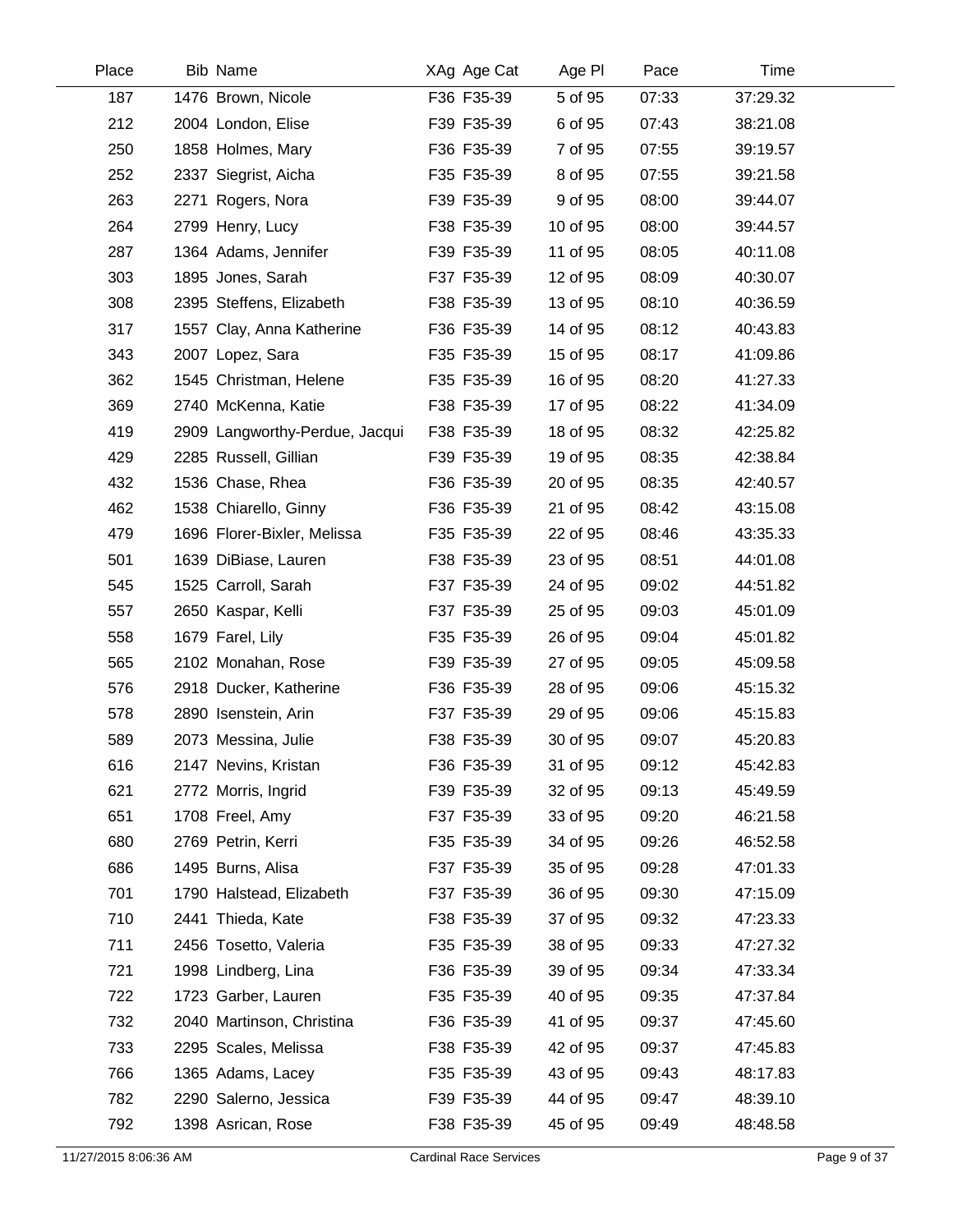| Place | Bib | Name | XAg | Age Cat | Age Pl | Pace | Time |
|---|---|---|---|---|---|---|---|
| 187 | 1476 | Brown, Nicole | F36 | F35-39 | 5 of 95 | 07:33 | 37:29.32 |
| 212 | 2004 | London, Elise | F39 | F35-39 | 6 of 95 | 07:43 | 38:21.08 |
| 250 | 1858 | Holmes, Mary | F36 | F35-39 | 7 of 95 | 07:55 | 39:19.57 |
| 252 | 2337 | Siegrist, Aicha | F35 | F35-39 | 8 of 95 | 07:55 | 39:21.58 |
| 263 | 2271 | Rogers, Nora | F39 | F35-39 | 9 of 95 | 08:00 | 39:44.07 |
| 264 | 2799 | Henry, Lucy | F38 | F35-39 | 10 of 95 | 08:00 | 39:44.57 |
| 287 | 1364 | Adams, Jennifer | F39 | F35-39 | 11 of 95 | 08:05 | 40:11.08 |
| 303 | 1895 | Jones, Sarah | F37 | F35-39 | 12 of 95 | 08:09 | 40:30.07 |
| 308 | 2395 | Steffens, Elizabeth | F38 | F35-39 | 13 of 95 | 08:10 | 40:36.59 |
| 317 | 1557 | Clay, Anna Katherine | F36 | F35-39 | 14 of 95 | 08:12 | 40:43.83 |
| 343 | 2007 | Lopez, Sara | F35 | F35-39 | 15 of 95 | 08:17 | 41:09.86 |
| 362 | 1545 | Christman, Helene | F35 | F35-39 | 16 of 95 | 08:20 | 41:27.33 |
| 369 | 2740 | McKenna, Katie | F38 | F35-39 | 17 of 95 | 08:22 | 41:34.09 |
| 419 | 2909 | Langworthy-Perdue, Jacqui | F38 | F35-39 | 18 of 95 | 08:32 | 42:25.82 |
| 429 | 2285 | Russell, Gillian | F39 | F35-39 | 19 of 95 | 08:35 | 42:38.84 |
| 432 | 1536 | Chase, Rhea | F36 | F35-39 | 20 of 95 | 08:35 | 42:40.57 |
| 462 | 1538 | Chiarello, Ginny | F36 | F35-39 | 21 of 95 | 08:42 | 43:15.08 |
| 479 | 1696 | Florer-Bixler, Melissa | F35 | F35-39 | 22 of 95 | 08:46 | 43:35.33 |
| 501 | 1639 | DiBiase, Lauren | F38 | F35-39 | 23 of 95 | 08:51 | 44:01.08 |
| 545 | 1525 | Carroll, Sarah | F37 | F35-39 | 24 of 95 | 09:02 | 44:51.82 |
| 557 | 2650 | Kaspar, Kelli | F37 | F35-39 | 25 of 95 | 09:03 | 45:01.09 |
| 558 | 1679 | Farel, Lily | F35 | F35-39 | 26 of 95 | 09:04 | 45:01.82 |
| 565 | 2102 | Monahan, Rose | F39 | F35-39 | 27 of 95 | 09:05 | 45:09.58 |
| 576 | 2918 | Ducker, Katherine | F36 | F35-39 | 28 of 95 | 09:06 | 45:15.32 |
| 578 | 2890 | Isenstein, Arin | F37 | F35-39 | 29 of 95 | 09:06 | 45:15.83 |
| 589 | 2073 | Messina, Julie | F38 | F35-39 | 30 of 95 | 09:07 | 45:20.83 |
| 616 | 2147 | Nevins, Kristan | F36 | F35-39 | 31 of 95 | 09:12 | 45:42.83 |
| 621 | 2772 | Morris, Ingrid | F39 | F35-39 | 32 of 95 | 09:13 | 45:49.59 |
| 651 | 1708 | Freel, Amy | F37 | F35-39 | 33 of 95 | 09:20 | 46:21.58 |
| 680 | 2769 | Petrin, Kerri | F35 | F35-39 | 34 of 95 | 09:26 | 46:52.58 |
| 686 | 1495 | Burns, Alisa | F37 | F35-39 | 35 of 95 | 09:28 | 47:01.33 |
| 701 | 1790 | Halstead, Elizabeth | F37 | F35-39 | 36 of 95 | 09:30 | 47:15.09 |
| 710 | 2441 | Thieda, Kate | F38 | F35-39 | 37 of 95 | 09:32 | 47:23.33 |
| 711 | 2456 | Tosetto, Valeria | F35 | F35-39 | 38 of 95 | 09:33 | 47:27.32 |
| 721 | 1998 | Lindberg, Lina | F36 | F35-39 | 39 of 95 | 09:34 | 47:33.34 |
| 722 | 1723 | Garber, Lauren | F35 | F35-39 | 40 of 95 | 09:35 | 47:37.84 |
| 732 | 2040 | Martinson, Christina | F36 | F35-39 | 41 of 95 | 09:37 | 47:45.60 |
| 733 | 2295 | Scales, Melissa | F38 | F35-39 | 42 of 95 | 09:37 | 47:45.83 |
| 766 | 1365 | Adams, Lacey | F35 | F35-39 | 43 of 95 | 09:43 | 48:17.83 |
| 782 | 2290 | Salerno, Jessica | F39 | F35-39 | 44 of 95 | 09:47 | 48:39.10 |
| 792 | 1398 | Asrican, Rose | F38 | F35-39 | 45 of 95 | 09:49 | 48:48.58 |

11/27/2015 8:06:36 AM — Cardinal Race Services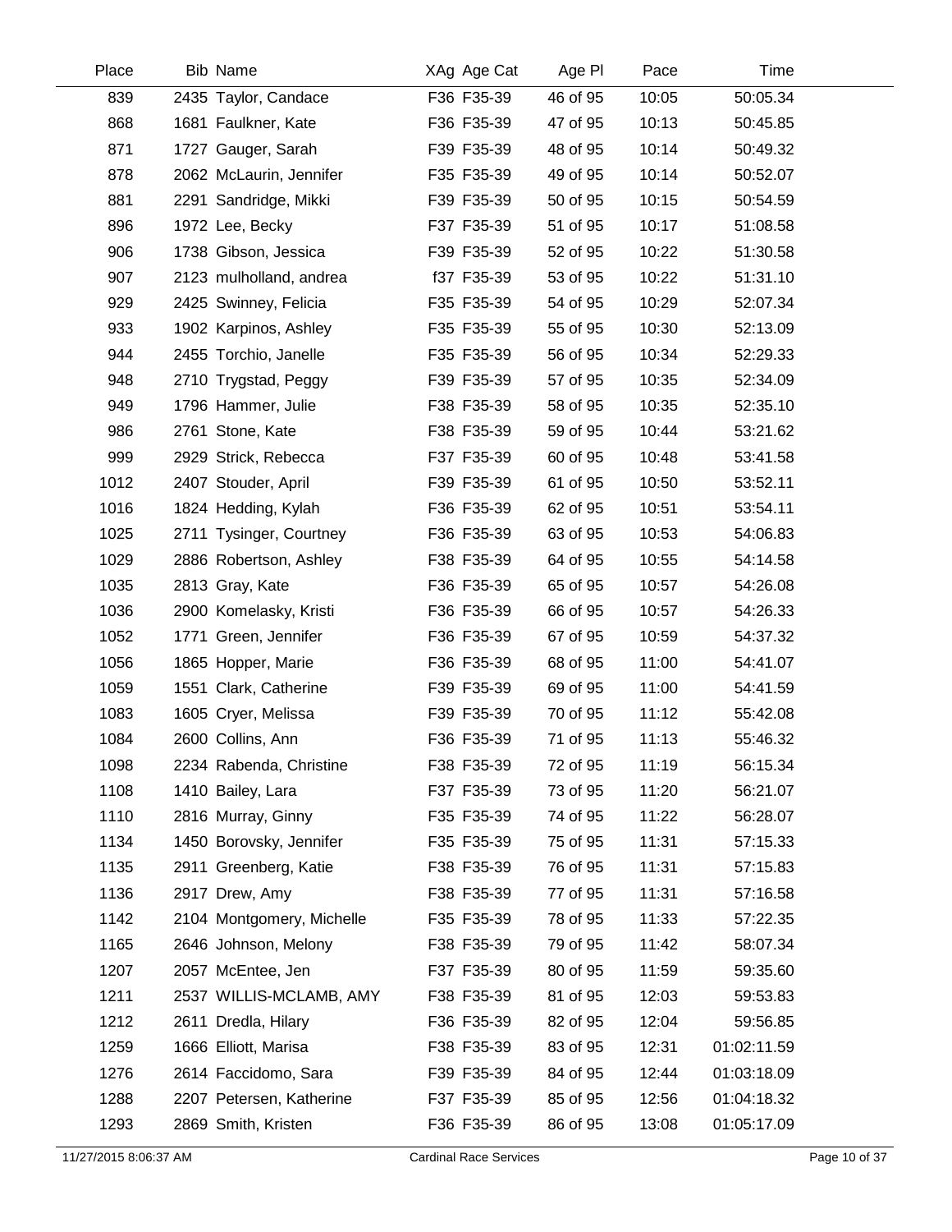| Place | Bib | Name | XAg | Age Cat | Age Pl | Pace | Time |
|---|---|---|---|---|---|---|---|
| 839 | 2435 | Taylor, Candace | F36 | F35-39 | 46 of 95 | 10:05 | 50:05.34 |
| 868 | 1681 | Faulkner, Kate | F36 | F35-39 | 47 of 95 | 10:13 | 50:45.85 |
| 871 | 1727 | Gauger, Sarah | F39 | F35-39 | 48 of 95 | 10:14 | 50:49.32 |
| 878 | 2062 | McLaurin, Jennifer | F35 | F35-39 | 49 of 95 | 10:14 | 50:52.07 |
| 881 | 2291 | Sandridge, Mikki | F39 | F35-39 | 50 of 95 | 10:15 | 50:54.59 |
| 896 | 1972 | Lee, Becky | F37 | F35-39 | 51 of 95 | 10:17 | 51:08.58 |
| 906 | 1738 | Gibson, Jessica | F39 | F35-39 | 52 of 95 | 10:22 | 51:30.58 |
| 907 | 2123 | mulholland, andrea | f37 | F35-39 | 53 of 95 | 10:22 | 51:31.10 |
| 929 | 2425 | Swinney, Felicia | F35 | F35-39 | 54 of 95 | 10:29 | 52:07.34 |
| 933 | 1902 | Karpinos, Ashley | F35 | F35-39 | 55 of 95 | 10:30 | 52:13.09 |
| 944 | 2455 | Torchio, Janelle | F35 | F35-39 | 56 of 95 | 10:34 | 52:29.33 |
| 948 | 2710 | Trygstad, Peggy | F39 | F35-39 | 57 of 95 | 10:35 | 52:34.09 |
| 949 | 1796 | Hammer, Julie | F38 | F35-39 | 58 of 95 | 10:35 | 52:35.10 |
| 986 | 2761 | Stone, Kate | F38 | F35-39 | 59 of 95 | 10:44 | 53:21.62 |
| 999 | 2929 | Strick, Rebecca | F37 | F35-39 | 60 of 95 | 10:48 | 53:41.58 |
| 1012 | 2407 | Stouder, April | F39 | F35-39 | 61 of 95 | 10:50 | 53:52.11 |
| 1016 | 1824 | Hedding, Kylah | F36 | F35-39 | 62 of 95 | 10:51 | 53:54.11 |
| 1025 | 2711 | Tysinger, Courtney | F36 | F35-39 | 63 of 95 | 10:53 | 54:06.83 |
| 1029 | 2886 | Robertson, Ashley | F38 | F35-39 | 64 of 95 | 10:55 | 54:14.58 |
| 1035 | 2813 | Gray, Kate | F36 | F35-39 | 65 of 95 | 10:57 | 54:26.08 |
| 1036 | 2900 | Komelasky, Kristi | F36 | F35-39 | 66 of 95 | 10:57 | 54:26.33 |
| 1052 | 1771 | Green, Jennifer | F36 | F35-39 | 67 of 95 | 10:59 | 54:37.32 |
| 1056 | 1865 | Hopper, Marie | F36 | F35-39 | 68 of 95 | 11:00 | 54:41.07 |
| 1059 | 1551 | Clark, Catherine | F39 | F35-39 | 69 of 95 | 11:00 | 54:41.59 |
| 1083 | 1605 | Cryer, Melissa | F39 | F35-39 | 70 of 95 | 11:12 | 55:42.08 |
| 1084 | 2600 | Collins, Ann | F36 | F35-39 | 71 of 95 | 11:13 | 55:46.32 |
| 1098 | 2234 | Rabenda, Christine | F38 | F35-39 | 72 of 95 | 11:19 | 56:15.34 |
| 1108 | 1410 | Bailey, Lara | F37 | F35-39 | 73 of 95 | 11:20 | 56:21.07 |
| 1110 | 2816 | Murray, Ginny | F35 | F35-39 | 74 of 95 | 11:22 | 56:28.07 |
| 1134 | 1450 | Borovsky, Jennifer | F35 | F35-39 | 75 of 95 | 11:31 | 57:15.33 |
| 1135 | 2911 | Greenberg, Katie | F38 | F35-39 | 76 of 95 | 11:31 | 57:15.83 |
| 1136 | 2917 | Drew, Amy | F38 | F35-39 | 77 of 95 | 11:31 | 57:16.58 |
| 1142 | 2104 | Montgomery, Michelle | F35 | F35-39 | 78 of 95 | 11:33 | 57:22.35 |
| 1165 | 2646 | Johnson, Melony | F38 | F35-39 | 79 of 95 | 11:42 | 58:07.34 |
| 1207 | 2057 | McEntee, Jen | F37 | F35-39 | 80 of 95 | 11:59 | 59:35.60 |
| 1211 | 2537 | WILLIS-MCLAMB, AMY | F38 | F35-39 | 81 of 95 | 12:03 | 59:53.83 |
| 1212 | 2611 | Dredla, Hilary | F36 | F35-39 | 82 of 95 | 12:04 | 59:56.85 |
| 1259 | 1666 | Elliott, Marisa | F38 | F35-39 | 83 of 95 | 12:31 | 01:02:11.59 |
| 1276 | 2614 | Faccidomo, Sara | F39 | F35-39 | 84 of 95 | 12:44 | 01:03:18.09 |
| 1288 | 2207 | Petersen, Katherine | F37 | F35-39 | 85 of 95 | 12:56 | 01:04:18.32 |
| 1293 | 2869 | Smith, Kristen | F36 | F35-39 | 86 of 95 | 13:08 | 01:05:17.09 |

11/27/2015 8:06:37 AM Cardinal Race Services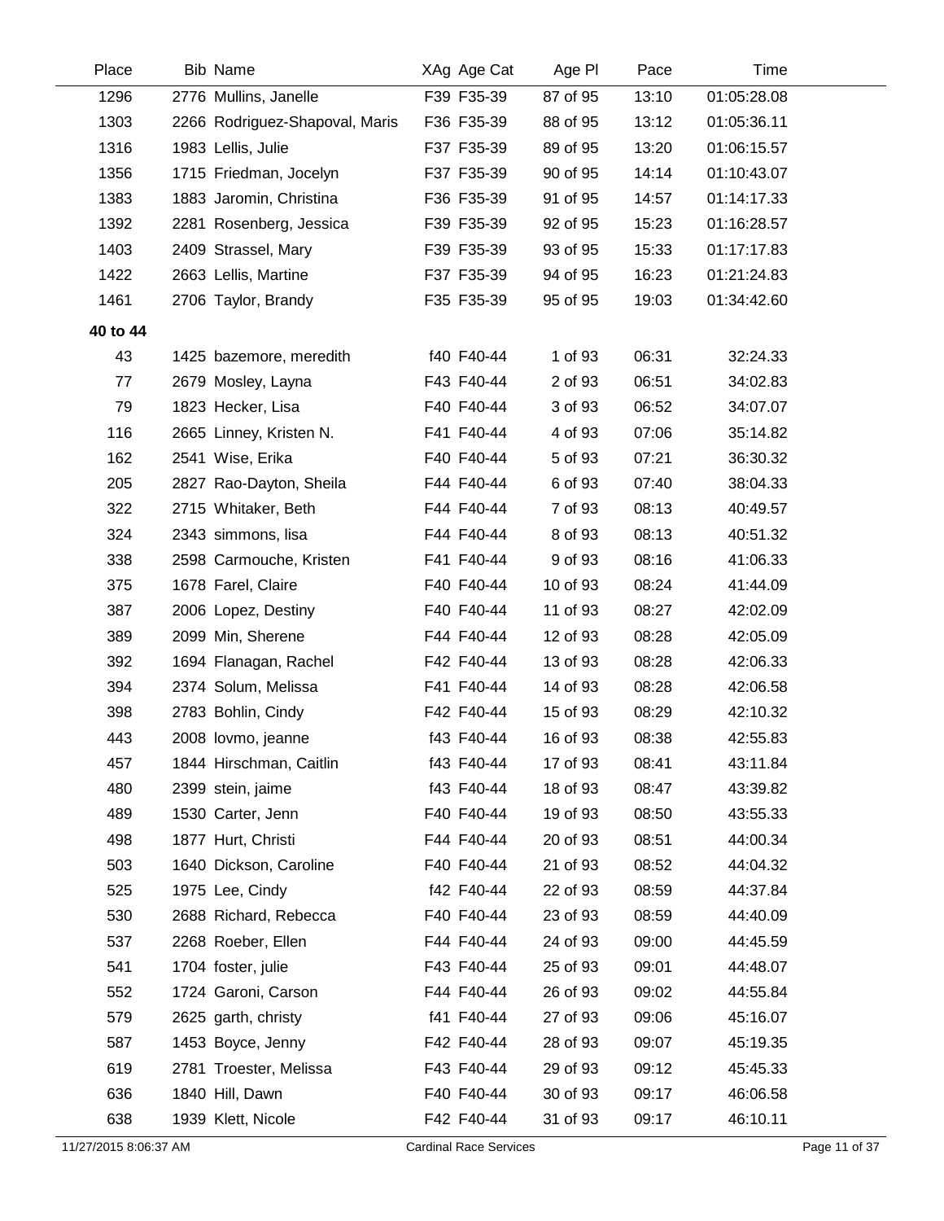| Place | Bib | Name | XAg | Age Cat | Age Pl | Pace | Time |
|---|---|---|---|---|---|---|---|
| 1296 | 2776 | Mullins, Janelle | F39 | F35-39 | 87 of 95 | 13:10 | 01:05:28.08 |
| 1303 | 2266 | Rodriguez-Shapoval, Maris | F36 | F35-39 | 88 of 95 | 13:12 | 01:05:36.11 |
| 1316 | 1983 | Lellis, Julie | F37 | F35-39 | 89 of 95 | 13:20 | 01:06:15.57 |
| 1356 | 1715 | Friedman, Jocelyn | F37 | F35-39 | 90 of 95 | 14:14 | 01:10:43.07 |
| 1383 | 1883 | Jaromin, Christina | F36 | F35-39 | 91 of 95 | 14:57 | 01:14:17.33 |
| 1392 | 2281 | Rosenberg, Jessica | F39 | F35-39 | 92 of 95 | 15:23 | 01:16:28.57 |
| 1403 | 2409 | Strassel, Mary | F39 | F35-39 | 93 of 95 | 15:33 | 01:17:17.83 |
| 1422 | 2663 | Lellis, Martine | F37 | F35-39 | 94 of 95 | 16:23 | 01:21:24.83 |
| 1461 | 2706 | Taylor, Brandy | F35 | F35-39 | 95 of 95 | 19:03 | 01:34:42.60 |
| **40 to 44** | | | | | | | |
| 43 | 1425 | bazemore, meredith | f40 | F40-44 | 1 of 93 | 06:31 | 32:24.33 |
| 77 | 2679 | Mosley, Layna | F43 | F40-44 | 2 of 93 | 06:51 | 34:02.83 |
| 79 | 1823 | Hecker, Lisa | F40 | F40-44 | 3 of 93 | 06:52 | 34:07.07 |
| 116 | 2665 | Linney, Kristen N. | F41 | F40-44 | 4 of 93 | 07:06 | 35:14.82 |
| 162 | 2541 | Wise, Erika | F40 | F40-44 | 5 of 93 | 07:21 | 36:30.32 |
| 205 | 2827 | Rao-Dayton, Sheila | F44 | F40-44 | 6 of 93 | 07:40 | 38:04.33 |
| 322 | 2715 | Whitaker, Beth | F44 | F40-44 | 7 of 93 | 08:13 | 40:49.57 |
| 324 | 2343 | simmons, lisa | F44 | F40-44 | 8 of 93 | 08:13 | 40:51.32 |
| 338 | 2598 | Carmouche, Kristen | F41 | F40-44 | 9 of 93 | 08:16 | 41:06.33 |
| 375 | 1678 | Farel, Claire | F40 | F40-44 | 10 of 93 | 08:24 | 41:44.09 |
| 387 | 2006 | Lopez, Destiny | F40 | F40-44 | 11 of 93 | 08:27 | 42:02.09 |
| 389 | 2099 | Min, Sherene | F44 | F40-44 | 12 of 93 | 08:28 | 42:05.09 |
| 392 | 1694 | Flanagan, Rachel | F42 | F40-44 | 13 of 93 | 08:28 | 42:06.33 |
| 394 | 2374 | Solum, Melissa | F41 | F40-44 | 14 of 93 | 08:28 | 42:06.58 |
| 398 | 2783 | Bohlin, Cindy | F42 | F40-44 | 15 of 93 | 08:29 | 42:10.32 |
| 443 | 2008 | lovmo, jeanne | f43 | F40-44 | 16 of 93 | 08:38 | 42:55.83 |
| 457 | 1844 | Hirschman, Caitlin | f43 | F40-44 | 17 of 93 | 08:41 | 43:11.84 |
| 480 | 2399 | stein, jaime | f43 | F40-44 | 18 of 93 | 08:47 | 43:39.82 |
| 489 | 1530 | Carter, Jenn | F40 | F40-44 | 19 of 93 | 08:50 | 43:55.33 |
| 498 | 1877 | Hurt, Christi | F44 | F40-44 | 20 of 93 | 08:51 | 44:00.34 |
| 503 | 1640 | Dickson, Caroline | F40 | F40-44 | 21 of 93 | 08:52 | 44:04.32 |
| 525 | 1975 | Lee, Cindy | f42 | F40-44 | 22 of 93 | 08:59 | 44:37.84 |
| 530 | 2688 | Richard, Rebecca | F40 | F40-44 | 23 of 93 | 08:59 | 44:40.09 |
| 537 | 2268 | Roeber, Ellen | F44 | F40-44 | 24 of 93 | 09:00 | 44:45.59 |
| 541 | 1704 | foster, julie | F43 | F40-44 | 25 of 93 | 09:01 | 44:48.07 |
| 552 | 1724 | Garoni, Carson | F44 | F40-44 | 26 of 93 | 09:02 | 44:55.84 |
| 579 | 2625 | garth, christy | f41 | F40-44 | 27 of 93 | 09:06 | 45:16.07 |
| 587 | 1453 | Boyce, Jenny | F42 | F40-44 | 28 of 93 | 09:07 | 45:19.35 |
| 619 | 2781 | Troester, Melissa | F43 | F40-44 | 29 of 93 | 09:12 | 45:45.33 |
| 636 | 1840 | Hill, Dawn | F40 | F40-44 | 30 of 93 | 09:17 | 46:06.58 |
| 638 | 1939 | Klett, Nicole | F42 | F40-44 | 31 of 93 | 09:17 | 46:10.11 |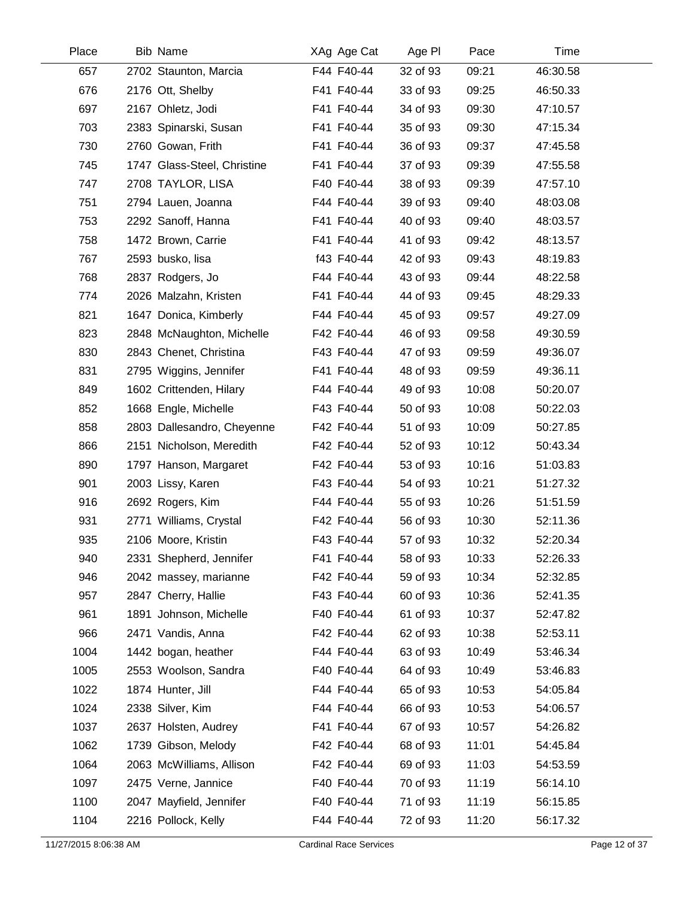| Place | Bib | Name | XAg | Age Cat | Age Pl | Pace | Time |
|---|---|---|---|---|---|---|---|
| 657 | 2702 | Staunton, Marcia | F44 | F40-44 | 32 of 93 | 09:21 | 46:30.58 |
| 676 | 2176 | Ott, Shelby | F41 | F40-44 | 33 of 93 | 09:25 | 46:50.33 |
| 697 | 2167 | Ohletz, Jodi | F41 | F40-44 | 34 of 93 | 09:30 | 47:10.57 |
| 703 | 2383 | Spinarski, Susan | F41 | F40-44 | 35 of 93 | 09:30 | 47:15.34 |
| 730 | 2760 | Gowan, Frith | F41 | F40-44 | 36 of 93 | 09:37 | 47:45.58 |
| 745 | 1747 | Glass-Steel, Christine | F41 | F40-44 | 37 of 93 | 09:39 | 47:55.58 |
| 747 | 2708 | TAYLOR, LISA | F40 | F40-44 | 38 of 93 | 09:39 | 47:57.10 |
| 751 | 2794 | Lauen, Joanna | F44 | F40-44 | 39 of 93 | 09:40 | 48:03.08 |
| 753 | 2292 | Sanoff, Hanna | F41 | F40-44 | 40 of 93 | 09:40 | 48:03.57 |
| 758 | 1472 | Brown, Carrie | F41 | F40-44 | 41 of 93 | 09:42 | 48:13.57 |
| 767 | 2593 | busko, lisa | f43 | F40-44 | 42 of 93 | 09:43 | 48:19.83 |
| 768 | 2837 | Rodgers, Jo | F44 | F40-44 | 43 of 93 | 09:44 | 48:22.58 |
| 774 | 2026 | Malzahn, Kristen | F41 | F40-44 | 44 of 93 | 09:45 | 48:29.33 |
| 821 | 1647 | Donica, Kimberly | F44 | F40-44 | 45 of 93 | 09:57 | 49:27.09 |
| 823 | 2848 | McNaughton, Michelle | F42 | F40-44 | 46 of 93 | 09:58 | 49:30.59 |
| 830 | 2843 | Chenet, Christina | F43 | F40-44 | 47 of 93 | 09:59 | 49:36.07 |
| 831 | 2795 | Wiggins, Jennifer | F41 | F40-44 | 48 of 93 | 09:59 | 49:36.11 |
| 849 | 1602 | Crittenden, Hilary | F44 | F40-44 | 49 of 93 | 10:08 | 50:20.07 |
| 852 | 1668 | Engle, Michelle | F43 | F40-44 | 50 of 93 | 10:08 | 50:22.03 |
| 858 | 2803 | Dallesandro, Cheyenne | F42 | F40-44 | 51 of 93 | 10:09 | 50:27.85 |
| 866 | 2151 | Nicholson, Meredith | F42 | F40-44 | 52 of 93 | 10:12 | 50:43.34 |
| 890 | 1797 | Hanson, Margaret | F42 | F40-44 | 53 of 93 | 10:16 | 51:03.83 |
| 901 | 2003 | Lissy, Karen | F43 | F40-44 | 54 of 93 | 10:21 | 51:27.32 |
| 916 | 2692 | Rogers, Kim | F44 | F40-44 | 55 of 93 | 10:26 | 51:51.59 |
| 931 | 2771 | Williams, Crystal | F42 | F40-44 | 56 of 93 | 10:30 | 52:11.36 |
| 935 | 2106 | Moore, Kristin | F43 | F40-44 | 57 of 93 | 10:32 | 52:20.34 |
| 940 | 2331 | Shepherd, Jennifer | F41 | F40-44 | 58 of 93 | 10:33 | 52:26.33 |
| 946 | 2042 | massey, marianne | F42 | F40-44 | 59 of 93 | 10:34 | 52:32.85 |
| 957 | 2847 | Cherry, Hallie | F43 | F40-44 | 60 of 93 | 10:36 | 52:41.35 |
| 961 | 1891 | Johnson, Michelle | F40 | F40-44 | 61 of 93 | 10:37 | 52:47.82 |
| 966 | 2471 | Vandis, Anna | F42 | F40-44 | 62 of 93 | 10:38 | 52:53.11 |
| 1004 | 1442 | bogan, heather | F44 | F40-44 | 63 of 93 | 10:49 | 53:46.34 |
| 1005 | 2553 | Woolson, Sandra | F40 | F40-44 | 64 of 93 | 10:49 | 53:46.83 |
| 1022 | 1874 | Hunter, Jill | F44 | F40-44 | 65 of 93 | 10:53 | 54:05.84 |
| 1024 | 2338 | Silver, Kim | F44 | F40-44 | 66 of 93 | 10:53 | 54:06.57 |
| 1037 | 2637 | Holsten, Audrey | F41 | F40-44 | 67 of 93 | 10:57 | 54:26.82 |
| 1062 | 1739 | Gibson, Melody | F42 | F40-44 | 68 of 93 | 11:01 | 54:45.84 |
| 1064 | 2063 | McWilliams, Allison | F42 | F40-44 | 69 of 93 | 11:03 | 54:53.59 |
| 1097 | 2475 | Verne, Jannice | F40 | F40-44 | 70 of 93 | 11:19 | 56:14.10 |
| 1100 | 2047 | Mayfield, Jennifer | F40 | F40-44 | 71 of 93 | 11:19 | 56:15.85 |
| 1104 | 2216 | Pollock, Kelly | F44 | F40-44 | 72 of 93 | 11:20 | 56:17.32 |

11/27/2015 8:06:38 AM Cardinal Race Services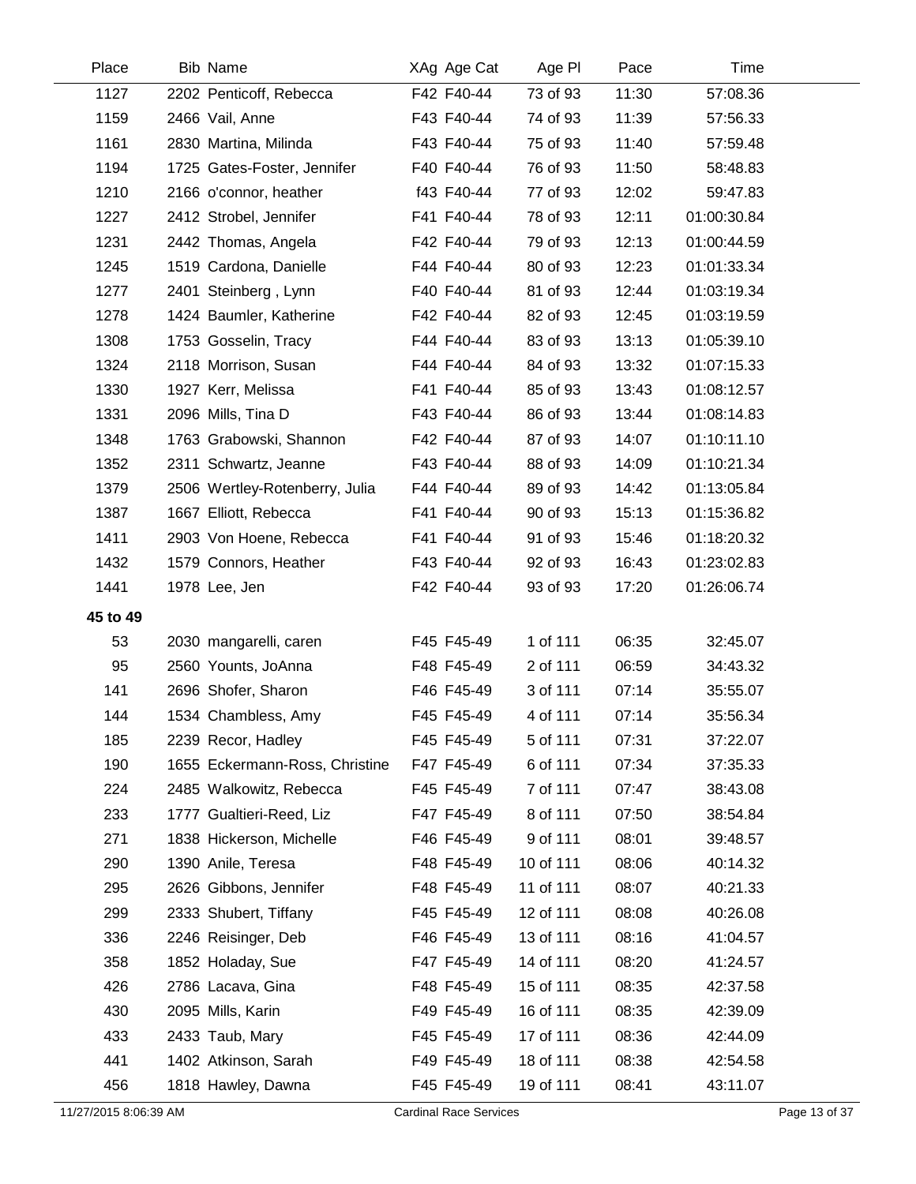| Place | Bib | Name | XAg | Age Cat | Age Pl | Pace | Time |
|---|---|---|---|---|---|---|---|
| 1127 | 2202 | Penticoff, Rebecca | F42 | F40-44 | 73 of 93 | 11:30 | 57:08.36 |
| 1159 | 2466 | Vail, Anne | F43 | F40-44 | 74 of 93 | 11:39 | 57:56.33 |
| 1161 | 2830 | Martina, Milinda | F43 | F40-44 | 75 of 93 | 11:40 | 57:59.48 |
| 1194 | 1725 | Gates-Foster, Jennifer | F40 | F40-44 | 76 of 93 | 11:50 | 58:48.83 |
| 1210 | 2166 | o'connor, heather | f43 | F40-44 | 77 of 93 | 12:02 | 59:47.83 |
| 1227 | 2412 | Strobel, Jennifer | F41 | F40-44 | 78 of 93 | 12:11 | 01:00:30.84 |
| 1231 | 2442 | Thomas, Angela | F42 | F40-44 | 79 of 93 | 12:13 | 01:00:44.59 |
| 1245 | 1519 | Cardona, Danielle | F44 | F40-44 | 80 of 93 | 12:23 | 01:01:33.34 |
| 1277 | 2401 | Steinberg , Lynn | F40 | F40-44 | 81 of 93 | 12:44 | 01:03:19.34 |
| 1278 | 1424 | Baumler, Katherine | F42 | F40-44 | 82 of 93 | 12:45 | 01:03:19.59 |
| 1308 | 1753 | Gosselin, Tracy | F44 | F40-44 | 83 of 93 | 13:13 | 01:05:39.10 |
| 1324 | 2118 | Morrison, Susan | F44 | F40-44 | 84 of 93 | 13:32 | 01:07:15.33 |
| 1330 | 1927 | Kerr, Melissa | F41 | F40-44 | 85 of 93 | 13:43 | 01:08:12.57 |
| 1331 | 2096 | Mills, Tina D | F43 | F40-44 | 86 of 93 | 13:44 | 01:08:14.83 |
| 1348 | 1763 | Grabowski, Shannon | F42 | F40-44 | 87 of 93 | 14:07 | 01:10:11.10 |
| 1352 | 2311 | Schwartz, Jeanne | F43 | F40-44 | 88 of 93 | 14:09 | 01:10:21.34 |
| 1379 | 2506 | Wertley-Rotenberry, Julia | F44 | F40-44 | 89 of 93 | 14:42 | 01:13:05.84 |
| 1387 | 1667 | Elliott, Rebecca | F41 | F40-44 | 90 of 93 | 15:13 | 01:15:36.82 |
| 1411 | 2903 | Von Hoene, Rebecca | F41 | F40-44 | 91 of 93 | 15:46 | 01:18:20.32 |
| 1432 | 1579 | Connors, Heather | F43 | F40-44 | 92 of 93 | 16:43 | 01:23:02.83 |
| 1441 | 1978 | Lee, Jen | F42 | F40-44 | 93 of 93 | 17:20 | 01:26:06.74 |
| **45 to 49** | | | | | | | |
| 53 | 2030 | mangarelli, caren | F45 | F45-49 | 1 of 111 | 06:35 | 32:45.07 |
| 95 | 2560 | Younts, JoAnna | F48 | F45-49 | 2 of 111 | 06:59 | 34:43.32 |
| 141 | 2696 | Shofer, Sharon | F46 | F45-49 | 3 of 111 | 07:14 | 35:55.07 |
| 144 | 1534 | Chambless, Amy | F45 | F45-49 | 4 of 111 | 07:14 | 35:56.34 |
| 185 | 2239 | Recor, Hadley | F45 | F45-49 | 5 of 111 | 07:31 | 37:22.07 |
| 190 | 1655 | Eckermann-Ross, Christine | F47 | F45-49 | 6 of 111 | 07:34 | 37:35.33 |
| 224 | 2485 | Walkowitz, Rebecca | F45 | F45-49 | 7 of 111 | 07:47 | 38:43.08 |
| 233 | 1777 | Gualtieri-Reed, Liz | F47 | F45-49 | 8 of 111 | 07:50 | 38:54.84 |
| 271 | 1838 | Hickerson, Michelle | F46 | F45-49 | 9 of 111 | 08:01 | 39:48.57 |
| 290 | 1390 | Anile, Teresa | F48 | F45-49 | 10 of 111 | 08:06 | 40:14.32 |
| 295 | 2626 | Gibbons, Jennifer | F48 | F45-49 | 11 of 111 | 08:07 | 40:21.33 |
| 299 | 2333 | Shubert, Tiffany | F45 | F45-49 | 12 of 111 | 08:08 | 40:26.08 |
| 336 | 2246 | Reisinger, Deb | F46 | F45-49 | 13 of 111 | 08:16 | 41:04.57 |
| 358 | 1852 | Holaday, Sue | F47 | F45-49 | 14 of 111 | 08:20 | 41:24.57 |
| 426 | 2786 | Lacava, Gina | F48 | F45-49 | 15 of 111 | 08:35 | 42:37.58 |
| 430 | 2095 | Mills, Karin | F49 | F45-49 | 16 of 111 | 08:35 | 42:39.09 |
| 433 | 2433 | Taub, Mary | F45 | F45-49 | 17 of 111 | 08:36 | 42:44.09 |
| 441 | 1402 | Atkinson, Sarah | F49 | F45-49 | 18 of 111 | 08:38 | 42:54.58 |
| 456 | 1818 | Hawley, Dawna | F45 | F45-49 | 19 of 111 | 08:41 | 43:11.07 |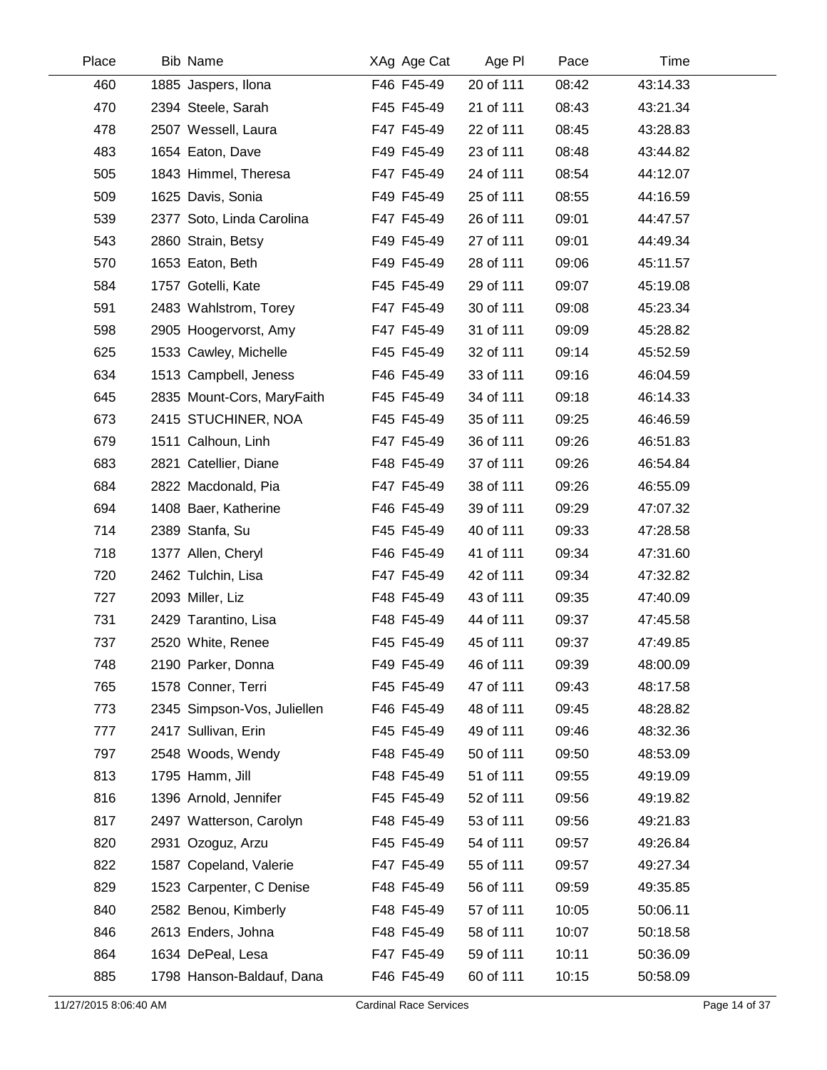| Place | Bib | Name | XAg | Age Cat | Age Pl | Pace | Time |
|---|---|---|---|---|---|---|---|
| 460 | 1885 | Jaspers, Ilona | F46 | F45-49 | 20 of 111 | 08:42 | 43:14.33 |
| 470 | 2394 | Steele, Sarah | F45 | F45-49 | 21 of 111 | 08:43 | 43:21.34 |
| 478 | 2507 | Wessell, Laura | F47 | F45-49 | 22 of 111 | 08:45 | 43:28.83 |
| 483 | 1654 | Eaton, Dave | F49 | F45-49 | 23 of 111 | 08:48 | 43:44.82 |
| 505 | 1843 | Himmel, Theresa | F47 | F45-49 | 24 of 111 | 08:54 | 44:12.07 |
| 509 | 1625 | Davis, Sonia | F49 | F45-49 | 25 of 111 | 08:55 | 44:16.59 |
| 539 | 2377 | Soto, Linda Carolina | F47 | F45-49 | 26 of 111 | 09:01 | 44:47.57 |
| 543 | 2860 | Strain, Betsy | F49 | F45-49 | 27 of 111 | 09:01 | 44:49.34 |
| 570 | 1653 | Eaton, Beth | F49 | F45-49 | 28 of 111 | 09:06 | 45:11.57 |
| 584 | 1757 | Gotelli, Kate | F45 | F45-49 | 29 of 111 | 09:07 | 45:19.08 |
| 591 | 2483 | Wahlstrom, Torey | F47 | F45-49 | 30 of 111 | 09:08 | 45:23.34 |
| 598 | 2905 | Hoogervorst, Amy | F47 | F45-49 | 31 of 111 | 09:09 | 45:28.82 |
| 625 | 1533 | Cawley, Michelle | F45 | F45-49 | 32 of 111 | 09:14 | 45:52.59 |
| 634 | 1513 | Campbell, Jeness | F46 | F45-49 | 33 of 111 | 09:16 | 46:04.59 |
| 645 | 2835 | Mount-Cors, MaryFaith | F45 | F45-49 | 34 of 111 | 09:18 | 46:14.33 |
| 673 | 2415 | STUCHINER, NOA | F45 | F45-49 | 35 of 111 | 09:25 | 46:46.59 |
| 679 | 1511 | Calhoun, Linh | F47 | F45-49 | 36 of 111 | 09:26 | 46:51.83 |
| 683 | 2821 | Catellier, Diane | F48 | F45-49 | 37 of 111 | 09:26 | 46:54.84 |
| 684 | 2822 | Macdonald, Pia | F47 | F45-49 | 38 of 111 | 09:26 | 46:55.09 |
| 694 | 1408 | Baer, Katherine | F46 | F45-49 | 39 of 111 | 09:29 | 47:07.32 |
| 714 | 2389 | Stanfa, Su | F45 | F45-49 | 40 of 111 | 09:33 | 47:28.58 |
| 718 | 1377 | Allen, Cheryl | F46 | F45-49 | 41 of 111 | 09:34 | 47:31.60 |
| 720 | 2462 | Tulchin, Lisa | F47 | F45-49 | 42 of 111 | 09:34 | 47:32.82 |
| 727 | 2093 | Miller, Liz | F48 | F45-49 | 43 of 111 | 09:35 | 47:40.09 |
| 731 | 2429 | Tarantino, Lisa | F48 | F45-49 | 44 of 111 | 09:37 | 47:45.58 |
| 737 | 2520 | White, Renee | F45 | F45-49 | 45 of 111 | 09:37 | 47:49.85 |
| 748 | 2190 | Parker, Donna | F49 | F45-49 | 46 of 111 | 09:39 | 48:00.09 |
| 765 | 1578 | Conner, Terri | F45 | F45-49 | 47 of 111 | 09:43 | 48:17.58 |
| 773 | 2345 | Simpson-Vos, Juliellen | F46 | F45-49 | 48 of 111 | 09:45 | 48:28.82 |
| 777 | 2417 | Sullivan, Erin | F45 | F45-49 | 49 of 111 | 09:46 | 48:32.36 |
| 797 | 2548 | Woods, Wendy | F48 | F45-49 | 50 of 111 | 09:50 | 48:53.09 |
| 813 | 1795 | Hamm, Jill | F48 | F45-49 | 51 of 111 | 09:55 | 49:19.09 |
| 816 | 1396 | Arnold, Jennifer | F45 | F45-49 | 52 of 111 | 09:56 | 49:19.82 |
| 817 | 2497 | Watterson, Carolyn | F48 | F45-49 | 53 of 111 | 09:56 | 49:21.83 |
| 820 | 2931 | Ozoguz, Arzu | F45 | F45-49 | 54 of 111 | 09:57 | 49:26.84 |
| 822 | 1587 | Copeland, Valerie | F47 | F45-49 | 55 of 111 | 09:57 | 49:27.34 |
| 829 | 1523 | Carpenter, C Denise | F48 | F45-49 | 56 of 111 | 09:59 | 49:35.85 |
| 840 | 2582 | Benou, Kimberly | F48 | F45-49 | 57 of 111 | 10:05 | 50:06.11 |
| 846 | 2613 | Enders, Johna | F48 | F45-49 | 58 of 111 | 10:07 | 50:18.58 |
| 864 | 1634 | DePeal, Lesa | F47 | F45-49 | 59 of 111 | 10:11 | 50:36.09 |
| 885 | 1798 | Hanson-Baldauf, Dana | F46 | F45-49 | 60 of 111 | 10:15 | 50:58.09 |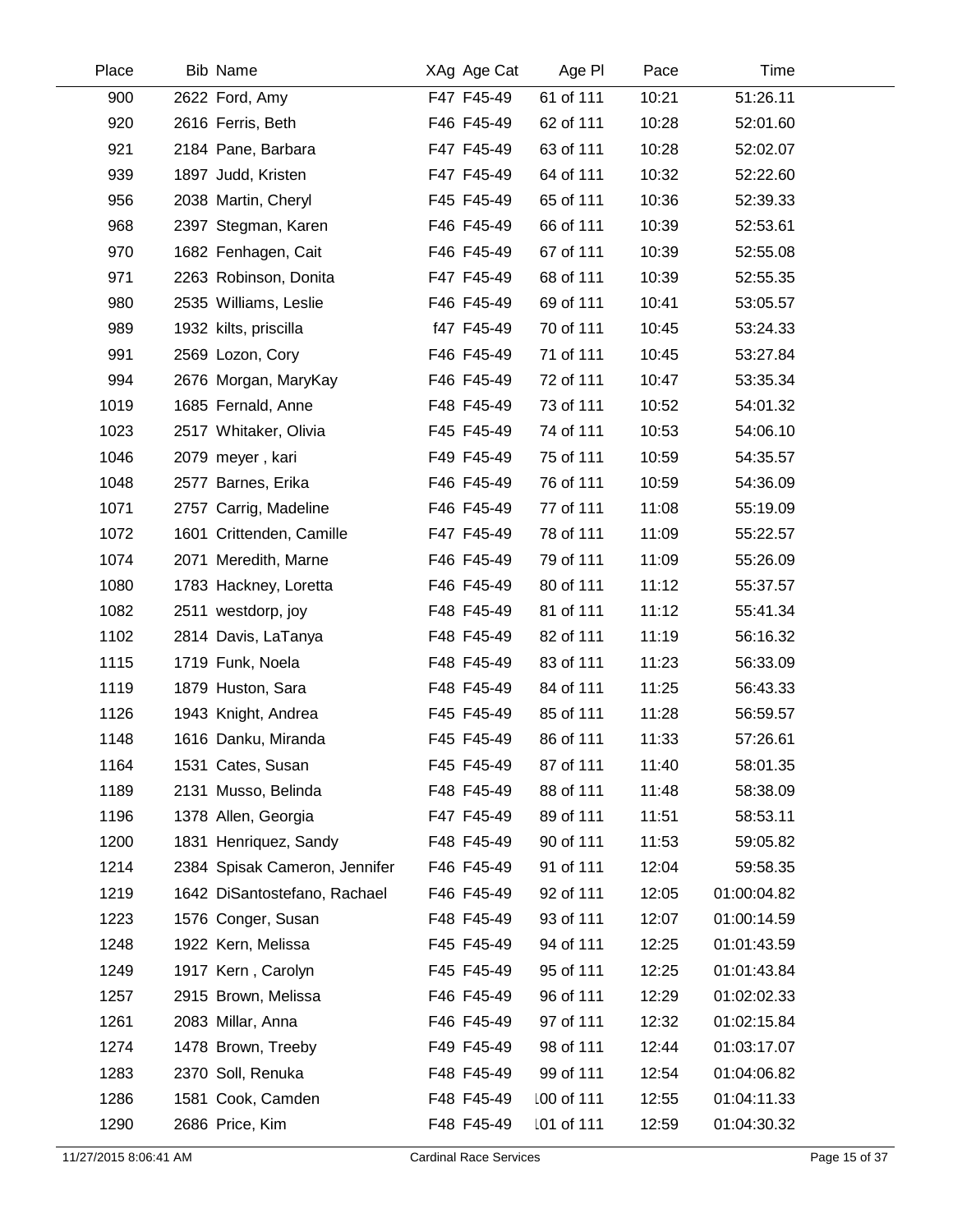| Place | Bib | Name | XAg | Age Cat | Age Pl | Pace | Time |
|---|---|---|---|---|---|---|---|
| 900 | 2622 | Ford, Amy | F47 | F45-49 | 61 of 111 | 10:21 | 51:26.11 |
| 920 | 2616 | Ferris, Beth | F46 | F45-49 | 62 of 111 | 10:28 | 52:01.60 |
| 921 | 2184 | Pane, Barbara | F47 | F45-49 | 63 of 111 | 10:28 | 52:02.07 |
| 939 | 1897 | Judd, Kristen | F47 | F45-49 | 64 of 111 | 10:32 | 52:22.60 |
| 956 | 2038 | Martin, Cheryl | F45 | F45-49 | 65 of 111 | 10:36 | 52:39.33 |
| 968 | 2397 | Stegman, Karen | F46 | F45-49 | 66 of 111 | 10:39 | 52:53.61 |
| 970 | 1682 | Fenhagen, Cait | F46 | F45-49 | 67 of 111 | 10:39 | 52:55.08 |
| 971 | 2263 | Robinson, Donita | F47 | F45-49 | 68 of 111 | 10:39 | 52:55.35 |
| 980 | 2535 | Williams, Leslie | F46 | F45-49 | 69 of 111 | 10:41 | 53:05.57 |
| 989 | 1932 | kilts, priscilla | f47 | F45-49 | 70 of 111 | 10:45 | 53:24.33 |
| 991 | 2569 | Lozon, Cory | F46 | F45-49 | 71 of 111 | 10:45 | 53:27.84 |
| 994 | 2676 | Morgan, MaryKay | F46 | F45-49 | 72 of 111 | 10:47 | 53:35.34 |
| 1019 | 1685 | Fernald, Anne | F48 | F45-49 | 73 of 111 | 10:52 | 54:01.32 |
| 1023 | 2517 | Whitaker, Olivia | F45 | F45-49 | 74 of 111 | 10:53 | 54:06.10 |
| 1046 | 2079 | meyer , kari | F49 | F45-49 | 75 of 111 | 10:59 | 54:35.57 |
| 1048 | 2577 | Barnes, Erika | F46 | F45-49 | 76 of 111 | 10:59 | 54:36.09 |
| 1071 | 2757 | Carrig, Madeline | F46 | F45-49 | 77 of 111 | 11:08 | 55:19.09 |
| 1072 | 1601 | Crittenden, Camille | F47 | F45-49 | 78 of 111 | 11:09 | 55:22.57 |
| 1074 | 2071 | Meredith, Marne | F46 | F45-49 | 79 of 111 | 11:09 | 55:26.09 |
| 1080 | 1783 | Hackney, Loretta | F46 | F45-49 | 80 of 111 | 11:12 | 55:37.57 |
| 1082 | 2511 | westdorp, joy | F48 | F45-49 | 81 of 111 | 11:12 | 55:41.34 |
| 1102 | 2814 | Davis, LaTanya | F48 | F45-49 | 82 of 111 | 11:19 | 56:16.32 |
| 1115 | 1719 | Funk, Noela | F48 | F45-49 | 83 of 111 | 11:23 | 56:33.09 |
| 1119 | 1879 | Huston, Sara | F48 | F45-49 | 84 of 111 | 11:25 | 56:43.33 |
| 1126 | 1943 | Knight, Andrea | F45 | F45-49 | 85 of 111 | 11:28 | 56:59.57 |
| 1148 | 1616 | Danku, Miranda | F45 | F45-49 | 86 of 111 | 11:33 | 57:26.61 |
| 1164 | 1531 | Cates, Susan | F45 | F45-49 | 87 of 111 | 11:40 | 58:01.35 |
| 1189 | 2131 | Musso, Belinda | F48 | F45-49 | 88 of 111 | 11:48 | 58:38.09 |
| 1196 | 1378 | Allen, Georgia | F47 | F45-49 | 89 of 111 | 11:51 | 58:53.11 |
| 1200 | 1831 | Henriquez, Sandy | F48 | F45-49 | 90 of 111 | 11:53 | 59:05.82 |
| 1214 | 2384 | Spisak Cameron, Jennifer | F46 | F45-49 | 91 of 111 | 12:04 | 59:58.35 |
| 1219 | 1642 | DiSantostefano, Rachael | F46 | F45-49 | 92 of 111 | 12:05 | 01:00:04.82 |
| 1223 | 1576 | Conger, Susan | F48 | F45-49 | 93 of 111 | 12:07 | 01:00:14.59 |
| 1248 | 1922 | Kern, Melissa | F45 | F45-49 | 94 of 111 | 12:25 | 01:01:43.59 |
| 1249 | 1917 | Kern , Carolyn | F45 | F45-49 | 95 of 111 | 12:25 | 01:01:43.84 |
| 1257 | 2915 | Brown, Melissa | F46 | F45-49 | 96 of 111 | 12:29 | 01:02:02.33 |
| 1261 | 2083 | Millar, Anna | F46 | F45-49 | 97 of 111 | 12:32 | 01:02:15.84 |
| 1274 | 1478 | Brown, Treeby | F49 | F45-49 | 98 of 111 | 12:44 | 01:03:17.07 |
| 1283 | 2370 | Soll, Renuka | F48 | F45-49 | 99 of 111 | 12:54 | 01:04:06.82 |
| 1286 | 1581 | Cook, Camden | F48 | F45-49 | 100 of 111 | 12:55 | 01:04:11.33 |
| 1290 | 2686 | Price, Kim | F48 | F45-49 | 101 of 111 | 12:59 | 01:04:30.32 |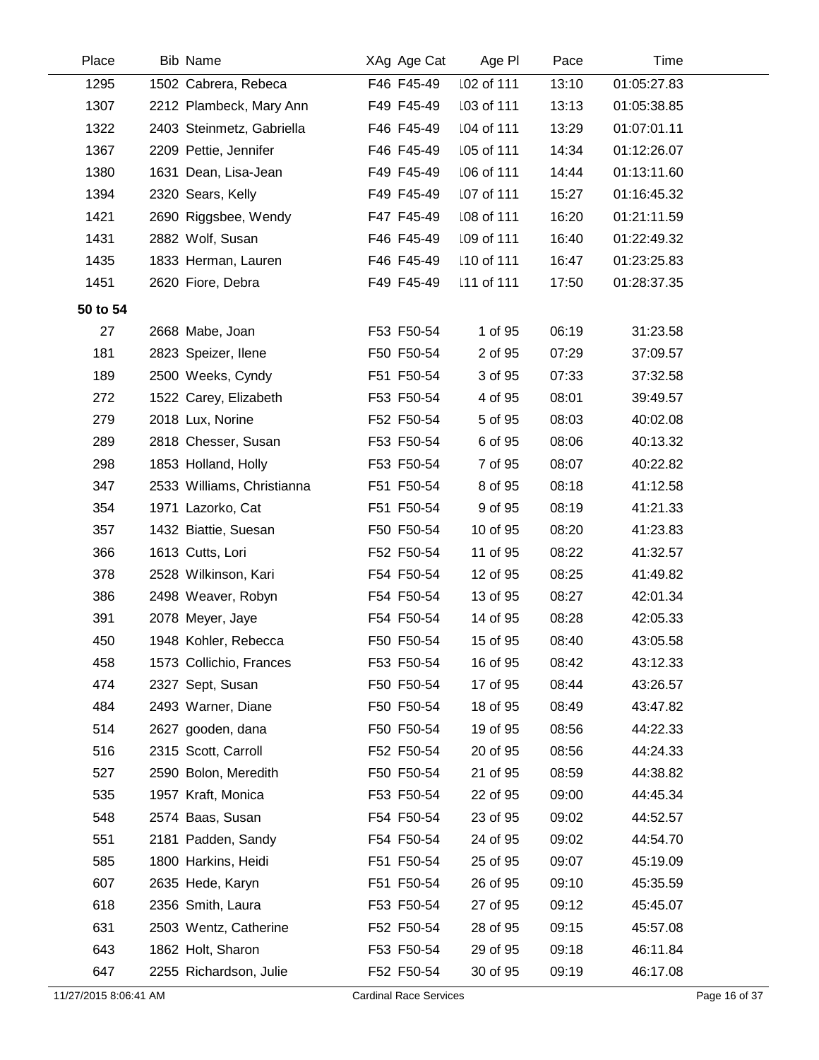| Place | Bib | Name | XAg | Age Cat | Age Pl | Pace | Time |
|---|---|---|---|---|---|---|---|
| 1295 | 1502 | Cabrera, Rebeca | F46 | F45-49 | 102 of 111 | 13:10 | 01:05:27.83 |
| 1307 | 2212 | Plambeck, Mary Ann | F49 | F45-49 | 103 of 111 | 13:13 | 01:05:38.85 |
| 1322 | 2403 | Steinmetz, Gabriella | F46 | F45-49 | 104 of 111 | 13:29 | 01:07:01.11 |
| 1367 | 2209 | Pettie, Jennifer | F46 | F45-49 | 105 of 111 | 14:34 | 01:12:26.07 |
| 1380 | 1631 | Dean, Lisa-Jean | F49 | F45-49 | 106 of 111 | 14:44 | 01:13:11.60 |
| 1394 | 2320 | Sears, Kelly | F49 | F45-49 | 107 of 111 | 15:27 | 01:16:45.32 |
| 1421 | 2690 | Riggsbee, Wendy | F47 | F45-49 | 108 of 111 | 16:20 | 01:21:11.59 |
| 1431 | 2882 | Wolf, Susan | F46 | F45-49 | 109 of 111 | 16:40 | 01:22:49.32 |
| 1435 | 1833 | Herman, Lauren | F46 | F45-49 | 110 of 111 | 16:47 | 01:23:25.83 |
| 1451 | 2620 | Fiore, Debra | F49 | F45-49 | 111 of 111 | 17:50 | 01:28:37.35 |
| **50 to 54** | | | | | | | |
| 27 | 2668 | Mabe, Joan | F53 | F50-54 | 1 of 95 | 06:19 | 31:23.58 |
| 181 | 2823 | Speizer, Ilene | F50 | F50-54 | 2 of 95 | 07:29 | 37:09.57 |
| 189 | 2500 | Weeks, Cyndy | F51 | F50-54 | 3 of 95 | 07:33 | 37:32.58 |
| 272 | 1522 | Carey, Elizabeth | F53 | F50-54 | 4 of 95 | 08:01 | 39:49.57 |
| 279 | 2018 | Lux, Norine | F52 | F50-54 | 5 of 95 | 08:03 | 40:02.08 |
| 289 | 2818 | Chesser, Susan | F53 | F50-54 | 6 of 95 | 08:06 | 40:13.32 |
| 298 | 1853 | Holland, Holly | F53 | F50-54 | 7 of 95 | 08:07 | 40:22.82 |
| 347 | 2533 | Williams, Christianna | F51 | F50-54 | 8 of 95 | 08:18 | 41:12.58 |
| 354 | 1971 | Lazorko, Cat | F51 | F50-54 | 9 of 95 | 08:19 | 41:21.33 |
| 357 | 1432 | Biattie, Suesan | F50 | F50-54 | 10 of 95 | 08:20 | 41:23.83 |
| 366 | 1613 | Cutts, Lori | F52 | F50-54 | 11 of 95 | 08:22 | 41:32.57 |
| 378 | 2528 | Wilkinson, Kari | F54 | F50-54 | 12 of 95 | 08:25 | 41:49.82 |
| 386 | 2498 | Weaver, Robyn | F54 | F50-54 | 13 of 95 | 08:27 | 42:01.34 |
| 391 | 2078 | Meyer, Jaye | F54 | F50-54 | 14 of 95 | 08:28 | 42:05.33 |
| 450 | 1948 | Kohler, Rebecca | F50 | F50-54 | 15 of 95 | 08:40 | 43:05.58 |
| 458 | 1573 | Collichio, Frances | F53 | F50-54 | 16 of 95 | 08:42 | 43:12.33 |
| 474 | 2327 | Sept, Susan | F50 | F50-54 | 17 of 95 | 08:44 | 43:26.57 |
| 484 | 2493 | Warner, Diane | F50 | F50-54 | 18 of 95 | 08:49 | 43:47.82 |
| 514 | 2627 | gooden, dana | F50 | F50-54 | 19 of 95 | 08:56 | 44:22.33 |
| 516 | 2315 | Scott, Carroll | F52 | F50-54 | 20 of 95 | 08:56 | 44:24.33 |
| 527 | 2590 | Bolon, Meredith | F50 | F50-54 | 21 of 95 | 08:59 | 44:38.82 |
| 535 | 1957 | Kraft, Monica | F53 | F50-54 | 22 of 95 | 09:00 | 44:45.34 |
| 548 | 2574 | Baas, Susan | F54 | F50-54 | 23 of 95 | 09:02 | 44:52.57 |
| 551 | 2181 | Padden, Sandy | F54 | F50-54 | 24 of 95 | 09:02 | 44:54.70 |
| 585 | 1800 | Harkins, Heidi | F51 | F50-54 | 25 of 95 | 09:07 | 45:19.09 |
| 607 | 2635 | Hede, Karyn | F51 | F50-54 | 26 of 95 | 09:10 | 45:35.59 |
| 618 | 2356 | Smith, Laura | F53 | F50-54 | 27 of 95 | 09:12 | 45:45.07 |
| 631 | 2503 | Wentz, Catherine | F52 | F50-54 | 28 of 95 | 09:15 | 45:57.08 |
| 643 | 1862 | Holt, Sharon | F53 | F50-54 | 29 of 95 | 09:18 | 46:11.84 |
| 647 | 2255 | Richardson, Julie | F52 | F50-54 | 30 of 95 | 09:19 | 46:17.08 |

11/27/2015 8:06:41 AM — Cardinal Race Services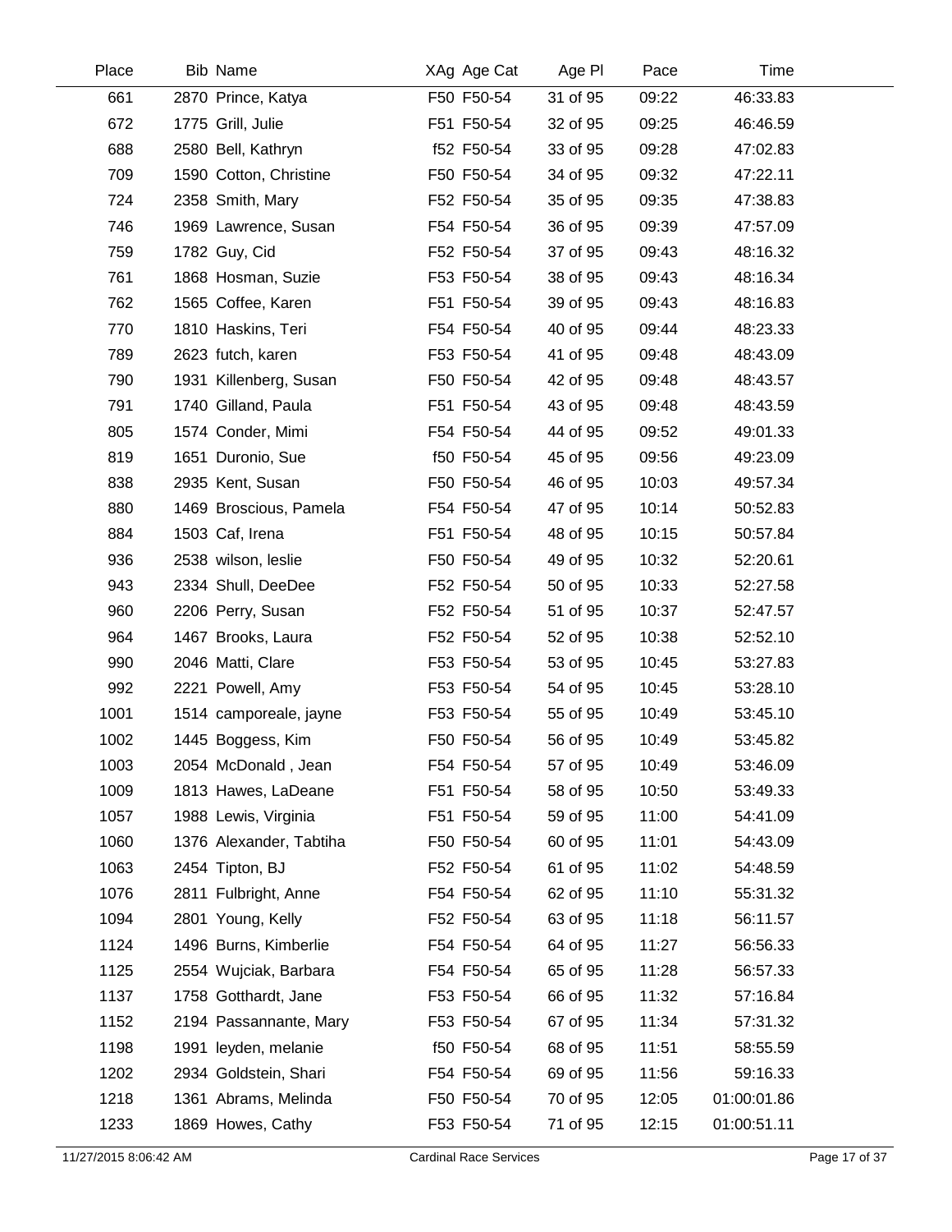| Place | Bib | Name | XAg | Age Cat | Age Pl | Pace | Time |
|---|---|---|---|---|---|---|---|
| 661 | 2870 | Prince, Katya | F50 | F50-54 | 31 of 95 | 09:22 | 46:33.83 |
| 672 | 1775 | Grill, Julie | F51 | F50-54 | 32 of 95 | 09:25 | 46:46.59 |
| 688 | 2580 | Bell, Kathryn | f52 | F50-54 | 33 of 95 | 09:28 | 47:02.83 |
| 709 | 1590 | Cotton, Christine | F50 | F50-54 | 34 of 95 | 09:32 | 47:22.11 |
| 724 | 2358 | Smith, Mary | F52 | F50-54 | 35 of 95 | 09:35 | 47:38.83 |
| 746 | 1969 | Lawrence, Susan | F54 | F50-54 | 36 of 95 | 09:39 | 47:57.09 |
| 759 | 1782 | Guy, Cid | F52 | F50-54 | 37 of 95 | 09:43 | 48:16.32 |
| 761 | 1868 | Hosman, Suzie | F53 | F50-54 | 38 of 95 | 09:43 | 48:16.34 |
| 762 | 1565 | Coffee, Karen | F51 | F50-54 | 39 of 95 | 09:43 | 48:16.83 |
| 770 | 1810 | Haskins, Teri | F54 | F50-54 | 40 of 95 | 09:44 | 48:23.33 |
| 789 | 2623 | futch, karen | F53 | F50-54 | 41 of 95 | 09:48 | 48:43.09 |
| 790 | 1931 | Killenberg, Susan | F50 | F50-54 | 42 of 95 | 09:48 | 48:43.57 |
| 791 | 1740 | Gilland, Paula | F51 | F50-54 | 43 of 95 | 09:48 | 48:43.59 |
| 805 | 1574 | Conder, Mimi | F54 | F50-54 | 44 of 95 | 09:52 | 49:01.33 |
| 819 | 1651 | Duronio, Sue | f50 | F50-54 | 45 of 95 | 09:56 | 49:23.09 |
| 838 | 2935 | Kent, Susan | F50 | F50-54 | 46 of 95 | 10:03 | 49:57.34 |
| 880 | 1469 | Broscious, Pamela | F54 | F50-54 | 47 of 95 | 10:14 | 50:52.83 |
| 884 | 1503 | Caf, Irena | F51 | F50-54 | 48 of 95 | 10:15 | 50:57.84 |
| 936 | 2538 | wilson, leslie | F50 | F50-54 | 49 of 95 | 10:32 | 52:20.61 |
| 943 | 2334 | Shull, DeeDee | F52 | F50-54 | 50 of 95 | 10:33 | 52:27.58 |
| 960 | 2206 | Perry, Susan | F52 | F50-54 | 51 of 95 | 10:37 | 52:47.57 |
| 964 | 1467 | Brooks, Laura | F52 | F50-54 | 52 of 95 | 10:38 | 52:52.10 |
| 990 | 2046 | Matti, Clare | F53 | F50-54 | 53 of 95 | 10:45 | 53:27.83 |
| 992 | 2221 | Powell, Amy | F53 | F50-54 | 54 of 95 | 10:45 | 53:28.10 |
| 1001 | 1514 | camporeale, jayne | F53 | F50-54 | 55 of 95 | 10:49 | 53:45.10 |
| 1002 | 1445 | Boggess, Kim | F50 | F50-54 | 56 of 95 | 10:49 | 53:45.82 |
| 1003 | 2054 | McDonald , Jean | F54 | F50-54 | 57 of 95 | 10:49 | 53:46.09 |
| 1009 | 1813 | Hawes, LaDeane | F51 | F50-54 | 58 of 95 | 10:50 | 53:49.33 |
| 1057 | 1988 | Lewis, Virginia | F51 | F50-54 | 59 of 95 | 11:00 | 54:41.09 |
| 1060 | 1376 | Alexander, Tabtiha | F50 | F50-54 | 60 of 95 | 11:01 | 54:43.09 |
| 1063 | 2454 | Tipton, BJ | F52 | F50-54 | 61 of 95 | 11:02 | 54:48.59 |
| 1076 | 2811 | Fulbright, Anne | F54 | F50-54 | 62 of 95 | 11:10 | 55:31.32 |
| 1094 | 2801 | Young, Kelly | F52 | F50-54 | 63 of 95 | 11:18 | 56:11.57 |
| 1124 | 1496 | Burns, Kimberlie | F54 | F50-54 | 64 of 95 | 11:27 | 56:56.33 |
| 1125 | 2554 | Wujciak, Barbara | F54 | F50-54 | 65 of 95 | 11:28 | 56:57.33 |
| 1137 | 1758 | Gotthardt, Jane | F53 | F50-54 | 66 of 95 | 11:32 | 57:16.84 |
| 1152 | 2194 | Passannante, Mary | F53 | F50-54 | 67 of 95 | 11:34 | 57:31.32 |
| 1198 | 1991 | leyden, melanie | f50 | F50-54 | 68 of 95 | 11:51 | 58:55.59 |
| 1202 | 2934 | Goldstein, Shari | F54 | F50-54 | 69 of 95 | 11:56 | 59:16.33 |
| 1218 | 1361 | Abrams, Melinda | F50 | F50-54 | 70 of 95 | 12:05 | 01:00:01.86 |
| 1233 | 1869 | Howes, Cathy | F53 | F50-54 | 71 of 95 | 12:15 | 01:00:51.11 |

11/27/2015 8:06:42 AM Cardinal Race Services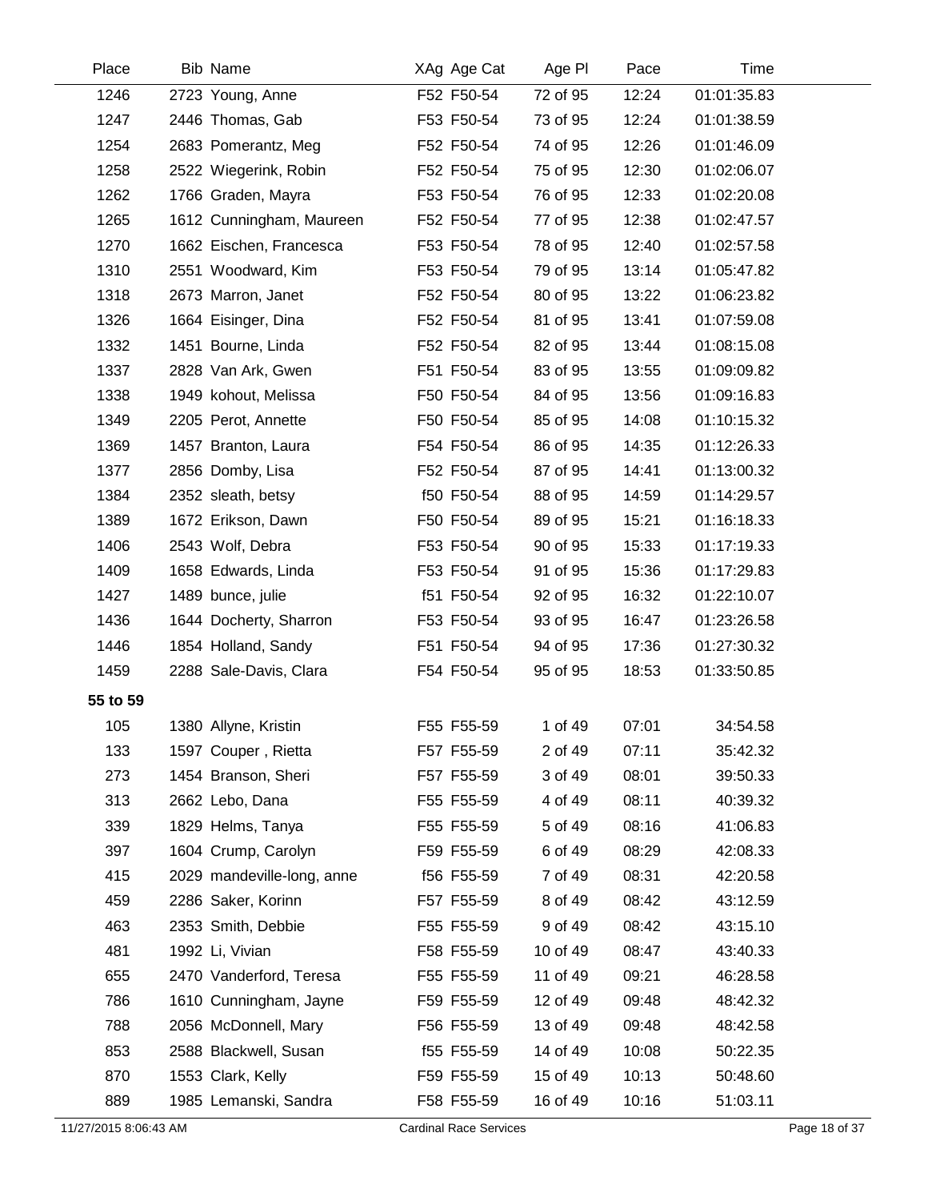| Place | Bib | Name | XAg | Age Cat | Age Pl | Pace | Time |
|---|---|---|---|---|---|---|---|
| 1246 | 2723 | Young, Anne | F52 | F50-54 | 72 of 95 | 12:24 | 01:01:35.83 |
| 1247 | 2446 | Thomas, Gab | F53 | F50-54 | 73 of 95 | 12:24 | 01:01:38.59 |
| 1254 | 2683 | Pomerantz, Meg | F52 | F50-54 | 74 of 95 | 12:26 | 01:01:46.09 |
| 1258 | 2522 | Wiegerink, Robin | F52 | F50-54 | 75 of 95 | 12:30 | 01:02:06.07 |
| 1262 | 1766 | Graden, Mayra | F53 | F50-54 | 76 of 95 | 12:33 | 01:02:20.08 |
| 1265 | 1612 | Cunningham, Maureen | F52 | F50-54 | 77 of 95 | 12:38 | 01:02:47.57 |
| 1270 | 1662 | Eischen, Francesca | F53 | F50-54 | 78 of 95 | 12:40 | 01:02:57.58 |
| 1310 | 2551 | Woodward, Kim | F53 | F50-54 | 79 of 95 | 13:14 | 01:05:47.82 |
| 1318 | 2673 | Marron, Janet | F52 | F50-54 | 80 of 95 | 13:22 | 01:06:23.82 |
| 1326 | 1664 | Eisinger, Dina | F52 | F50-54 | 81 of 95 | 13:41 | 01:07:59.08 |
| 1332 | 1451 | Bourne, Linda | F52 | F50-54 | 82 of 95 | 13:44 | 01:08:15.08 |
| 1337 | 2828 | Van Ark, Gwen | F51 | F50-54 | 83 of 95 | 13:55 | 01:09:09.82 |
| 1338 | 1949 | kohout, Melissa | F50 | F50-54 | 84 of 95 | 13:56 | 01:09:16.83 |
| 1349 | 2205 | Perot, Annette | F50 | F50-54 | 85 of 95 | 14:08 | 01:10:15.32 |
| 1369 | 1457 | Branton, Laura | F54 | F50-54 | 86 of 95 | 14:35 | 01:12:26.33 |
| 1377 | 2856 | Domby, Lisa | F52 | F50-54 | 87 of 95 | 14:41 | 01:13:00.32 |
| 1384 | 2352 | sleath, betsy | f50 | F50-54 | 88 of 95 | 14:59 | 01:14:29.57 |
| 1389 | 1672 | Erikson, Dawn | F50 | F50-54 | 89 of 95 | 15:21 | 01:16:18.33 |
| 1406 | 2543 | Wolf, Debra | F53 | F50-54 | 90 of 95 | 15:33 | 01:17:19.33 |
| 1409 | 1658 | Edwards, Linda | F53 | F50-54 | 91 of 95 | 15:36 | 01:17:29.83 |
| 1427 | 1489 | bunce, julie | f51 | F50-54 | 92 of 95 | 16:32 | 01:22:10.07 |
| 1436 | 1644 | Docherty, Sharron | F53 | F50-54 | 93 of 95 | 16:47 | 01:23:26.58 |
| 1446 | 1854 | Holland, Sandy | F51 | F50-54 | 94 of 95 | 17:36 | 01:27:30.32 |
| 1459 | 2288 | Sale-Davis, Clara | F54 | F50-54 | 95 of 95 | 18:53 | 01:33:50.85 |
| **55 to 59** | | | | | | | |
| 105 | 1380 | Allyne, Kristin | F55 | F55-59 | 1 of 49 | 07:01 | 34:54.58 |
| 133 | 1597 | Couper , Rietta | F57 | F55-59 | 2 of 49 | 07:11 | 35:42.32 |
| 273 | 1454 | Branson, Sheri | F57 | F55-59 | 3 of 49 | 08:01 | 39:50.33 |
| 313 | 2662 | Lebo, Dana | F55 | F55-59 | 4 of 49 | 08:11 | 40:39.32 |
| 339 | 1829 | Helms, Tanya | F55 | F55-59 | 5 of 49 | 08:16 | 41:06.83 |
| 397 | 1604 | Crump, Carolyn | F59 | F55-59 | 6 of 49 | 08:29 | 42:08.33 |
| 415 | 2029 | mandeville-long, anne | f56 | F55-59 | 7 of 49 | 08:31 | 42:20.58 |
| 459 | 2286 | Saker, Korinn | F57 | F55-59 | 8 of 49 | 08:42 | 43:12.59 |
| 463 | 2353 | Smith, Debbie | F55 | F55-59 | 9 of 49 | 08:42 | 43:15.10 |
| 481 | 1992 | Li, Vivian | F58 | F55-59 | 10 of 49 | 08:47 | 43:40.33 |
| 655 | 2470 | Vanderford, Teresa | F55 | F55-59 | 11 of 49 | 09:21 | 46:28.58 |
| 786 | 1610 | Cunningham, Jayne | F59 | F55-59 | 12 of 49 | 09:48 | 48:42.32 |
| 788 | 2056 | McDonnell, Mary | F56 | F55-59 | 13 of 49 | 09:48 | 48:42.58 |
| 853 | 2588 | Blackwell, Susan | f55 | F55-59 | 14 of 49 | 10:08 | 50:22.35 |
| 870 | 1553 | Clark, Kelly | F59 | F55-59 | 15 of 49 | 10:13 | 50:48.60 |
| 889 | 1985 | Lemanski, Sandra | F58 | F55-59 | 16 of 49 | 10:16 | 51:03.11 |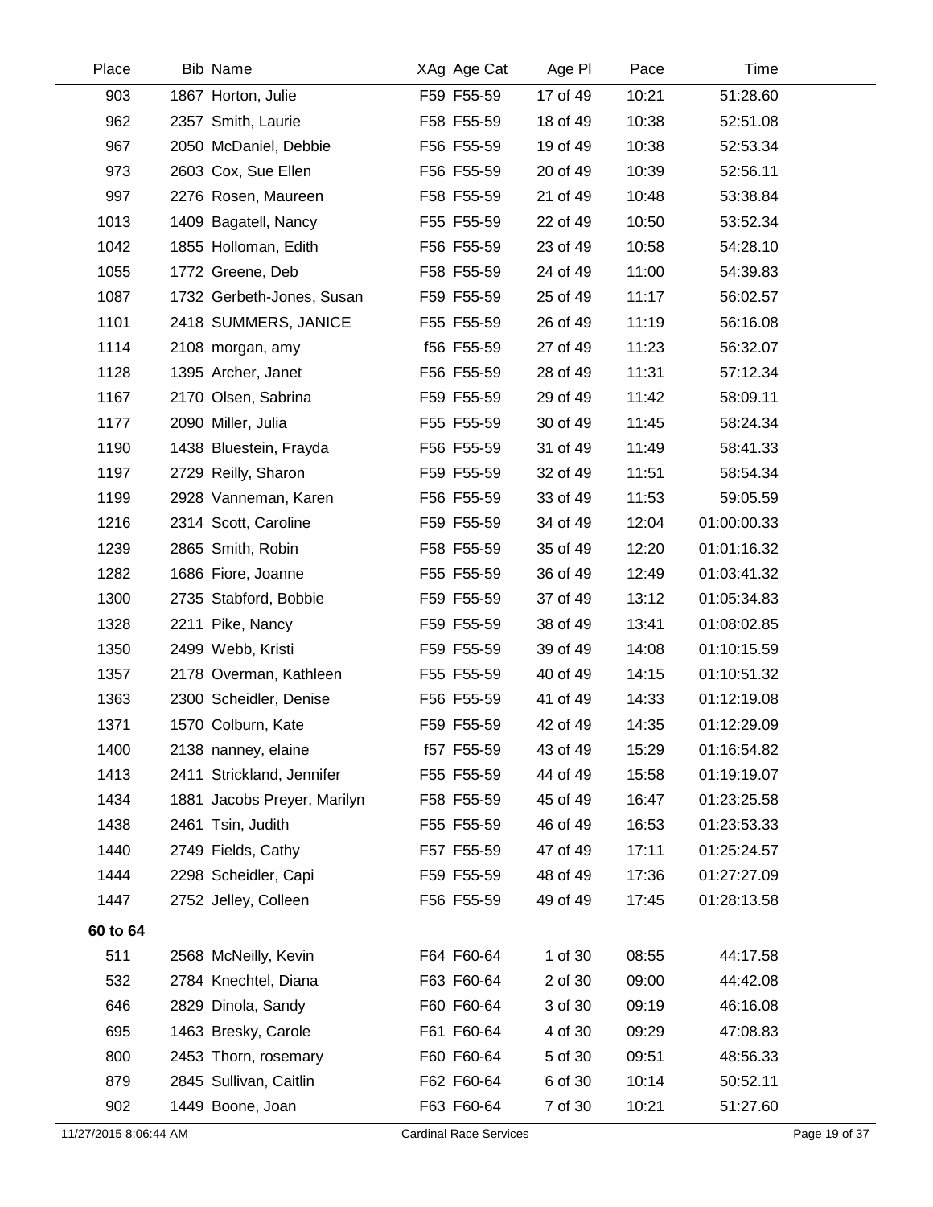| Place | Bib | Name | XAg | Age Cat | Age Pl | Pace | Time |
|---|---|---|---|---|---|---|---|
| 903 | 1867 | Horton, Julie | F59 | F55-59 | 17 of 49 | 10:21 | 51:28.60 |
| 962 | 2357 | Smith, Laurie | F58 | F55-59 | 18 of 49 | 10:38 | 52:51.08 |
| 967 | 2050 | McDaniel, Debbie | F56 | F55-59 | 19 of 49 | 10:38 | 52:53.34 |
| 973 | 2603 | Cox, Sue Ellen | F56 | F55-59 | 20 of 49 | 10:39 | 52:56.11 |
| 997 | 2276 | Rosen, Maureen | F58 | F55-59 | 21 of 49 | 10:48 | 53:38.84 |
| 1013 | 1409 | Bagatell, Nancy | F55 | F55-59 | 22 of 49 | 10:50 | 53:52.34 |
| 1042 | 1855 | Holloman, Edith | F56 | F55-59 | 23 of 49 | 10:58 | 54:28.10 |
| 1055 | 1772 | Greene, Deb | F58 | F55-59 | 24 of 49 | 11:00 | 54:39.83 |
| 1087 | 1732 | Gerbeth-Jones, Susan | F59 | F55-59 | 25 of 49 | 11:17 | 56:02.57 |
| 1101 | 2418 | SUMMERS, JANICE | F55 | F55-59 | 26 of 49 | 11:19 | 56:16.08 |
| 1114 | 2108 | morgan, amy | f56 | F55-59 | 27 of 49 | 11:23 | 56:32.07 |
| 1128 | 1395 | Archer, Janet | F56 | F55-59 | 28 of 49 | 11:31 | 57:12.34 |
| 1167 | 2170 | Olsen, Sabrina | F59 | F55-59 | 29 of 49 | 11:42 | 58:09.11 |
| 1177 | 2090 | Miller, Julia | F55 | F55-59 | 30 of 49 | 11:45 | 58:24.34 |
| 1190 | 1438 | Bluestein, Frayda | F56 | F55-59 | 31 of 49 | 11:49 | 58:41.33 |
| 1197 | 2729 | Reilly, Sharon | F59 | F55-59 | 32 of 49 | 11:51 | 58:54.34 |
| 1199 | 2928 | Vanneman, Karen | F56 | F55-59 | 33 of 49 | 11:53 | 59:05.59 |
| 1216 | 2314 | Scott, Caroline | F59 | F55-59 | 34 of 49 | 12:04 | 01:00:00.33 |
| 1239 | 2865 | Smith, Robin | F58 | F55-59 | 35 of 49 | 12:20 | 01:01:16.32 |
| 1282 | 1686 | Fiore, Joanne | F55 | F55-59 | 36 of 49 | 12:49 | 01:03:41.32 |
| 1300 | 2735 | Stabford, Bobbie | F59 | F55-59 | 37 of 49 | 13:12 | 01:05:34.83 |
| 1328 | 2211 | Pike, Nancy | F59 | F55-59 | 38 of 49 | 13:41 | 01:08:02.85 |
| 1350 | 2499 | Webb, Kristi | F59 | F55-59 | 39 of 49 | 14:08 | 01:10:15.59 |
| 1357 | 2178 | Overman, Kathleen | F55 | F55-59 | 40 of 49 | 14:15 | 01:10:51.32 |
| 1363 | 2300 | Scheidler, Denise | F56 | F55-59 | 41 of 49 | 14:33 | 01:12:19.08 |
| 1371 | 1570 | Colburn, Kate | F59 | F55-59 | 42 of 49 | 14:35 | 01:12:29.09 |
| 1400 | 2138 | nanney, elaine | f57 | F55-59 | 43 of 49 | 15:29 | 01:16:54.82 |
| 1413 | 2411 | Strickland, Jennifer | F55 | F55-59 | 44 of 49 | 15:58 | 01:19:19.07 |
| 1434 | 1881 | Jacobs Preyer, Marilyn | F58 | F55-59 | 45 of 49 | 16:47 | 01:23:25.58 |
| 1438 | 2461 | Tsin, Judith | F55 | F55-59 | 46 of 49 | 16:53 | 01:23:53.33 |
| 1440 | 2749 | Fields, Cathy | F57 | F55-59 | 47 of 49 | 17:11 | 01:25:24.57 |
| 1444 | 2298 | Scheidler, Capi | F59 | F55-59 | 48 of 49 | 17:36 | 01:27:27.09 |
| 1447 | 2752 | Jelley, Colleen | F56 | F55-59 | 49 of 49 | 17:45 | 01:28:13.58 |
| **60 to 64** | | | | | | | |
| 511 | 2568 | McNeilly, Kevin | F64 | F60-64 | 1 of 30 | 08:55 | 44:17.58 |
| 532 | 2784 | Knechtel, Diana | F63 | F60-64 | 2 of 30 | 09:00 | 44:42.08 |
| 646 | 2829 | Dinola, Sandy | F60 | F60-64 | 3 of 30 | 09:19 | 46:16.08 |
| 695 | 1463 | Bresky, Carole | F61 | F60-64 | 4 of 30 | 09:29 | 47:08.83 |
| 800 | 2453 | Thorn, rosemary | F60 | F60-64 | 5 of 30 | 09:51 | 48:56.33 |
| 879 | 2845 | Sullivan, Caitlin | F62 | F60-64 | 6 of 30 | 10:14 | 50:52.11 |
| 902 | 1449 | Boone, Joan | F63 | F60-64 | 7 of 30 | 10:21 | 51:27.60 |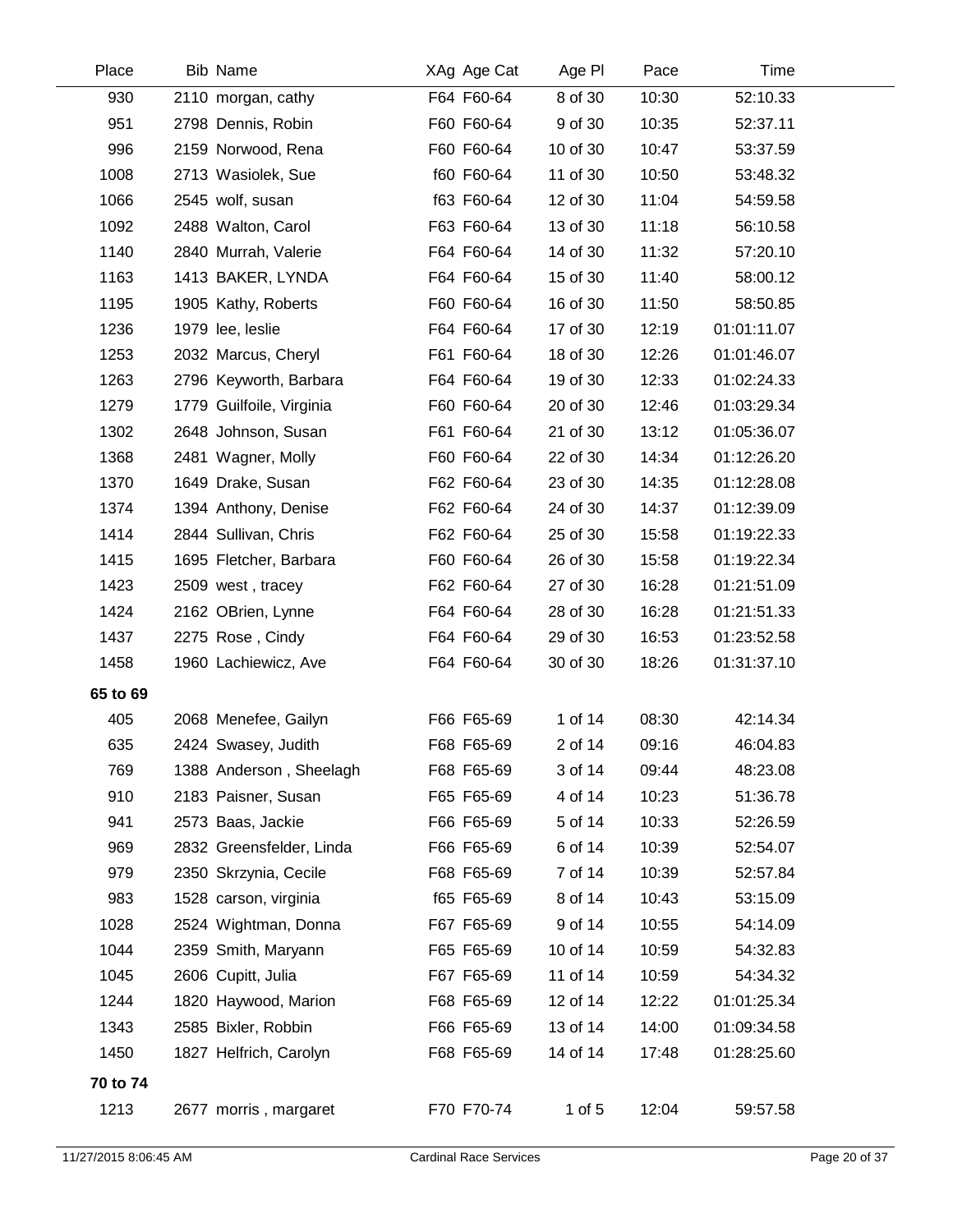| Place | Bib | Name | XAg | Age Cat | Age Pl | Pace | Time |
|---|---|---|---|---|---|---|---|
| 930 | 2110 | morgan, cathy | F64 | F60-64 | 8 of 30 | 10:30 | 52:10.33 |
| 951 | 2798 | Dennis, Robin | F60 | F60-64 | 9 of 30 | 10:35 | 52:37.11 |
| 996 | 2159 | Norwood, Rena | F60 | F60-64 | 10 of 30 | 10:47 | 53:37.59 |
| 1008 | 2713 | Wasiolek, Sue | f60 | F60-64 | 11 of 30 | 10:50 | 53:48.32 |
| 1066 | 2545 | wolf, susan | f63 | F60-64 | 12 of 30 | 11:04 | 54:59.58 |
| 1092 | 2488 | Walton, Carol | F63 | F60-64 | 13 of 30 | 11:18 | 56:10.58 |
| 1140 | 2840 | Murrah, Valerie | F64 | F60-64 | 14 of 30 | 11:32 | 57:20.10 |
| 1163 | 1413 | BAKER, LYNDA | F64 | F60-64 | 15 of 30 | 11:40 | 58:00.12 |
| 1195 | 1905 | Kathy, Roberts | F60 | F60-64 | 16 of 30 | 11:50 | 58:50.85 |
| 1236 | 1979 | lee, leslie | F64 | F60-64 | 17 of 30 | 12:19 | 01:01:11.07 |
| 1253 | 2032 | Marcus, Cheryl | F61 | F60-64 | 18 of 30 | 12:26 | 01:01:46.07 |
| 1263 | 2796 | Keyworth, Barbara | F64 | F60-64 | 19 of 30 | 12:33 | 01:02:24.33 |
| 1279 | 1779 | Guilfoile, Virginia | F60 | F60-64 | 20 of 30 | 12:46 | 01:03:29.34 |
| 1302 | 2648 | Johnson, Susan | F61 | F60-64 | 21 of 30 | 13:12 | 01:05:36.07 |
| 1368 | 2481 | Wagner, Molly | F60 | F60-64 | 22 of 30 | 14:34 | 01:12:26.20 |
| 1370 | 1649 | Drake, Susan | F62 | F60-64 | 23 of 30 | 14:35 | 01:12:28.08 |
| 1374 | 1394 | Anthony, Denise | F62 | F60-64 | 24 of 30 | 14:37 | 01:12:39.09 |
| 1414 | 2844 | Sullivan, Chris | F62 | F60-64 | 25 of 30 | 15:58 | 01:19:22.33 |
| 1415 | 1695 | Fletcher, Barbara | F60 | F60-64 | 26 of 30 | 15:58 | 01:19:22.34 |
| 1423 | 2509 | west , tracey | F62 | F60-64 | 27 of 30 | 16:28 | 01:21:51.09 |
| 1424 | 2162 | OBrien, Lynne | F64 | F60-64 | 28 of 30 | 16:28 | 01:21:51.33 |
| 1437 | 2275 | Rose , Cindy | F64 | F60-64 | 29 of 30 | 16:53 | 01:23:52.58 |
| 1458 | 1960 | Lachiewicz, Ave | F64 | F60-64 | 30 of 30 | 18:26 | 01:31:37.10 |
| **65 to 69** | | | | | | | |
| 405 | 2068 | Menefee, Gailyn | F66 | F65-69 | 1 of 14 | 08:30 | 42:14.34 |
| 635 | 2424 | Swasey, Judith | F68 | F65-69 | 2 of 14 | 09:16 | 46:04.83 |
| 769 | 1388 | Anderson , Sheelagh | F68 | F65-69 | 3 of 14 | 09:44 | 48:23.08 |
| 910 | 2183 | Paisner, Susan | F65 | F65-69 | 4 of 14 | 10:23 | 51:36.78 |
| 941 | 2573 | Baas, Jackie | F66 | F65-69 | 5 of 14 | 10:33 | 52:26.59 |
| 969 | 2832 | Greensfelder, Linda | F66 | F65-69 | 6 of 14 | 10:39 | 52:54.07 |
| 979 | 2350 | Skrzynia, Cecile | F68 | F65-69 | 7 of 14 | 10:39 | 52:57.84 |
| 983 | 1528 | carson, virginia | f65 | F65-69 | 8 of 14 | 10:43 | 53:15.09 |
| 1028 | 2524 | Wightman, Donna | F67 | F65-69 | 9 of 14 | 10:55 | 54:14.09 |
| 1044 | 2359 | Smith, Maryann | F65 | F65-69 | 10 of 14 | 10:59 | 54:32.83 |
| 1045 | 2606 | Cupitt, Julia | F67 | F65-69 | 11 of 14 | 10:59 | 54:34.32 |
| 1244 | 1820 | Haywood, Marion | F68 | F65-69 | 12 of 14 | 12:22 | 01:01:25.34 |
| 1343 | 2585 | Bixler, Robbin | F66 | F65-69 | 13 of 14 | 14:00 | 01:09:34.58 |
| 1450 | 1827 | Helfrich, Carolyn | F68 | F65-69 | 14 of 14 | 17:48 | 01:28:25.60 |
| **70 to 74** | | | | | | | |
| 1213 | 2677 | morris , margaret | F70 | F70-74 | 1 of 5 | 12:04 | 59:57.58 |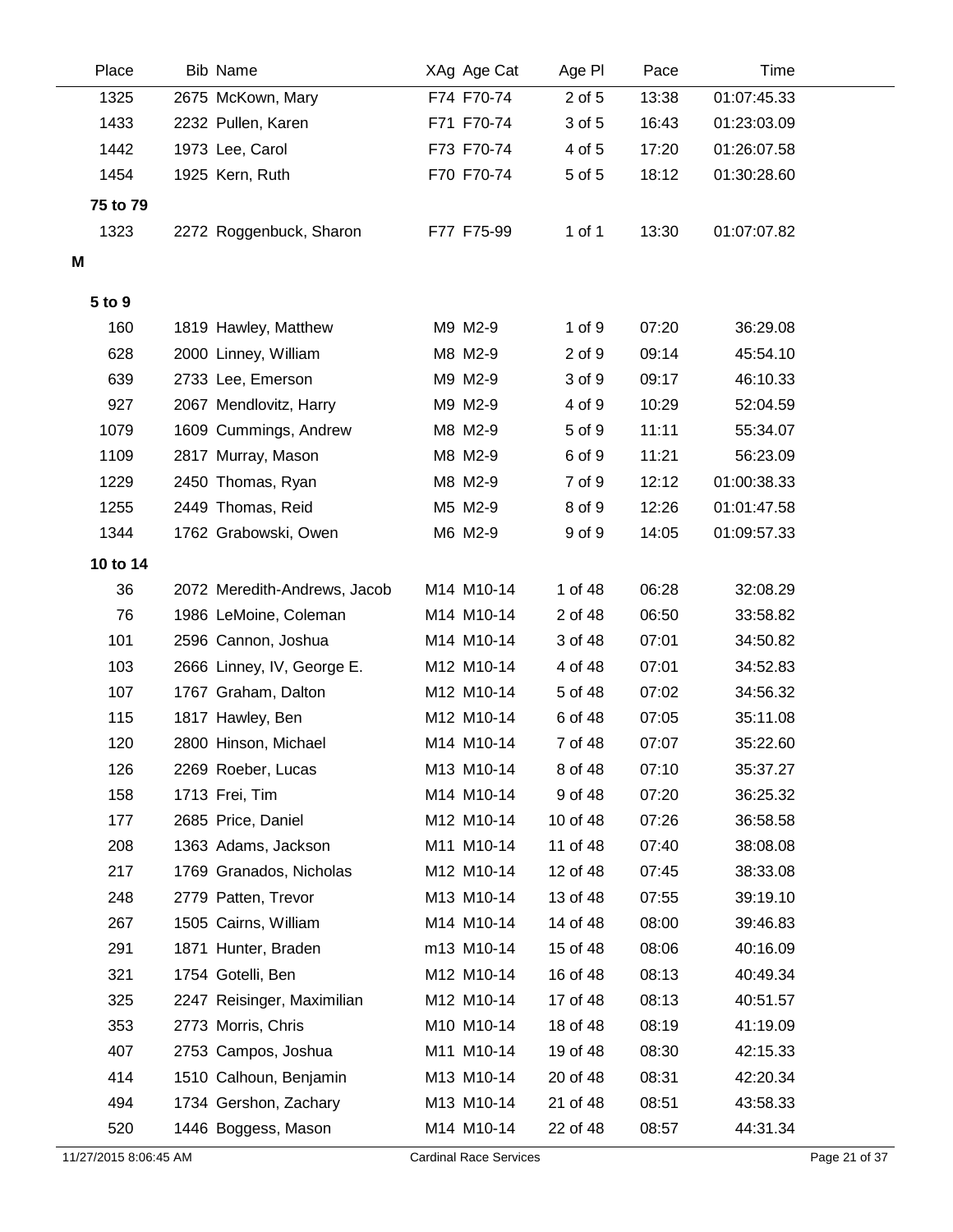| Place | Bib | Name | XAg | Age Cat | Age Pl | Pace | Time |
|---|---|---|---|---|---|---|---|
| 1325 | 2675 | McKown, Mary | F74 | F70-74 | 2 of 5 | 13:38 | 01:07:45.33 |
| 1433 | 2232 | Pullen, Karen | F71 | F70-74 | 3 of 5 | 16:43 | 01:23:03.09 |
| 1442 | 1973 | Lee, Carol | F73 | F70-74 | 4 of 5 | 17:20 | 01:26:07.58 |
| 1454 | 1925 | Kern, Ruth | F70 | F70-74 | 5 of 5 | 18:12 | 01:30:28.60 |
| **75 to 79** | | | | | | | |
| 1323 | 2272 | Roggenbuck, Sharon | F77 | F75-99 | 1 of 1 | 13:30 | 01:07:07.82 |
| **M** | | | | | | | |
| **5 to 9** | | | | | | | |
| 160 | 1819 | Hawley, Matthew | M9 | M2-9 | 1 of 9 | 07:20 | 36:29.08 |
| 628 | 2000 | Linney, William | M8 | M2-9 | 2 of 9 | 09:14 | 45:54.10 |
| 639 | 2733 | Lee, Emerson | M9 | M2-9 | 3 of 9 | 09:17 | 46:10.33 |
| 927 | 2067 | Mendlovitz, Harry | M9 | M2-9 | 4 of 9 | 10:29 | 52:04.59 |
| 1079 | 1609 | Cummings, Andrew | M8 | M2-9 | 5 of 9 | 11:11 | 55:34.07 |
| 1109 | 2817 | Murray, Mason | M8 | M2-9 | 6 of 9 | 11:21 | 56:23.09 |
| 1229 | 2450 | Thomas, Ryan | M8 | M2-9 | 7 of 9 | 12:12 | 01:00:38.33 |
| 1255 | 2449 | Thomas, Reid | M5 | M2-9 | 8 of 9 | 12:26 | 01:01:47.58 |
| 1344 | 1762 | Grabowski, Owen | M6 | M2-9 | 9 of 9 | 14:05 | 01:09:57.33 |
| **10 to 14** | | | | | | | |
| 36 | 2072 | Meredith-Andrews, Jacob | M14 | M10-14 | 1 of 48 | 06:28 | 32:08.29 |
| 76 | 1986 | LeMoine, Coleman | M14 | M10-14 | 2 of 48 | 06:50 | 33:58.82 |
| 101 | 2596 | Cannon, Joshua | M14 | M10-14 | 3 of 48 | 07:01 | 34:50.82 |
| 103 | 2666 | Linney, IV, George E. | M12 | M10-14 | 4 of 48 | 07:01 | 34:52.83 |
| 107 | 1767 | Graham, Dalton | M12 | M10-14 | 5 of 48 | 07:02 | 34:56.32 |
| 115 | 1817 | Hawley, Ben | M12 | M10-14 | 6 of 48 | 07:05 | 35:11.08 |
| 120 | 2800 | Hinson, Michael | M14 | M10-14 | 7 of 48 | 07:07 | 35:22.60 |
| 126 | 2269 | Roeber, Lucas | M13 | M10-14 | 8 of 48 | 07:10 | 35:37.27 |
| 158 | 1713 | Frei, Tim | M14 | M10-14 | 9 of 48 | 07:20 | 36:25.32 |
| 177 | 2685 | Price, Daniel | M12 | M10-14 | 10 of 48 | 07:26 | 36:58.58 |
| 208 | 1363 | Adams, Jackson | M11 | M10-14 | 11 of 48 | 07:40 | 38:08.08 |
| 217 | 1769 | Granados, Nicholas | M12 | M10-14 | 12 of 48 | 07:45 | 38:33.08 |
| 248 | 2779 | Patten, Trevor | M13 | M10-14 | 13 of 48 | 07:55 | 39:19.10 |
| 267 | 1505 | Cairns, William | M14 | M10-14 | 14 of 48 | 08:00 | 39:46.83 |
| 291 | 1871 | Hunter, Braden | m13 | M10-14 | 15 of 48 | 08:06 | 40:16.09 |
| 321 | 1754 | Gotelli, Ben | M12 | M10-14 | 16 of 48 | 08:13 | 40:49.34 |
| 325 | 2247 | Reisinger, Maximilian | M12 | M10-14 | 17 of 48 | 08:13 | 40:51.57 |
| 353 | 2773 | Morris, Chris | M10 | M10-14 | 18 of 48 | 08:19 | 41:19.09 |
| 407 | 2753 | Campos, Joshua | M11 | M10-14 | 19 of 48 | 08:30 | 42:15.33 |
| 414 | 1510 | Calhoun, Benjamin | M13 | M10-14 | 20 of 48 | 08:31 | 42:20.34 |
| 494 | 1734 | Gershon, Zachary | M13 | M10-14 | 21 of 48 | 08:51 | 43:58.33 |
| 520 | 1446 | Boggess, Mason | M14 | M10-14 | 22 of 48 | 08:57 | 44:31.34 |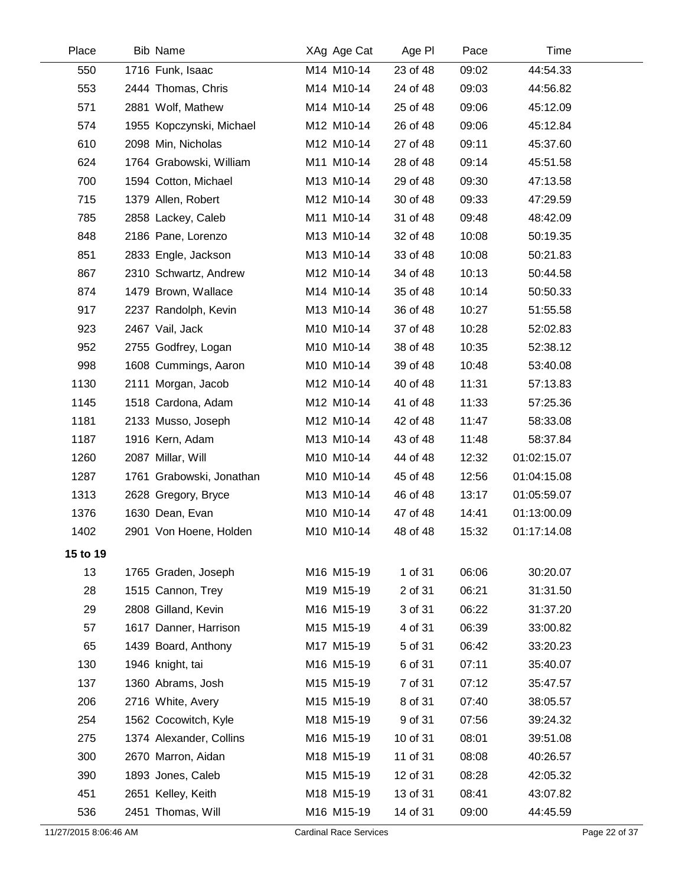| Place | Bib | Name | XAg | Age Cat | Age Pl | Pace | Time |
|---|---|---|---|---|---|---|---|
| 550 | 1716 | Funk, Isaac | M14 | M10-14 | 23 of 48 | 09:02 | 44:54.33 |
| 553 | 2444 | Thomas, Chris | M14 | M10-14 | 24 of 48 | 09:03 | 44:56.82 |
| 571 | 2881 | Wolf, Mathew | M14 | M10-14 | 25 of 48 | 09:06 | 45:12.09 |
| 574 | 1955 | Kopczynski, Michael | M12 | M10-14 | 26 of 48 | 09:06 | 45:12.84 |
| 610 | 2098 | Min, Nicholas | M12 | M10-14 | 27 of 48 | 09:11 | 45:37.60 |
| 624 | 1764 | Grabowski, William | M11 | M10-14 | 28 of 48 | 09:14 | 45:51.58 |
| 700 | 1594 | Cotton, Michael | M13 | M10-14 | 29 of 48 | 09:30 | 47:13.58 |
| 715 | 1379 | Allen, Robert | M12 | M10-14 | 30 of 48 | 09:33 | 47:29.59 |
| 785 | 2858 | Lackey, Caleb | M11 | M10-14 | 31 of 48 | 09:48 | 48:42.09 |
| 848 | 2186 | Pane, Lorenzo | M13 | M10-14 | 32 of 48 | 10:08 | 50:19.35 |
| 851 | 2833 | Engle, Jackson | M13 | M10-14 | 33 of 48 | 10:08 | 50:21.83 |
| 867 | 2310 | Schwartz, Andrew | M12 | M10-14 | 34 of 48 | 10:13 | 50:44.58 |
| 874 | 1479 | Brown, Wallace | M14 | M10-14 | 35 of 48 | 10:14 | 50:50.33 |
| 917 | 2237 | Randolph, Kevin | M13 | M10-14 | 36 of 48 | 10:27 | 51:55.58 |
| 923 | 2467 | Vail, Jack | M10 | M10-14 | 37 of 48 | 10:28 | 52:02.83 |
| 952 | 2755 | Godfrey, Logan | M10 | M10-14 | 38 of 48 | 10:35 | 52:38.12 |
| 998 | 1608 | Cummings, Aaron | M10 | M10-14 | 39 of 48 | 10:48 | 53:40.08 |
| 1130 | 2111 | Morgan, Jacob | M12 | M10-14 | 40 of 48 | 11:31 | 57:13.83 |
| 1145 | 1518 | Cardona, Adam | M12 | M10-14 | 41 of 48 | 11:33 | 57:25.36 |
| 1181 | 2133 | Musso, Joseph | M12 | M10-14 | 42 of 48 | 11:47 | 58:33.08 |
| 1187 | 1916 | Kern, Adam | M13 | M10-14 | 43 of 48 | 11:48 | 58:37.84 |
| 1260 | 2087 | Millar, Will | M10 | M10-14 | 44 of 48 | 12:32 | 01:02:15.07 |
| 1287 | 1761 | Grabowski, Jonathan | M10 | M10-14 | 45 of 48 | 12:56 | 01:04:15.08 |
| 1313 | 2628 | Gregory, Bryce | M13 | M10-14 | 46 of 48 | 13:17 | 01:05:59.07 |
| 1376 | 1630 | Dean, Evan | M10 | M10-14 | 47 of 48 | 14:41 | 01:13:00.09 |
| 1402 | 2901 | Von Hoene, Holden | M10 | M10-14 | 48 of 48 | 15:32 | 01:17:14.08 |
| **15 to 19** | | | | | | | |
| 13 | 1765 | Graden, Joseph | M16 | M15-19 | 1 of 31 | 06:06 | 30:20.07 |
| 28 | 1515 | Cannon, Trey | M19 | M15-19 | 2 of 31 | 06:21 | 31:31.50 |
| 29 | 2808 | Gilland, Kevin | M16 | M15-19 | 3 of 31 | 06:22 | 31:37.20 |
| 57 | 1617 | Danner, Harrison | M15 | M15-19 | 4 of 31 | 06:39 | 33:00.82 |
| 65 | 1439 | Board, Anthony | M17 | M15-19 | 5 of 31 | 06:42 | 33:20.23 |
| 130 | 1946 | knight, tai | M16 | M15-19 | 6 of 31 | 07:11 | 35:40.07 |
| 137 | 1360 | Abrams, Josh | M15 | M15-19 | 7 of 31 | 07:12 | 35:47.57 |
| 206 | 2716 | White, Avery | M15 | M15-19 | 8 of 31 | 07:40 | 38:05.57 |
| 254 | 1562 | Cocowitch, Kyle | M18 | M15-19 | 9 of 31 | 07:56 | 39:24.32 |
| 275 | 1374 | Alexander, Collins | M16 | M15-19 | 10 of 31 | 08:01 | 39:51.08 |
| 300 | 2670 | Marron, Aidan | M18 | M15-19 | 11 of 31 | 08:08 | 40:26.57 |
| 390 | 1893 | Jones, Caleb | M15 | M15-19 | 12 of 31 | 08:28 | 42:05.32 |
| 451 | 2651 | Kelley, Keith | M18 | M15-19 | 13 of 31 | 08:41 | 43:07.82 |
| 536 | 2451 | Thomas, Will | M16 | M15-19 | 14 of 31 | 09:00 | 44:45.59 |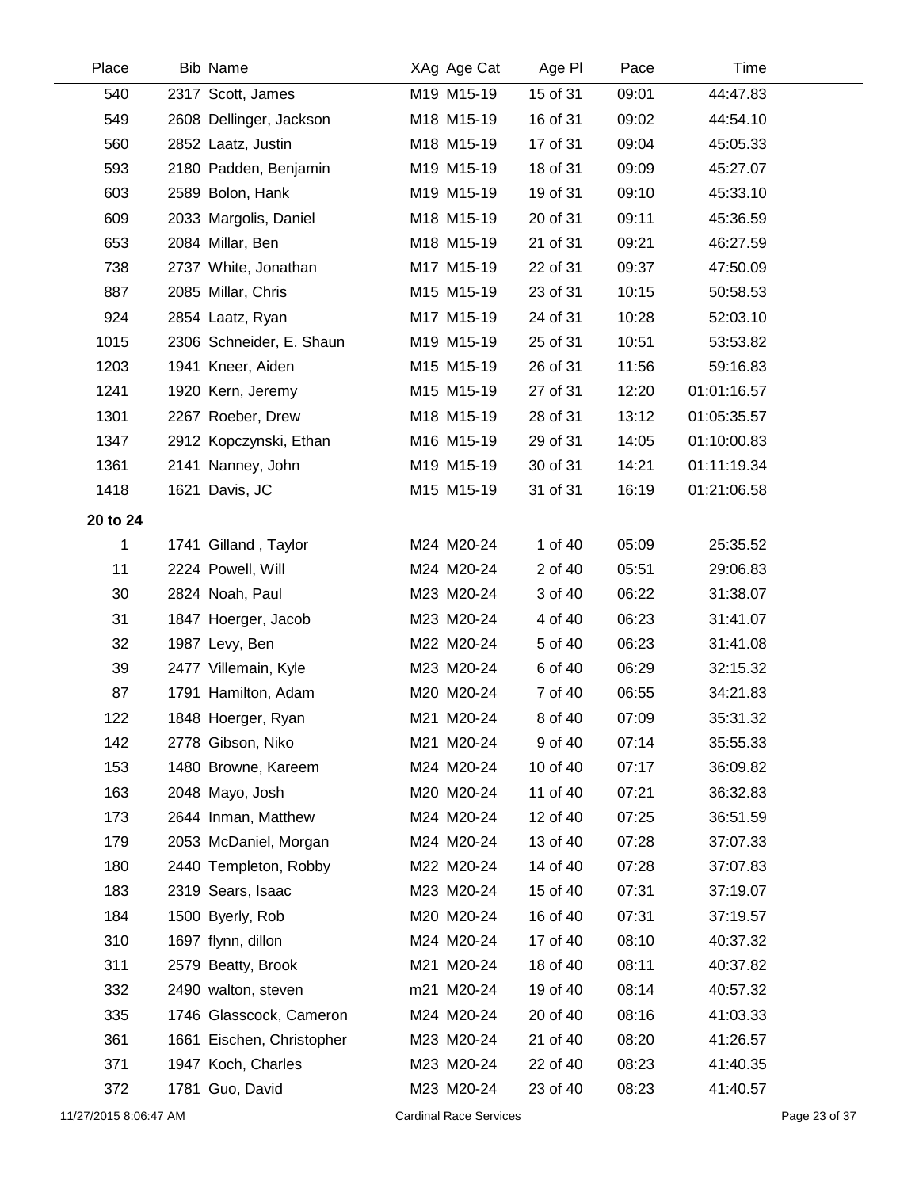| Place | Bib | Name | XAg | Age Cat | Age Pl | Pace | Time |
|---|---|---|---|---|---|---|---|
| 540 | 2317 | Scott, James | M19 | M15-19 | 15 of 31 | 09:01 | 44:47.83 |
| 549 | 2608 | Dellinger, Jackson | M18 | M15-19 | 16 of 31 | 09:02 | 44:54.10 |
| 560 | 2852 | Laatz, Justin | M18 | M15-19 | 17 of 31 | 09:04 | 45:05.33 |
| 593 | 2180 | Padden, Benjamin | M19 | M15-19 | 18 of 31 | 09:09 | 45:27.07 |
| 603 | 2589 | Bolon, Hank | M19 | M15-19 | 19 of 31 | 09:10 | 45:33.10 |
| 609 | 2033 | Margolis, Daniel | M18 | M15-19 | 20 of 31 | 09:11 | 45:36.59 |
| 653 | 2084 | Millar, Ben | M18 | M15-19 | 21 of 31 | 09:21 | 46:27.59 |
| 738 | 2737 | White, Jonathan | M17 | M15-19 | 22 of 31 | 09:37 | 47:50.09 |
| 887 | 2085 | Millar, Chris | M15 | M15-19 | 23 of 31 | 10:15 | 50:58.53 |
| 924 | 2854 | Laatz, Ryan | M17 | M15-19 | 24 of 31 | 10:28 | 52:03.10 |
| 1015 | 2306 | Schneider, E. Shaun | M19 | M15-19 | 25 of 31 | 10:51 | 53:53.82 |
| 1203 | 1941 | Kneer, Aiden | M15 | M15-19 | 26 of 31 | 11:56 | 59:16.83 |
| 1241 | 1920 | Kern, Jeremy | M15 | M15-19 | 27 of 31 | 12:20 | 01:01:16.57 |
| 1301 | 2267 | Roeber, Drew | M18 | M15-19 | 28 of 31 | 13:12 | 01:05:35.57 |
| 1347 | 2912 | Kopczynski, Ethan | M16 | M15-19 | 29 of 31 | 14:05 | 01:10:00.83 |
| 1361 | 2141 | Nanney, John | M19 | M15-19 | 30 of 31 | 14:21 | 01:11:19.34 |
| 1418 | 1621 | Davis, JC | M15 | M15-19 | 31 of 31 | 16:19 | 01:21:06.58 |
| **20 to 24** | | | | | | | |
| 1 | 1741 | Gilland , Taylor | M24 | M20-24 | 1 of 40 | 05:09 | 25:35.52 |
| 11 | 2224 | Powell, Will | M24 | M20-24 | 2 of 40 | 05:51 | 29:06.83 |
| 30 | 2824 | Noah, Paul | M23 | M20-24 | 3 of 40 | 06:22 | 31:38.07 |
| 31 | 1847 | Hoerger, Jacob | M23 | M20-24 | 4 of 40 | 06:23 | 31:41.07 |
| 32 | 1987 | Levy, Ben | M22 | M20-24 | 5 of 40 | 06:23 | 31:41.08 |
| 39 | 2477 | Villemain, Kyle | M23 | M20-24 | 6 of 40 | 06:29 | 32:15.32 |
| 87 | 1791 | Hamilton, Adam | M20 | M20-24 | 7 of 40 | 06:55 | 34:21.83 |
| 122 | 1848 | Hoerger, Ryan | M21 | M20-24 | 8 of 40 | 07:09 | 35:31.32 |
| 142 | 2778 | Gibson, Niko | M21 | M20-24 | 9 of 40 | 07:14 | 35:55.33 |
| 153 | 1480 | Browne, Kareem | M24 | M20-24 | 10 of 40 | 07:17 | 36:09.82 |
| 163 | 2048 | Mayo, Josh | M20 | M20-24 | 11 of 40 | 07:21 | 36:32.83 |
| 173 | 2644 | Inman, Matthew | M24 | M20-24 | 12 of 40 | 07:25 | 36:51.59 |
| 179 | 2053 | McDaniel, Morgan | M24 | M20-24 | 13 of 40 | 07:28 | 37:07.33 |
| 180 | 2440 | Templeton, Robby | M22 | M20-24 | 14 of 40 | 07:28 | 37:07.83 |
| 183 | 2319 | Sears, Isaac | M23 | M20-24 | 15 of 40 | 07:31 | 37:19.07 |
| 184 | 1500 | Byerly, Rob | M20 | M20-24 | 16 of 40 | 07:31 | 37:19.57 |
| 310 | 1697 | flynn, dillon | M24 | M20-24 | 17 of 40 | 08:10 | 40:37.32 |
| 311 | 2579 | Beatty, Brook | M21 | M20-24 | 18 of 40 | 08:11 | 40:37.82 |
| 332 | 2490 | walton, steven | m21 | M20-24 | 19 of 40 | 08:14 | 40:57.32 |
| 335 | 1746 | Glasscock, Cameron | M24 | M20-24 | 20 of 40 | 08:16 | 41:03.33 |
| 361 | 1661 | Eischen, Christopher | M23 | M20-24 | 21 of 40 | 08:20 | 41:26.57 |
| 371 | 1947 | Koch, Charles | M23 | M20-24 | 22 of 40 | 08:23 | 41:40.35 |
| 372 | 1781 | Guo, David | M23 | M20-24 | 23 of 40 | 08:23 | 41:40.57 |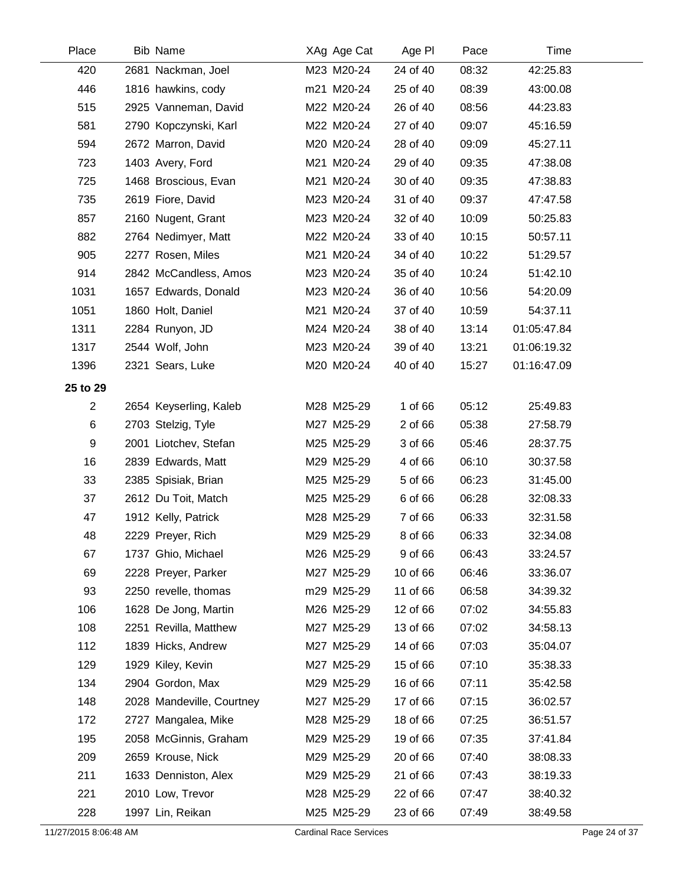| Place | Bib | Name | XAg | Age Cat | Age Pl | Pace | Time |
|---|---|---|---|---|---|---|---|
| 420 | 2681 | Nackman, Joel | M23 | M20-24 | 24 of 40 | 08:32 | 42:25.83 |
| 446 | 1816 | hawkins, cody | m21 | M20-24 | 25 of 40 | 08:39 | 43:00.08 |
| 515 | 2925 | Vanneman, David | M22 | M20-24 | 26 of 40 | 08:56 | 44:23.83 |
| 581 | 2790 | Kopczynski, Karl | M22 | M20-24 | 27 of 40 | 09:07 | 45:16.59 |
| 594 | 2672 | Marron, David | M20 | M20-24 | 28 of 40 | 09:09 | 45:27.11 |
| 723 | 1403 | Avery, Ford | M21 | M20-24 | 29 of 40 | 09:35 | 47:38.08 |
| 725 | 1468 | Broscious, Evan | M21 | M20-24 | 30 of 40 | 09:35 | 47:38.83 |
| 735 | 2619 | Fiore, David | M23 | M20-24 | 31 of 40 | 09:37 | 47:47.58 |
| 857 | 2160 | Nugent, Grant | M23 | M20-24 | 32 of 40 | 10:09 | 50:25.83 |
| 882 | 2764 | Nedimyer, Matt | M22 | M20-24 | 33 of 40 | 10:15 | 50:57.11 |
| 905 | 2277 | Rosen, Miles | M21 | M20-24 | 34 of 40 | 10:22 | 51:29.57 |
| 914 | 2842 | McCandless, Amos | M23 | M20-24 | 35 of 40 | 10:24 | 51:42.10 |
| 1031 | 1657 | Edwards, Donald | M23 | M20-24 | 36 of 40 | 10:56 | 54:20.09 |
| 1051 | 1860 | Holt, Daniel | M21 | M20-24 | 37 of 40 | 10:59 | 54:37.11 |
| 1311 | 2284 | Runyon, JD | M24 | M20-24 | 38 of 40 | 13:14 | 01:05:47.84 |
| 1317 | 2544 | Wolf, John | M23 | M20-24 | 39 of 40 | 13:21 | 01:06:19.32 |
| 1396 | 2321 | Sears, Luke | M20 | M20-24 | 40 of 40 | 15:27 | 01:16:47.09 |
| **25 to 29** | | | | | | | |
| 2 | 2654 | Keyserling, Kaleb | M28 | M25-29 | 1 of 66 | 05:12 | 25:49.83 |
| 6 | 2703 | Stelzig, Tyle | M27 | M25-29 | 2 of 66 | 05:38 | 27:58.79 |
| 9 | 2001 | Liotchev, Stefan | M25 | M25-29 | 3 of 66 | 05:46 | 28:37.75 |
| 16 | 2839 | Edwards, Matt | M29 | M25-29 | 4 of 66 | 06:10 | 30:37.58 |
| 33 | 2385 | Spisiak, Brian | M25 | M25-29 | 5 of 66 | 06:23 | 31:45.00 |
| 37 | 2612 | Du Toit, Match | M25 | M25-29 | 6 of 66 | 06:28 | 32:08.33 |
| 47 | 1912 | Kelly, Patrick | M28 | M25-29 | 7 of 66 | 06:33 | 32:31.58 |
| 48 | 2229 | Preyer, Rich | M29 | M25-29 | 8 of 66 | 06:33 | 32:34.08 |
| 67 | 1737 | Ghio, Michael | M26 | M25-29 | 9 of 66 | 06:43 | 33:24.57 |
| 69 | 2228 | Preyer, Parker | M27 | M25-29 | 10 of 66 | 06:46 | 33:36.07 |
| 93 | 2250 | revelle, thomas | m29 | M25-29 | 11 of 66 | 06:58 | 34:39.32 |
| 106 | 1628 | De Jong, Martin | M26 | M25-29 | 12 of 66 | 07:02 | 34:55.83 |
| 108 | 2251 | Revilla, Matthew | M27 | M25-29 | 13 of 66 | 07:02 | 34:58.13 |
| 112 | 1839 | Hicks, Andrew | M27 | M25-29 | 14 of 66 | 07:03 | 35:04.07 |
| 129 | 1929 | Kiley, Kevin | M27 | M25-29 | 15 of 66 | 07:10 | 35:38.33 |
| 134 | 2904 | Gordon, Max | M29 | M25-29 | 16 of 66 | 07:11 | 35:42.58 |
| 148 | 2028 | Mandeville, Courtney | M27 | M25-29 | 17 of 66 | 07:15 | 36:02.57 |
| 172 | 2727 | Mangalea, Mike | M28 | M25-29 | 18 of 66 | 07:25 | 36:51.57 |
| 195 | 2058 | McGinnis, Graham | M29 | M25-29 | 19 of 66 | 07:35 | 37:41.84 |
| 209 | 2659 | Krouse, Nick | M29 | M25-29 | 20 of 66 | 07:40 | 38:08.33 |
| 211 | 1633 | Denniston, Alex | M29 | M25-29 | 21 of 66 | 07:43 | 38:19.33 |
| 221 | 2010 | Low, Trevor | M28 | M25-29 | 22 of 66 | 07:47 | 38:40.32 |
| 228 | 1997 | Lin, Reikan | M25 | M25-29 | 23 of 66 | 07:49 | 38:49.58 |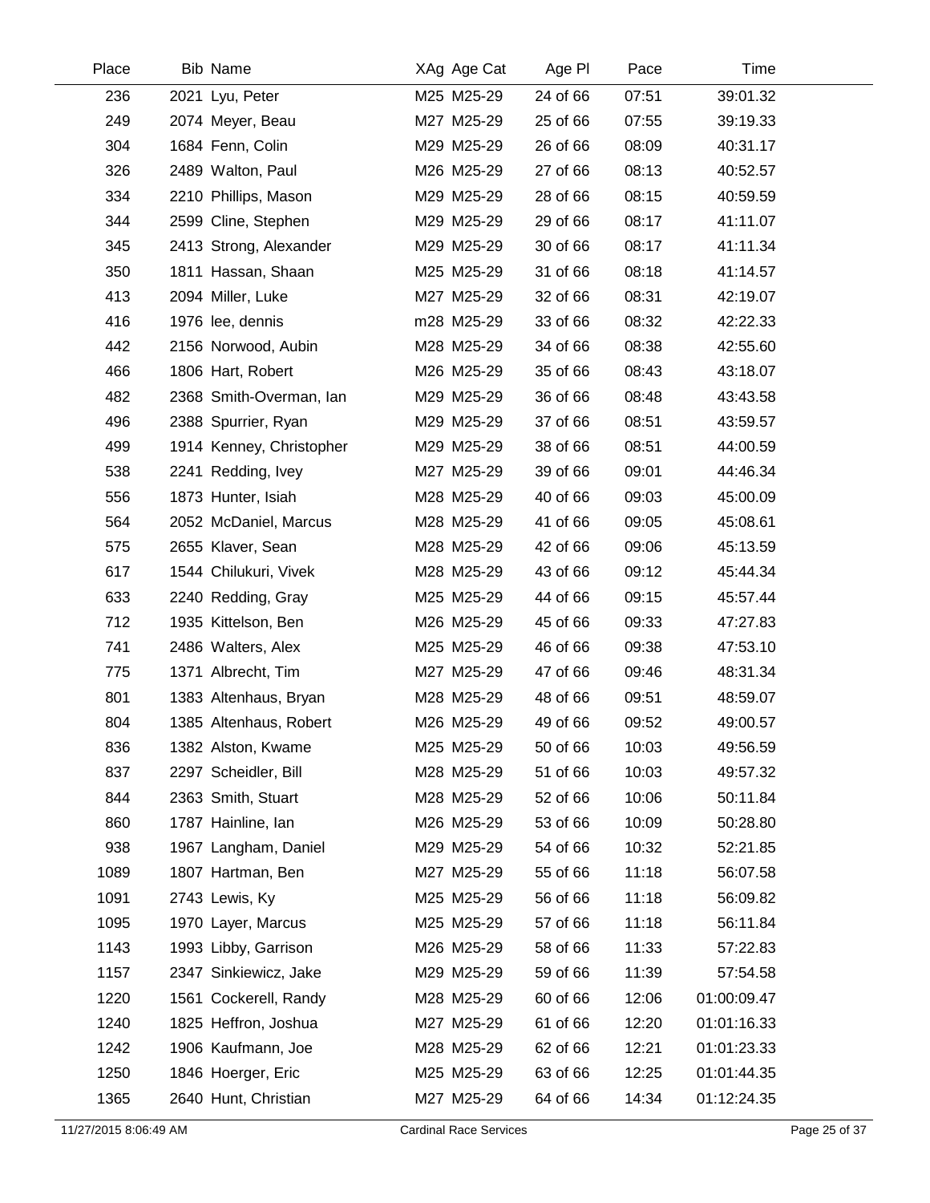| Place | Bib | Name | XAg | Age Cat | Age Pl | Pace | Time |
|---|---|---|---|---|---|---|---|
| 236 | 2021 | Lyu, Peter | M25 | M25-29 | 24 of 66 | 07:51 | 39:01.32 |
| 249 | 2074 | Meyer, Beau | M27 | M25-29 | 25 of 66 | 07:55 | 39:19.33 |
| 304 | 1684 | Fenn, Colin | M29 | M25-29 | 26 of 66 | 08:09 | 40:31.17 |
| 326 | 2489 | Walton, Paul | M26 | M25-29 | 27 of 66 | 08:13 | 40:52.57 |
| 334 | 2210 | Phillips, Mason | M29 | M25-29 | 28 of 66 | 08:15 | 40:59.59 |
| 344 | 2599 | Cline, Stephen | M29 | M25-29 | 29 of 66 | 08:17 | 41:11.07 |
| 345 | 2413 | Strong, Alexander | M29 | M25-29 | 30 of 66 | 08:17 | 41:11.34 |
| 350 | 1811 | Hassan, Shaan | M25 | M25-29 | 31 of 66 | 08:18 | 41:14.57 |
| 413 | 2094 | Miller, Luke | M27 | M25-29 | 32 of 66 | 08:31 | 42:19.07 |
| 416 | 1976 | lee, dennis | m28 | M25-29 | 33 of 66 | 08:32 | 42:22.33 |
| 442 | 2156 | Norwood, Aubin | M28 | M25-29 | 34 of 66 | 08:38 | 42:55.60 |
| 466 | 1806 | Hart, Robert | M26 | M25-29 | 35 of 66 | 08:43 | 43:18.07 |
| 482 | 2368 | Smith-Overman, Ian | M29 | M25-29 | 36 of 66 | 08:48 | 43:43.58 |
| 496 | 2388 | Spurrier, Ryan | M29 | M25-29 | 37 of 66 | 08:51 | 43:59.57 |
| 499 | 1914 | Kenney, Christopher | M29 | M25-29 | 38 of 66 | 08:51 | 44:00.59 |
| 538 | 2241 | Redding, Ivey | M27 | M25-29 | 39 of 66 | 09:01 | 44:46.34 |
| 556 | 1873 | Hunter, Isiah | M28 | M25-29 | 40 of 66 | 09:03 | 45:00.09 |
| 564 | 2052 | McDaniel, Marcus | M28 | M25-29 | 41 of 66 | 09:05 | 45:08.61 |
| 575 | 2655 | Klaver, Sean | M28 | M25-29 | 42 of 66 | 09:06 | 45:13.59 |
| 617 | 1544 | Chilukuri, Vivek | M28 | M25-29 | 43 of 66 | 09:12 | 45:44.34 |
| 633 | 2240 | Redding, Gray | M25 | M25-29 | 44 of 66 | 09:15 | 45:57.44 |
| 712 | 1935 | Kittelson, Ben | M26 | M25-29 | 45 of 66 | 09:33 | 47:27.83 |
| 741 | 2486 | Walters, Alex | M25 | M25-29 | 46 of 66 | 09:38 | 47:53.10 |
| 775 | 1371 | Albrecht, Tim | M27 | M25-29 | 47 of 66 | 09:46 | 48:31.34 |
| 801 | 1383 | Altenhaus, Bryan | M28 | M25-29 | 48 of 66 | 09:51 | 48:59.07 |
| 804 | 1385 | Altenhaus, Robert | M26 | M25-29 | 49 of 66 | 09:52 | 49:00.57 |
| 836 | 1382 | Alston, Kwame | M25 | M25-29 | 50 of 66 | 10:03 | 49:56.59 |
| 837 | 2297 | Scheidler, Bill | M28 | M25-29 | 51 of 66 | 10:03 | 49:57.32 |
| 844 | 2363 | Smith, Stuart | M28 | M25-29 | 52 of 66 | 10:06 | 50:11.84 |
| 860 | 1787 | Hainline, Ian | M26 | M25-29 | 53 of 66 | 10:09 | 50:28.80 |
| 938 | 1967 | Langham, Daniel | M29 | M25-29 | 54 of 66 | 10:32 | 52:21.85 |
| 1089 | 1807 | Hartman, Ben | M27 | M25-29 | 55 of 66 | 11:18 | 56:07.58 |
| 1091 | 2743 | Lewis, Ky | M25 | M25-29 | 56 of 66 | 11:18 | 56:09.82 |
| 1095 | 1970 | Layer, Marcus | M25 | M25-29 | 57 of 66 | 11:18 | 56:11.84 |
| 1143 | 1993 | Libby, Garrison | M26 | M25-29 | 58 of 66 | 11:33 | 57:22.83 |
| 1157 | 2347 | Sinkiewicz, Jake | M29 | M25-29 | 59 of 66 | 11:39 | 57:54.58 |
| 1220 | 1561 | Cockerell, Randy | M28 | M25-29 | 60 of 66 | 12:06 | 01:00:09.47 |
| 1240 | 1825 | Heffron, Joshua | M27 | M25-29 | 61 of 66 | 12:20 | 01:01:16.33 |
| 1242 | 1906 | Kaufmann, Joe | M28 | M25-29 | 62 of 66 | 12:21 | 01:01:23.33 |
| 1250 | 1846 | Hoerger, Eric | M25 | M25-29 | 63 of 66 | 12:25 | 01:01:44.35 |
| 1365 | 2640 | Hunt, Christian | M27 | M25-29 | 64 of 66 | 14:34 | 01:12:24.35 |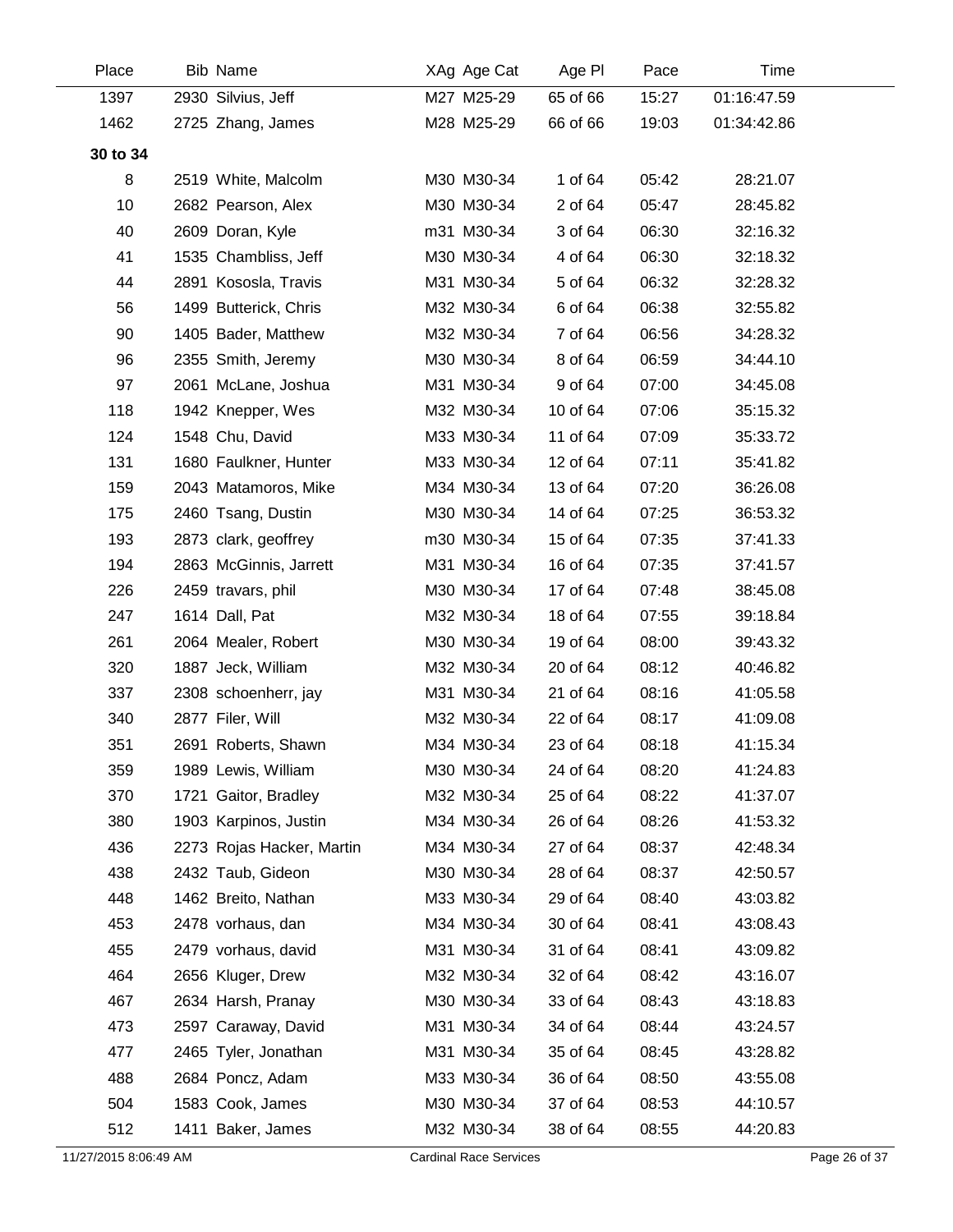| Place | Bib | Name | XAg | Age Cat | Age Pl | Pace | Time |
|---|---|---|---|---|---|---|---|
| 1397 | 2930 | Silvius, Jeff | M27 | M25-29 | 65 of 66 | 15:27 | 01:16:47.59 |
| 1462 | 2725 | Zhang, James | M28 | M25-29 | 66 of 66 | 19:03 | 01:34:42.86 |
| **30 to 34** | | | | | | | |
| 8 | 2519 | White, Malcolm | M30 | M30-34 | 1 of 64 | 05:42 | 28:21.07 |
| 10 | 2682 | Pearson, Alex | M30 | M30-34 | 2 of 64 | 05:47 | 28:45.82 |
| 40 | 2609 | Doran, Kyle | m31 | M30-34 | 3 of 64 | 06:30 | 32:16.32 |
| 41 | 1535 | Chambliss, Jeff | M30 | M30-34 | 4 of 64 | 06:30 | 32:18.32 |
| 44 | 2891 | Kososla, Travis | M31 | M30-34 | 5 of 64 | 06:32 | 32:28.32 |
| 56 | 1499 | Butterick, Chris | M32 | M30-34 | 6 of 64 | 06:38 | 32:55.82 |
| 90 | 1405 | Bader, Matthew | M32 | M30-34 | 7 of 64 | 06:56 | 34:28.32 |
| 96 | 2355 | Smith, Jeremy | M30 | M30-34 | 8 of 64 | 06:59 | 34:44.10 |
| 97 | 2061 | McLane, Joshua | M31 | M30-34 | 9 of 64 | 07:00 | 34:45.08 |
| 118 | 1942 | Knepper, Wes | M32 | M30-34 | 10 of 64 | 07:06 | 35:15.32 |
| 124 | 1548 | Chu, David | M33 | M30-34 | 11 of 64 | 07:09 | 35:33.72 |
| 131 | 1680 | Faulkner, Hunter | M33 | M30-34 | 12 of 64 | 07:11 | 35:41.82 |
| 159 | 2043 | Matamoros, Mike | M34 | M30-34 | 13 of 64 | 07:20 | 36:26.08 |
| 175 | 2460 | Tsang, Dustin | M30 | M30-34 | 14 of 64 | 07:25 | 36:53.32 |
| 193 | 2873 | clark, geoffrey | m30 | M30-34 | 15 of 64 | 07:35 | 37:41.33 |
| 194 | 2863 | McGinnis, Jarrett | M31 | M30-34 | 16 of 64 | 07:35 | 37:41.57 |
| 226 | 2459 | travars, phil | M30 | M30-34 | 17 of 64 | 07:48 | 38:45.08 |
| 247 | 1614 | Dall, Pat | M32 | M30-34 | 18 of 64 | 07:55 | 39:18.84 |
| 261 | 2064 | Mealer, Robert | M30 | M30-34 | 19 of 64 | 08:00 | 39:43.32 |
| 320 | 1887 | Jeck, William | M32 | M30-34 | 20 of 64 | 08:12 | 40:46.82 |
| 337 | 2308 | schoenherr, jay | M31 | M30-34 | 21 of 64 | 08:16 | 41:05.58 |
| 340 | 2877 | Filer, Will | M32 | M30-34 | 22 of 64 | 08:17 | 41:09.08 |
| 351 | 2691 | Roberts, Shawn | M34 | M30-34 | 23 of 64 | 08:18 | 41:15.34 |
| 359 | 1989 | Lewis, William | M30 | M30-34 | 24 of 64 | 08:20 | 41:24.83 |
| 370 | 1721 | Gaitor, Bradley | M32 | M30-34 | 25 of 64 | 08:22 | 41:37.07 |
| 380 | 1903 | Karpinos, Justin | M34 | M30-34 | 26 of 64 | 08:26 | 41:53.32 |
| 436 | 2273 | Rojas Hacker, Martin | M34 | M30-34 | 27 of 64 | 08:37 | 42:48.34 |
| 438 | 2432 | Taub, Gideon | M30 | M30-34 | 28 of 64 | 08:37 | 42:50.57 |
| 448 | 1462 | Breito, Nathan | M33 | M30-34 | 29 of 64 | 08:40 | 43:03.82 |
| 453 | 2478 | vorhaus, dan | M34 | M30-34 | 30 of 64 | 08:41 | 43:08.43 |
| 455 | 2479 | vorhaus, david | M31 | M30-34 | 31 of 64 | 08:41 | 43:09.82 |
| 464 | 2656 | Kluger, Drew | M32 | M30-34 | 32 of 64 | 08:42 | 43:16.07 |
| 467 | 2634 | Harsh, Pranay | M30 | M30-34 | 33 of 64 | 08:43 | 43:18.83 |
| 473 | 2597 | Caraway, David | M31 | M30-34 | 34 of 64 | 08:44 | 43:24.57 |
| 477 | 2465 | Tyler, Jonathan | M31 | M30-34 | 35 of 64 | 08:45 | 43:28.82 |
| 488 | 2684 | Poncz, Adam | M33 | M30-34 | 36 of 64 | 08:50 | 43:55.08 |
| 504 | 1583 | Cook, James | M30 | M30-34 | 37 of 64 | 08:53 | 44:10.57 |
| 512 | 1411 | Baker, James | M32 | M30-34 | 38 of 64 | 08:55 | 44:20.83 |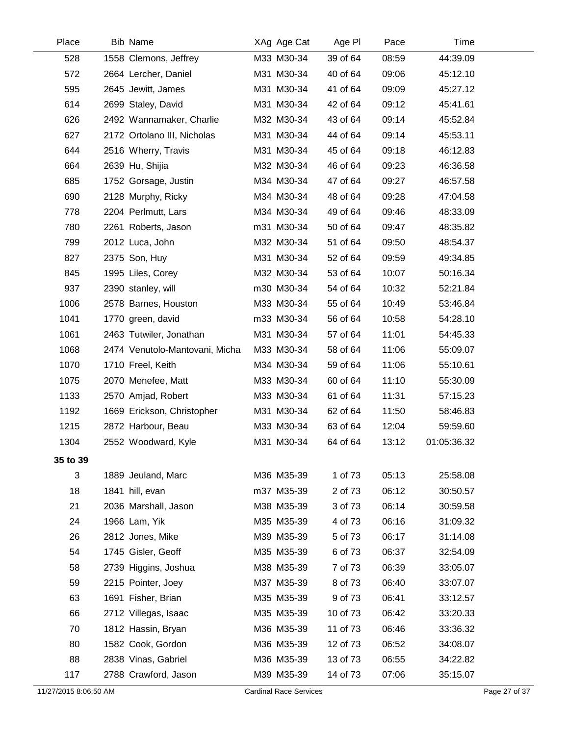| Place | Bib | Name | XAg | Age Cat | Age Pl | Pace | Time |
|---|---|---|---|---|---|---|---|
| 528 | 1558 | Clemons, Jeffrey | M33 | M30-34 | 39 of 64 | 08:59 | 44:39.09 |
| 572 | 2664 | Lercher, Daniel | M31 | M30-34 | 40 of 64 | 09:06 | 45:12.10 |
| 595 | 2645 | Jewitt, James | M31 | M30-34 | 41 of 64 | 09:09 | 45:27.12 |
| 614 | 2699 | Staley, David | M31 | M30-34 | 42 of 64 | 09:12 | 45:41.61 |
| 626 | 2492 | Wannamaker, Charlie | M32 | M30-34 | 43 of 64 | 09:14 | 45:52.84 |
| 627 | 2172 | Ortolano III, Nicholas | M31 | M30-34 | 44 of 64 | 09:14 | 45:53.11 |
| 644 | 2516 | Wherry, Travis | M31 | M30-34 | 45 of 64 | 09:18 | 46:12.83 |
| 664 | 2639 | Hu, Shijia | M32 | M30-34 | 46 of 64 | 09:23 | 46:36.58 |
| 685 | 1752 | Gorsage, Justin | M34 | M30-34 | 47 of 64 | 09:27 | 46:57.58 |
| 690 | 2128 | Murphy, Ricky | M34 | M30-34 | 48 of 64 | 09:28 | 47:04.58 |
| 778 | 2204 | Perlmutt, Lars | M34 | M30-34 | 49 of 64 | 09:46 | 48:33.09 |
| 780 | 2261 | Roberts, Jason | m31 | M30-34 | 50 of 64 | 09:47 | 48:35.82 |
| 799 | 2012 | Luca, John | M32 | M30-34 | 51 of 64 | 09:50 | 48:54.37 |
| 827 | 2375 | Son, Huy | M31 | M30-34 | 52 of 64 | 09:59 | 49:34.85 |
| 845 | 1995 | Liles, Corey | M32 | M30-34 | 53 of 64 | 10:07 | 50:16.34 |
| 937 | 2390 | stanley, will | m30 | M30-34 | 54 of 64 | 10:32 | 52:21.84 |
| 1006 | 2578 | Barnes, Houston | M33 | M30-34 | 55 of 64 | 10:49 | 53:46.84 |
| 1041 | 1770 | green, david | m33 | M30-34 | 56 of 64 | 10:58 | 54:28.10 |
| 1061 | 2463 | Tutwiler, Jonathan | M31 | M30-34 | 57 of 64 | 11:01 | 54:45.33 |
| 1068 | 2474 | Venutolo-Mantovani, Micha | M33 | M30-34 | 58 of 64 | 11:06 | 55:09.07 |
| 1070 | 1710 | Freel, Keith | M34 | M30-34 | 59 of 64 | 11:06 | 55:10.61 |
| 1075 | 2070 | Menefee, Matt | M33 | M30-34 | 60 of 64 | 11:10 | 55:30.09 |
| 1133 | 2570 | Amjad, Robert | M33 | M30-34 | 61 of 64 | 11:31 | 57:15.23 |
| 1192 | 1669 | Erickson, Christopher | M31 | M30-34 | 62 of 64 | 11:50 | 58:46.83 |
| 1215 | 2872 | Harbour, Beau | M33 | M30-34 | 63 of 64 | 12:04 | 59:59.60 |
| 1304 | 2552 | Woodward, Kyle | M31 | M30-34 | 64 of 64 | 13:12 | 01:05:36.32 |
| **35 to 39** | | | | | | | |
| 3 | 1889 | Jeuland, Marc | M36 | M35-39 | 1 of 73 | 05:13 | 25:58.08 |
| 18 | 1841 | hill, evan | m37 | M35-39 | 2 of 73 | 06:12 | 30:50.57 |
| 21 | 2036 | Marshall, Jason | M38 | M35-39 | 3 of 73 | 06:14 | 30:59.58 |
| 24 | 1966 | Lam, Yik | M35 | M35-39 | 4 of 73 | 06:16 | 31:09.32 |
| 26 | 2812 | Jones, Mike | M39 | M35-39 | 5 of 73 | 06:17 | 31:14.08 |
| 54 | 1745 | Gisler, Geoff | M35 | M35-39 | 6 of 73 | 06:37 | 32:54.09 |
| 58 | 2739 | Higgins, Joshua | M38 | M35-39 | 7 of 73 | 06:39 | 33:05.07 |
| 59 | 2215 | Pointer, Joey | M37 | M35-39 | 8 of 73 | 06:40 | 33:07.07 |
| 63 | 1691 | Fisher, Brian | M35 | M35-39 | 9 of 73 | 06:41 | 33:12.57 |
| 66 | 2712 | Villegas, Isaac | M35 | M35-39 | 10 of 73 | 06:42 | 33:20.33 |
| 70 | 1812 | Hassin, Bryan | M36 | M35-39 | 11 of 73 | 06:46 | 33:36.32 |
| 80 | 1582 | Cook, Gordon | M36 | M35-39 | 12 of 73 | 06:52 | 34:08.07 |
| 88 | 2838 | Vinas, Gabriel | M36 | M35-39 | 13 of 73 | 06:55 | 34:22.82 |
| 117 | 2788 | Crawford, Jason | M39 | M35-39 | 14 of 73 | 07:06 | 35:15.07 |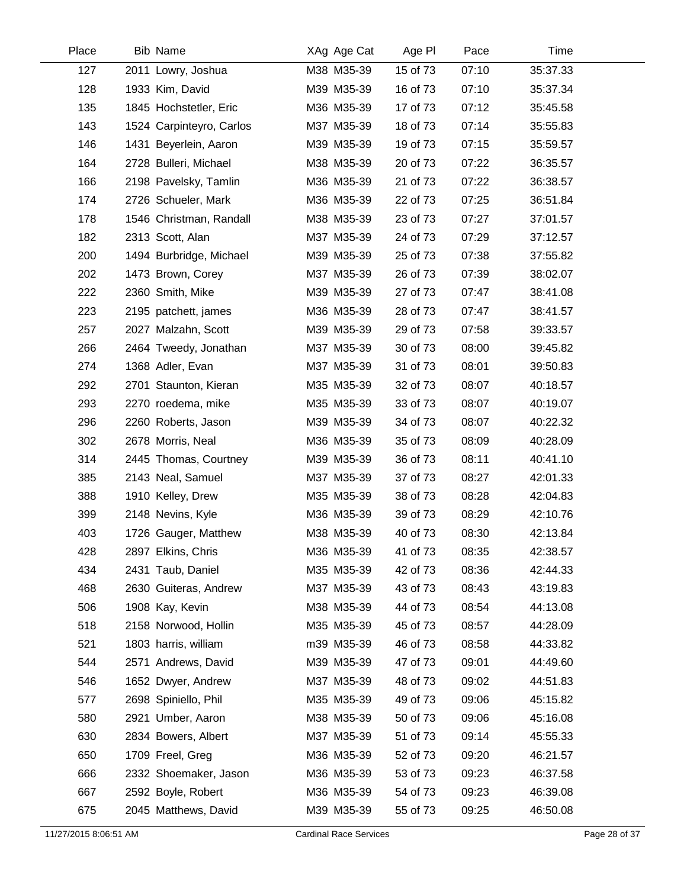| Place | Bib | Name | XAg | Age Cat | Age Pl | Pace | Time |
|---|---|---|---|---|---|---|---|
| 127 | 2011 | Lowry, Joshua | M38 | M35-39 | 15 of 73 | 07:10 | 35:37.33 |
| 128 | 1933 | Kim, David | M39 | M35-39 | 16 of 73 | 07:10 | 35:37.34 |
| 135 | 1845 | Hochstetler, Eric | M36 | M35-39 | 17 of 73 | 07:12 | 35:45.58 |
| 143 | 1524 | Carpinteyro, Carlos | M37 | M35-39 | 18 of 73 | 07:14 | 35:55.83 |
| 146 | 1431 | Beyerlein, Aaron | M39 | M35-39 | 19 of 73 | 07:15 | 35:59.57 |
| 164 | 2728 | Bulleri, Michael | M38 | M35-39 | 20 of 73 | 07:22 | 36:35.57 |
| 166 | 2198 | Pavelsky, Tamlin | M36 | M35-39 | 21 of 73 | 07:22 | 36:38.57 |
| 174 | 2726 | Schueler, Mark | M36 | M35-39 | 22 of 73 | 07:25 | 36:51.84 |
| 178 | 1546 | Christman, Randall | M38 | M35-39 | 23 of 73 | 07:27 | 37:01.57 |
| 182 | 2313 | Scott, Alan | M37 | M35-39 | 24 of 73 | 07:29 | 37:12.57 |
| 200 | 1494 | Burbridge, Michael | M39 | M35-39 | 25 of 73 | 07:38 | 37:55.82 |
| 202 | 1473 | Brown, Corey | M37 | M35-39 | 26 of 73 | 07:39 | 38:02.07 |
| 222 | 2360 | Smith, Mike | M39 | M35-39 | 27 of 73 | 07:47 | 38:41.08 |
| 223 | 2195 | patchett, james | M36 | M35-39 | 28 of 73 | 07:47 | 38:41.57 |
| 257 | 2027 | Malzahn, Scott | M39 | M35-39 | 29 of 73 | 07:58 | 39:33.57 |
| 266 | 2464 | Tweedy, Jonathan | M37 | M35-39 | 30 of 73 | 08:00 | 39:45.82 |
| 274 | 1368 | Adler, Evan | M37 | M35-39 | 31 of 73 | 08:01 | 39:50.83 |
| 292 | 2701 | Staunton, Kieran | M35 | M35-39 | 32 of 73 | 08:07 | 40:18.57 |
| 293 | 2270 | roedema, mike | M35 | M35-39 | 33 of 73 | 08:07 | 40:19.07 |
| 296 | 2260 | Roberts, Jason | M39 | M35-39 | 34 of 73 | 08:07 | 40:22.32 |
| 302 | 2678 | Morris, Neal | M36 | M35-39 | 35 of 73 | 08:09 | 40:28.09 |
| 314 | 2445 | Thomas, Courtney | M39 | M35-39 | 36 of 73 | 08:11 | 40:41.10 |
| 385 | 2143 | Neal, Samuel | M37 | M35-39 | 37 of 73 | 08:27 | 42:01.33 |
| 388 | 1910 | Kelley, Drew | M35 | M35-39 | 38 of 73 | 08:28 | 42:04.83 |
| 399 | 2148 | Nevins, Kyle | M36 | M35-39 | 39 of 73 | 08:29 | 42:10.76 |
| 403 | 1726 | Gauger, Matthew | M38 | M35-39 | 40 of 73 | 08:30 | 42:13.84 |
| 428 | 2897 | Elkins, Chris | M36 | M35-39 | 41 of 73 | 08:35 | 42:38.57 |
| 434 | 2431 | Taub, Daniel | M35 | M35-39 | 42 of 73 | 08:36 | 42:44.33 |
| 468 | 2630 | Guiteras, Andrew | M37 | M35-39 | 43 of 73 | 08:43 | 43:19.83 |
| 506 | 1908 | Kay, Kevin | M38 | M35-39 | 44 of 73 | 08:54 | 44:13.08 |
| 518 | 2158 | Norwood, Hollin | M35 | M35-39 | 45 of 73 | 08:57 | 44:28.09 |
| 521 | 1803 | harris, william | m39 | M35-39 | 46 of 73 | 08:58 | 44:33.82 |
| 544 | 2571 | Andrews, David | M39 | M35-39 | 47 of 73 | 09:01 | 44:49.60 |
| 546 | 1652 | Dwyer, Andrew | M37 | M35-39 | 48 of 73 | 09:02 | 44:51.83 |
| 577 | 2698 | Spiniello, Phil | M35 | M35-39 | 49 of 73 | 09:06 | 45:15.82 |
| 580 | 2921 | Umber, Aaron | M38 | M35-39 | 50 of 73 | 09:06 | 45:16.08 |
| 630 | 2834 | Bowers, Albert | M37 | M35-39 | 51 of 73 | 09:14 | 45:55.33 |
| 650 | 1709 | Freel, Greg | M36 | M35-39 | 52 of 73 | 09:20 | 46:21.57 |
| 666 | 2332 | Shoemaker, Jason | M36 | M35-39 | 53 of 73 | 09:23 | 46:37.58 |
| 667 | 2592 | Boyle, Robert | M36 | M35-39 | 54 of 73 | 09:23 | 46:39.08 |
| 675 | 2045 | Matthews, David | M39 | M35-39 | 55 of 73 | 09:25 | 46:50.08 |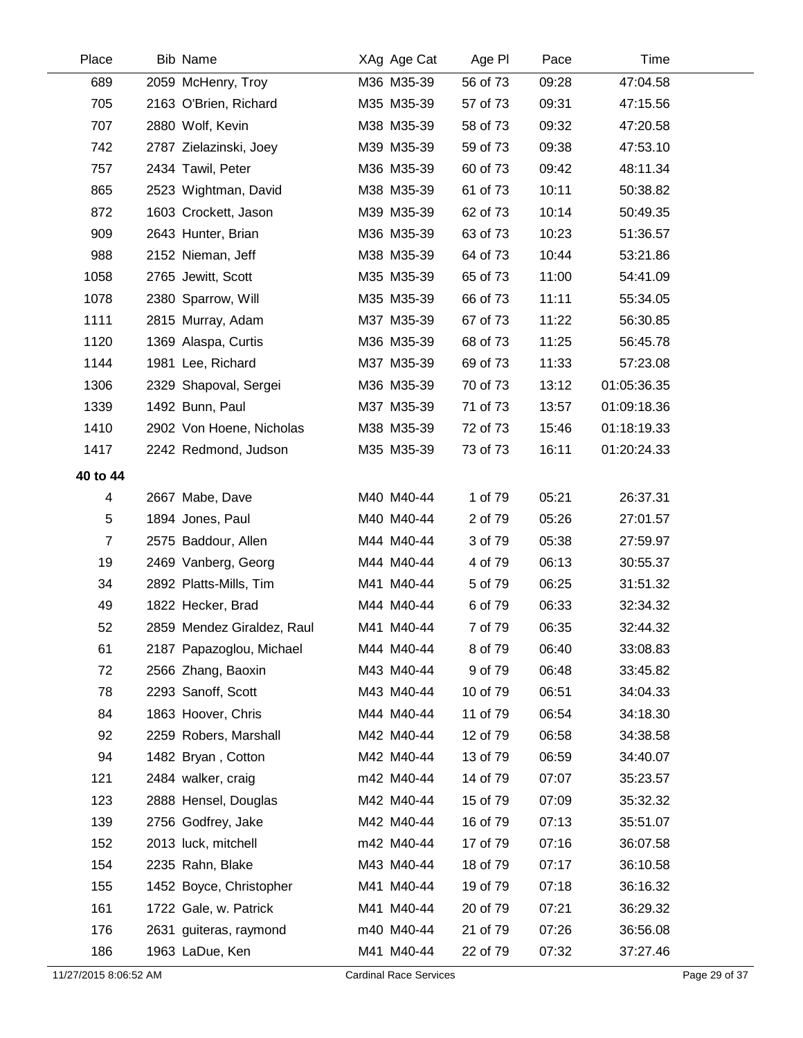| Place | Bib | Name | XAg | Age Cat | Age Pl | Pace | Time |
|---|---|---|---|---|---|---|---|
| 689 | 2059 | McHenry, Troy | M36 | M35-39 | 56 of 73 | 09:28 | 47:04.58 |
| 705 | 2163 | O'Brien, Richard | M35 | M35-39 | 57 of 73 | 09:31 | 47:15.56 |
| 707 | 2880 | Wolf, Kevin | M38 | M35-39 | 58 of 73 | 09:32 | 47:20.58 |
| 742 | 2787 | Zielazinski, Joey | M39 | M35-39 | 59 of 73 | 09:38 | 47:53.10 |
| 757 | 2434 | Tawil, Peter | M36 | M35-39 | 60 of 73 | 09:42 | 48:11.34 |
| 865 | 2523 | Wightman, David | M38 | M35-39 | 61 of 73 | 10:11 | 50:38.82 |
| 872 | 1603 | Crockett, Jason | M39 | M35-39 | 62 of 73 | 10:14 | 50:49.35 |
| 909 | 2643 | Hunter, Brian | M36 | M35-39 | 63 of 73 | 10:23 | 51:36.57 |
| 988 | 2152 | Nieman, Jeff | M38 | M35-39 | 64 of 73 | 10:44 | 53:21.86 |
| 1058 | 2765 | Jewitt, Scott | M35 | M35-39 | 65 of 73 | 11:00 | 54:41.09 |
| 1078 | 2380 | Sparrow, Will | M35 | M35-39 | 66 of 73 | 11:11 | 55:34.05 |
| 1111 | 2815 | Murray, Adam | M37 | M35-39 | 67 of 73 | 11:22 | 56:30.85 |
| 1120 | 1369 | Alaspa, Curtis | M36 | M35-39 | 68 of 73 | 11:25 | 56:45.78 |
| 1144 | 1981 | Lee, Richard | M37 | M35-39 | 69 of 73 | 11:33 | 57:23.08 |
| 1306 | 2329 | Shapoval, Sergei | M36 | M35-39 | 70 of 73 | 13:12 | 01:05:36.35 |
| 1339 | 1492 | Bunn, Paul | M37 | M35-39 | 71 of 73 | 13:57 | 01:09:18.36 |
| 1410 | 2902 | Von Hoene, Nicholas | M38 | M35-39 | 72 of 73 | 15:46 | 01:18:19.33 |
| 1417 | 2242 | Redmond, Judson | M35 | M35-39 | 73 of 73 | 16:11 | 01:20:24.33 |
| **40 to 44** | | | | | | | |
| 4 | 2667 | Mabe, Dave | M40 | M40-44 | 1 of 79 | 05:21 | 26:37.31 |
| 5 | 1894 | Jones, Paul | M40 | M40-44 | 2 of 79 | 05:26 | 27:01.57 |
| 7 | 2575 | Baddour, Allen | M44 | M40-44 | 3 of 79 | 05:38 | 27:59.97 |
| 19 | 2469 | Vanberg, Georg | M44 | M40-44 | 4 of 79 | 06:13 | 30:55.37 |
| 34 | 2892 | Platts-Mills, Tim | M41 | M40-44 | 5 of 79 | 06:25 | 31:51.32 |
| 49 | 1822 | Hecker, Brad | M44 | M40-44 | 6 of 79 | 06:33 | 32:34.32 |
| 52 | 2859 | Mendez Giraldez, Raul | M41 | M40-44 | 7 of 79 | 06:35 | 32:44.32 |
| 61 | 2187 | Papazoglou, Michael | M44 | M40-44 | 8 of 79 | 06:40 | 33:08.83 |
| 72 | 2566 | Zhang, Baoxin | M43 | M40-44 | 9 of 79 | 06:48 | 33:45.82 |
| 78 | 2293 | Sanoff, Scott | M43 | M40-44 | 10 of 79 | 06:51 | 34:04.33 |
| 84 | 1863 | Hoover, Chris | M44 | M40-44 | 11 of 79 | 06:54 | 34:18.30 |
| 92 | 2259 | Robers, Marshall | M42 | M40-44 | 12 of 79 | 06:58 | 34:38.58 |
| 94 | 1482 | Bryan , Cotton | M42 | M40-44 | 13 of 79 | 06:59 | 34:40.07 |
| 121 | 2484 | walker, craig | m42 | M40-44 | 14 of 79 | 07:07 | 35:23.57 |
| 123 | 2888 | Hensel, Douglas | M42 | M40-44 | 15 of 79 | 07:09 | 35:32.32 |
| 139 | 2756 | Godfrey, Jake | M42 | M40-44 | 16 of 79 | 07:13 | 35:51.07 |
| 152 | 2013 | luck, mitchell | m42 | M40-44 | 17 of 79 | 07:16 | 36:07.58 |
| 154 | 2235 | Rahn, Blake | M43 | M40-44 | 18 of 79 | 07:17 | 36:10.58 |
| 155 | 1452 | Boyce, Christopher | M41 | M40-44 | 19 of 79 | 07:18 | 36:16.32 |
| 161 | 1722 | Gale, w. Patrick | M41 | M40-44 | 20 of 79 | 07:21 | 36:29.32 |
| 176 | 2631 | guiteras, raymond | m40 | M40-44 | 21 of 79 | 07:26 | 36:56.08 |
| 186 | 1963 | LaDue, Ken | M41 | M40-44 | 22 of 79 | 07:32 | 37:27.46 |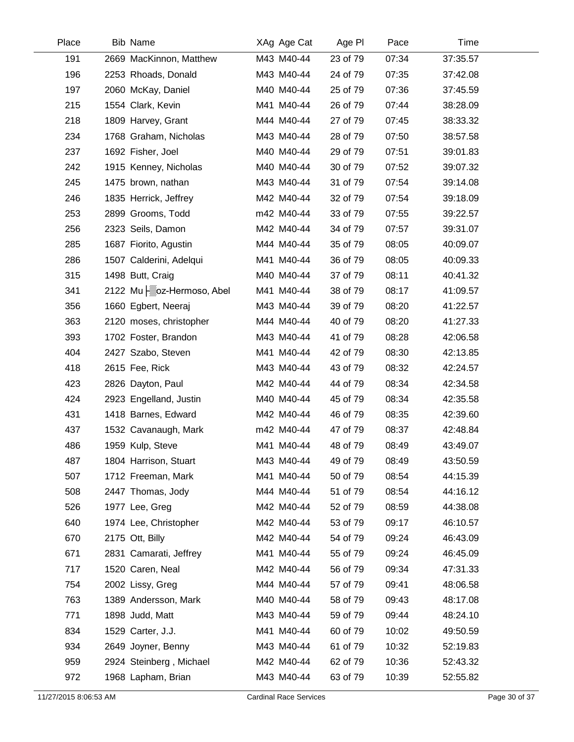| Place | Bib | Name | XAg | Age Cat | Age Pl | Pace | Time |
|---|---|---|---|---|---|---|---|
| 191 | 2669 | MacKinnon, Matthew | M43 | M40-44 | 23 of 79 | 07:34 | 37:35.57 |
| 196 | 2253 | Rhoads, Donald | M43 | M40-44 | 24 of 79 | 07:35 | 37:42.08 |
| 197 | 2060 | McKay, Daniel | M40 | M40-44 | 25 of 79 | 07:36 | 37:45.59 |
| 215 | 1554 | Clark, Kevin | M41 | M40-44 | 26 of 79 | 07:44 | 38:28.09 |
| 218 | 1809 | Harvey, Grant | M44 | M40-44 | 27 of 79 | 07:45 | 38:33.32 |
| 234 | 1768 | Graham, Nicholas | M43 | M40-44 | 28 of 79 | 07:50 | 38:57.58 |
| 237 | 1692 | Fisher, Joel | M40 | M40-44 | 29 of 79 | 07:51 | 39:01.83 |
| 242 | 1915 | Kenney, Nicholas | M40 | M40-44 | 30 of 79 | 07:52 | 39:07.32 |
| 245 | 1475 | brown, nathan | M43 | M40-44 | 31 of 79 | 07:54 | 39:14.08 |
| 246 | 1835 | Herrick, Jeffrey | M42 | M40-44 | 32 of 79 | 07:54 | 39:18.09 |
| 253 | 2899 | Grooms, Todd | m42 | M40-44 | 33 of 79 | 07:55 | 39:22.57 |
| 256 | 2323 | Seils, Damon | M42 | M40-44 | 34 of 79 | 07:57 | 39:31.07 |
| 285 | 1687 | Fiorito, Agustin | M44 | M40-44 | 35 of 79 | 08:05 | 40:09.07 |
| 286 | 1507 | Calderini, Adelqui | M41 | M40-44 | 36 of 79 | 08:05 | 40:09.33 |
| 315 | 1498 | Butt, Craig | M40 | M40-44 | 37 of 79 | 08:11 | 40:41.32 |
| 341 | 2122 | Mu├▒oz-Hermoso, Abel | M41 | M40-44 | 38 of 79 | 08:17 | 41:09.57 |
| 356 | 1660 | Egbert, Neeraj | M43 | M40-44 | 39 of 79 | 08:20 | 41:22.57 |
| 363 | 2120 | moses, christopher | M44 | M40-44 | 40 of 79 | 08:20 | 41:27.33 |
| 393 | 1702 | Foster, Brandon | M43 | M40-44 | 41 of 79 | 08:28 | 42:06.58 |
| 404 | 2427 | Szabo, Steven | M41 | M40-44 | 42 of 79 | 08:30 | 42:13.85 |
| 418 | 2615 | Fee, Rick | M43 | M40-44 | 43 of 79 | 08:32 | 42:24.57 |
| 423 | 2826 | Dayton, Paul | M42 | M40-44 | 44 of 79 | 08:34 | 42:34.58 |
| 424 | 2923 | Engelland, Justin | M40 | M40-44 | 45 of 79 | 08:34 | 42:35.58 |
| 431 | 1418 | Barnes, Edward | M42 | M40-44 | 46 of 79 | 08:35 | 42:39.60 |
| 437 | 1532 | Cavanaugh, Mark | m42 | M40-44 | 47 of 79 | 08:37 | 42:48.84 |
| 486 | 1959 | Kulp, Steve | M41 | M40-44 | 48 of 79 | 08:49 | 43:49.07 |
| 487 | 1804 | Harrison, Stuart | M43 | M40-44 | 49 of 79 | 08:49 | 43:50.59 |
| 507 | 1712 | Freeman, Mark | M41 | M40-44 | 50 of 79 | 08:54 | 44:15.39 |
| 508 | 2447 | Thomas, Jody | M44 | M40-44 | 51 of 79 | 08:54 | 44:16.12 |
| 526 | 1977 | Lee, Greg | M42 | M40-44 | 52 of 79 | 08:59 | 44:38.08 |
| 640 | 1974 | Lee, Christopher | M42 | M40-44 | 53 of 79 | 09:17 | 46:10.57 |
| 670 | 2175 | Ott, Billy | M42 | M40-44 | 54 of 79 | 09:24 | 46:43.09 |
| 671 | 2831 | Camarati, Jeffrey | M41 | M40-44 | 55 of 79 | 09:24 | 46:45.09 |
| 717 | 1520 | Caren, Neal | M42 | M40-44 | 56 of 79 | 09:34 | 47:31.33 |
| 754 | 2002 | Lissy, Greg | M44 | M40-44 | 57 of 79 | 09:41 | 48:06.58 |
| 763 | 1389 | Andersson, Mark | M40 | M40-44 | 58 of 79 | 09:43 | 48:17.08 |
| 771 | 1898 | Judd, Matt | M43 | M40-44 | 59 of 79 | 09:44 | 48:24.10 |
| 834 | 1529 | Carter, J.J. | M41 | M40-44 | 60 of 79 | 10:02 | 49:50.59 |
| 934 | 2649 | Joyner, Benny | M43 | M40-44 | 61 of 79 | 10:32 | 52:19.83 |
| 959 | 2924 | Steinberg , Michael | M42 | M40-44 | 62 of 79 | 10:36 | 52:43.32 |
| 972 | 1968 | Lapham, Brian | M43 | M40-44 | 63 of 79 | 10:39 | 52:55.82 |

11/27/2015 8:06:53 AM — Cardinal Race Services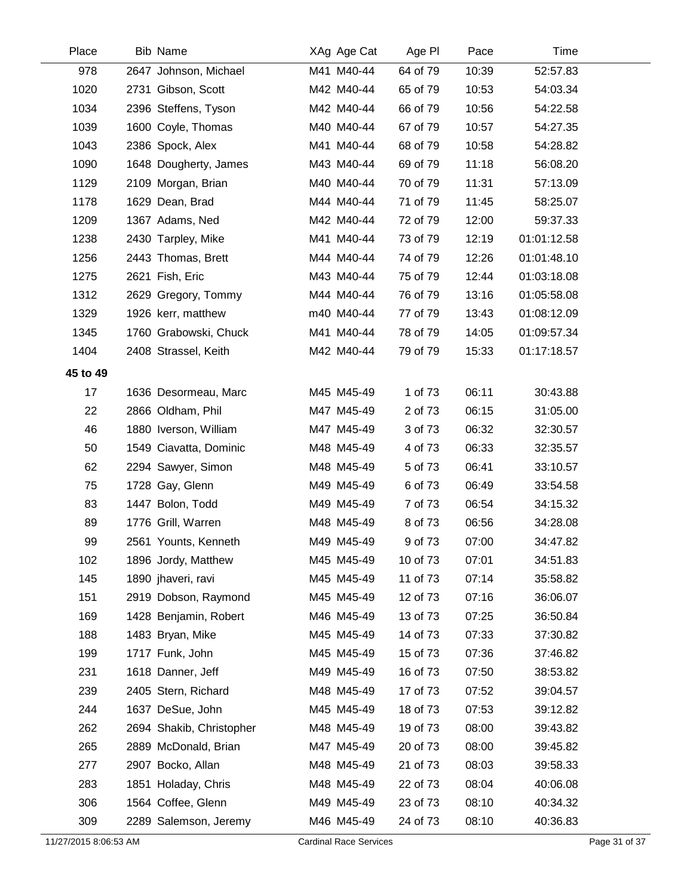| Place | Bib | Name | XAg | Age Cat | Age Pl | Pace | Time |
|---|---|---|---|---|---|---|---|
| 978 | 2647 | Johnson, Michael | M41 | M40-44 | 64 of 79 | 10:39 | 52:57.83 |
| 1020 | 2731 | Gibson, Scott | M42 | M40-44 | 65 of 79 | 10:53 | 54:03.34 |
| 1034 | 2396 | Steffens, Tyson | M42 | M40-44 | 66 of 79 | 10:56 | 54:22.58 |
| 1039 | 1600 | Coyle, Thomas | M40 | M40-44 | 67 of 79 | 10:57 | 54:27.35 |
| 1043 | 2386 | Spock, Alex | M41 | M40-44 | 68 of 79 | 10:58 | 54:28.82 |
| 1090 | 1648 | Dougherty, James | M43 | M40-44 | 69 of 79 | 11:18 | 56:08.20 |
| 1129 | 2109 | Morgan, Brian | M40 | M40-44 | 70 of 79 | 11:31 | 57:13.09 |
| 1178 | 1629 | Dean, Brad | M44 | M40-44 | 71 of 79 | 11:45 | 58:25.07 |
| 1209 | 1367 | Adams, Ned | M42 | M40-44 | 72 of 79 | 12:00 | 59:37.33 |
| 1238 | 2430 | Tarpley, Mike | M41 | M40-44 | 73 of 79 | 12:19 | 01:01:12.58 |
| 1256 | 2443 | Thomas, Brett | M44 | M40-44 | 74 of 79 | 12:26 | 01:01:48.10 |
| 1275 | 2621 | Fish, Eric | M43 | M40-44 | 75 of 79 | 12:44 | 01:03:18.08 |
| 1312 | 2629 | Gregory, Tommy | M44 | M40-44 | 76 of 79 | 13:16 | 01:05:58.08 |
| 1329 | 1926 | kerr, matthew | m40 | M40-44 | 77 of 79 | 13:43 | 01:08:12.09 |
| 1345 | 1760 | Grabowski, Chuck | M41 | M40-44 | 78 of 79 | 14:05 | 01:09:57.34 |
| 1404 | 2408 | Strassel, Keith | M42 | M40-44 | 79 of 79 | 15:33 | 01:17:18.57 |
| **45 to 49** | | | | | | | |
| 17 | 1636 | Desormeau, Marc | M45 | M45-49 | 1 of 73 | 06:11 | 30:43.88 |
| 22 | 2866 | Oldham, Phil | M47 | M45-49 | 2 of 73 | 06:15 | 31:05.00 |
| 46 | 1880 | Iverson, William | M47 | M45-49 | 3 of 73 | 06:32 | 32:30.57 |
| 50 | 1549 | Ciavatta, Dominic | M48 | M45-49 | 4 of 73 | 06:33 | 32:35.57 |
| 62 | 2294 | Sawyer, Simon | M48 | M45-49 | 5 of 73 | 06:41 | 33:10.57 |
| 75 | 1728 | Gay, Glenn | M49 | M45-49 | 6 of 73 | 06:49 | 33:54.58 |
| 83 | 1447 | Bolon, Todd | M49 | M45-49 | 7 of 73 | 06:54 | 34:15.32 |
| 89 | 1776 | Grill, Warren | M48 | M45-49 | 8 of 73 | 06:56 | 34:28.08 |
| 99 | 2561 | Younts, Kenneth | M49 | M45-49 | 9 of 73 | 07:00 | 34:47.82 |
| 102 | 1896 | Jordy, Matthew | M45 | M45-49 | 10 of 73 | 07:01 | 34:51.83 |
| 145 | 1890 | jhaveri, ravi | M45 | M45-49 | 11 of 73 | 07:14 | 35:58.82 |
| 151 | 2919 | Dobson, Raymond | M45 | M45-49 | 12 of 73 | 07:16 | 36:06.07 |
| 169 | 1428 | Benjamin, Robert | M46 | M45-49 | 13 of 73 | 07:25 | 36:50.84 |
| 188 | 1483 | Bryan, Mike | M45 | M45-49 | 14 of 73 | 07:33 | 37:30.82 |
| 199 | 1717 | Funk, John | M45 | M45-49 | 15 of 73 | 07:36 | 37:46.82 |
| 231 | 1618 | Danner, Jeff | M49 | M45-49 | 16 of 73 | 07:50 | 38:53.82 |
| 239 | 2405 | Stern, Richard | M48 | M45-49 | 17 of 73 | 07:52 | 39:04.57 |
| 244 | 1637 | DeSue, John | M45 | M45-49 | 18 of 73 | 07:53 | 39:12.82 |
| 262 | 2694 | Shakib, Christopher | M48 | M45-49 | 19 of 73 | 08:00 | 39:43.82 |
| 265 | 2889 | McDonald, Brian | M47 | M45-49 | 20 of 73 | 08:00 | 39:45.82 |
| 277 | 2907 | Bocko, Allan | M48 | M45-49 | 21 of 73 | 08:03 | 39:58.33 |
| 283 | 1851 | Holaday, Chris | M48 | M45-49 | 22 of 73 | 08:04 | 40:06.08 |
| 306 | 1564 | Coffee, Glenn | M49 | M45-49 | 23 of 73 | 08:10 | 40:34.32 |
| 309 | 2289 | Salemson, Jeremy | M46 | M45-49 | 24 of 73 | 08:10 | 40:36.83 |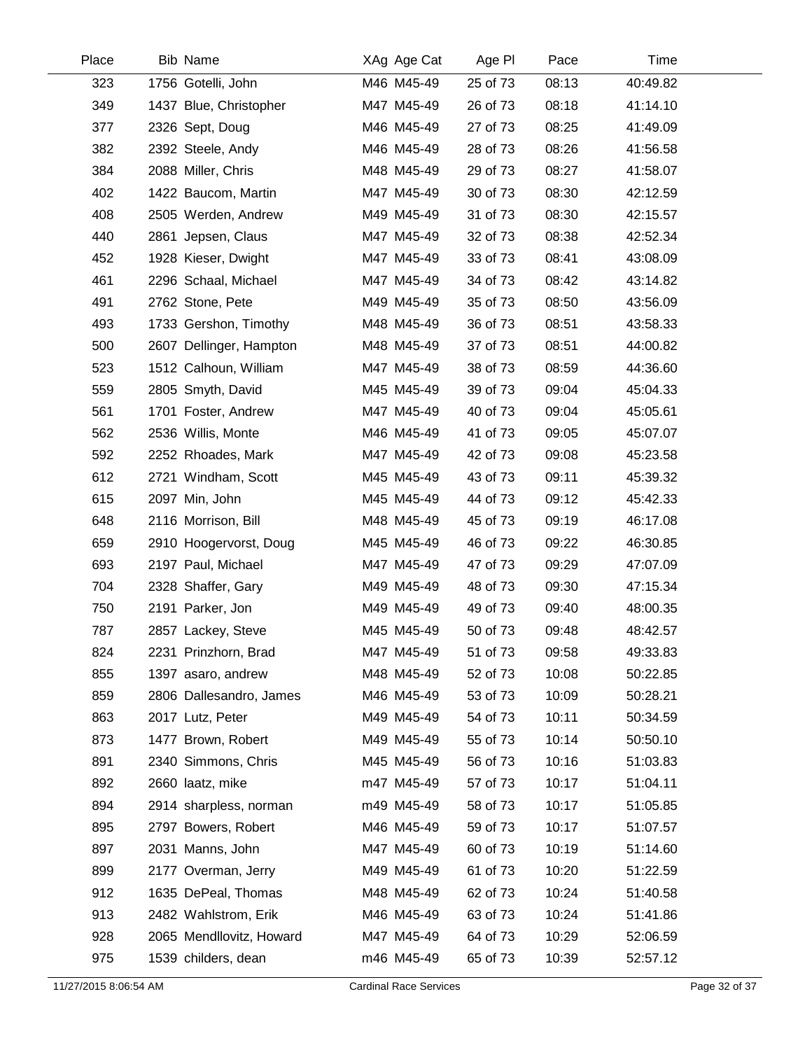| Place | Bib | Name | XAg | Age Cat | Age Pl | Pace | Time |
|---|---|---|---|---|---|---|---|
| 323 | 1756 | Gotelli, John | M46 | M45-49 | 25 of 73 | 08:13 | 40:49.82 |
| 349 | 1437 | Blue, Christopher | M47 | M45-49 | 26 of 73 | 08:18 | 41:14.10 |
| 377 | 2326 | Sept, Doug | M46 | M45-49 | 27 of 73 | 08:25 | 41:49.09 |
| 382 | 2392 | Steele, Andy | M46 | M45-49 | 28 of 73 | 08:26 | 41:56.58 |
| 384 | 2088 | Miller, Chris | M48 | M45-49 | 29 of 73 | 08:27 | 41:58.07 |
| 402 | 1422 | Baucom, Martin | M47 | M45-49 | 30 of 73 | 08:30 | 42:12.59 |
| 408 | 2505 | Werden, Andrew | M49 | M45-49 | 31 of 73 | 08:30 | 42:15.57 |
| 440 | 2861 | Jepsen, Claus | M47 | M45-49 | 32 of 73 | 08:38 | 42:52.34 |
| 452 | 1928 | Kieser, Dwight | M47 | M45-49 | 33 of 73 | 08:41 | 43:08.09 |
| 461 | 2296 | Schaal, Michael | M47 | M45-49 | 34 of 73 | 08:42 | 43:14.82 |
| 491 | 2762 | Stone, Pete | M49 | M45-49 | 35 of 73 | 08:50 | 43:56.09 |
| 493 | 1733 | Gershon, Timothy | M48 | M45-49 | 36 of 73 | 08:51 | 43:58.33 |
| 500 | 2607 | Dellinger, Hampton | M48 | M45-49 | 37 of 73 | 08:51 | 44:00.82 |
| 523 | 1512 | Calhoun, William | M47 | M45-49 | 38 of 73 | 08:59 | 44:36.60 |
| 559 | 2805 | Smyth, David | M45 | M45-49 | 39 of 73 | 09:04 | 45:04.33 |
| 561 | 1701 | Foster, Andrew | M47 | M45-49 | 40 of 73 | 09:04 | 45:05.61 |
| 562 | 2536 | Willis, Monte | M46 | M45-49 | 41 of 73 | 09:05 | 45:07.07 |
| 592 | 2252 | Rhoades, Mark | M47 | M45-49 | 42 of 73 | 09:08 | 45:23.58 |
| 612 | 2721 | Windham, Scott | M45 | M45-49 | 43 of 73 | 09:11 | 45:39.32 |
| 615 | 2097 | Min, John | M45 | M45-49 | 44 of 73 | 09:12 | 45:42.33 |
| 648 | 2116 | Morrison, Bill | M48 | M45-49 | 45 of 73 | 09:19 | 46:17.08 |
| 659 | 2910 | Hoogervorst, Doug | M45 | M45-49 | 46 of 73 | 09:22 | 46:30.85 |
| 693 | 2197 | Paul, Michael | M47 | M45-49 | 47 of 73 | 09:29 | 47:07.09 |
| 704 | 2328 | Shaffer, Gary | M49 | M45-49 | 48 of 73 | 09:30 | 47:15.34 |
| 750 | 2191 | Parker, Jon | M49 | M45-49 | 49 of 73 | 09:40 | 48:00.35 |
| 787 | 2857 | Lackey, Steve | M45 | M45-49 | 50 of 73 | 09:48 | 48:42.57 |
| 824 | 2231 | Prinzhorn, Brad | M47 | M45-49 | 51 of 73 | 09:58 | 49:33.83 |
| 855 | 1397 | asaro, andrew | M48 | M45-49 | 52 of 73 | 10:08 | 50:22.85 |
| 859 | 2806 | Dallesandro, James | M46 | M45-49 | 53 of 73 | 10:09 | 50:28.21 |
| 863 | 2017 | Lutz, Peter | M49 | M45-49 | 54 of 73 | 10:11 | 50:34.59 |
| 873 | 1477 | Brown, Robert | M49 | M45-49 | 55 of 73 | 10:14 | 50:50.10 |
| 891 | 2340 | Simmons, Chris | M45 | M45-49 | 56 of 73 | 10:16 | 51:03.83 |
| 892 | 2660 | laatz, mike | m47 | M45-49 | 57 of 73 | 10:17 | 51:04.11 |
| 894 | 2914 | sharpless, norman | m49 | M45-49 | 58 of 73 | 10:17 | 51:05.85 |
| 895 | 2797 | Bowers, Robert | M46 | M45-49 | 59 of 73 | 10:17 | 51:07.57 |
| 897 | 2031 | Manns, John | M47 | M45-49 | 60 of 73 | 10:19 | 51:14.60 |
| 899 | 2177 | Overman, Jerry | M49 | M45-49 | 61 of 73 | 10:20 | 51:22.59 |
| 912 | 1635 | DePeal, Thomas | M48 | M45-49 | 62 of 73 | 10:24 | 51:40.58 |
| 913 | 2482 | Wahlstrom, Erik | M46 | M45-49 | 63 of 73 | 10:24 | 51:41.86 |
| 928 | 2065 | Mendllovitz, Howard | M47 | M45-49 | 64 of 73 | 10:29 | 52:06.59 |
| 975 | 1539 | childers, dean | m46 | M45-49 | 65 of 73 | 10:39 | 52:57.12 |

11/27/2015 8:06:54 AM Cardinal Race Services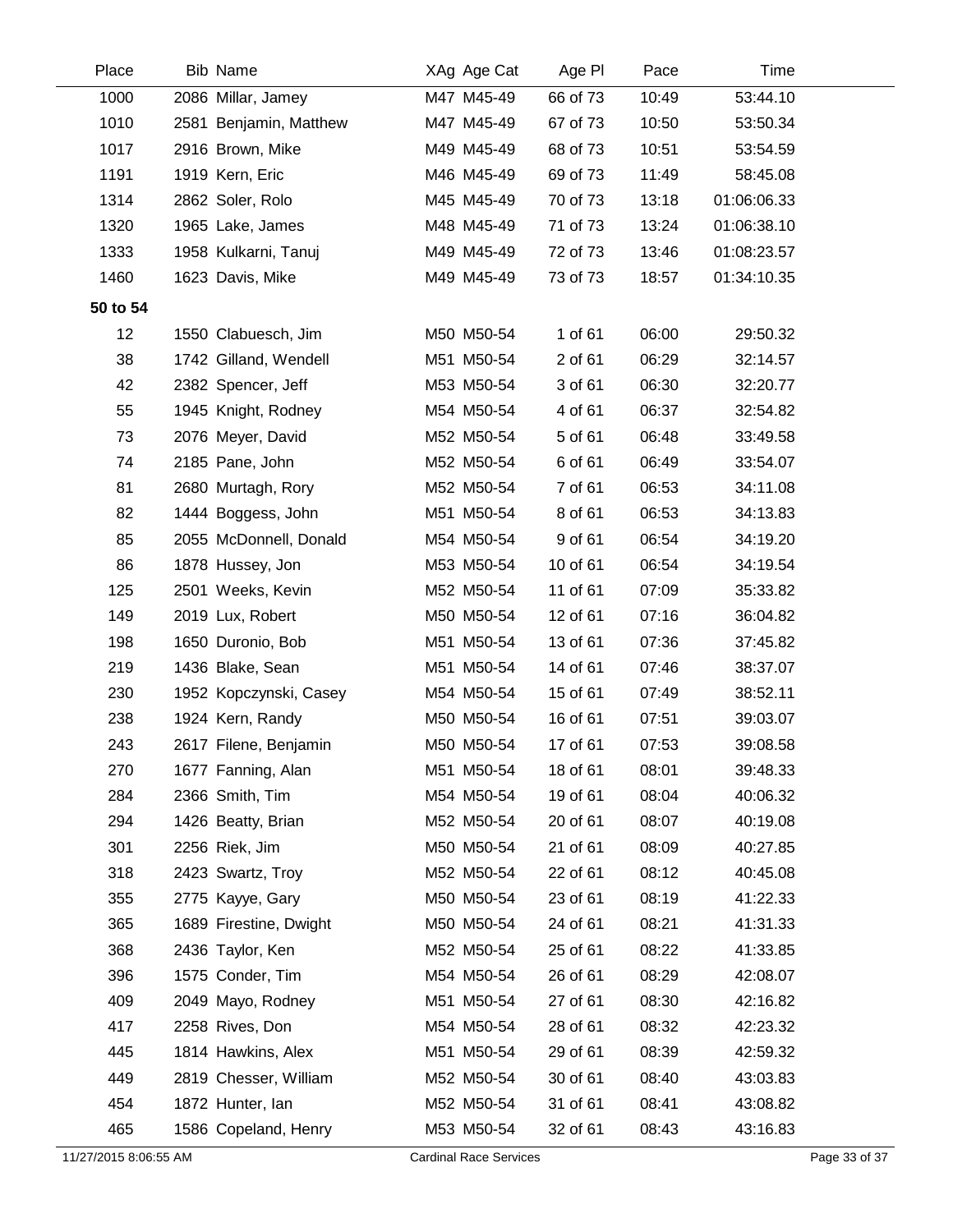| Place | Bib | Name | XAg | Age Cat | Age Pl | Pace | Time |
|---|---|---|---|---|---|---|---|
| 1000 | 2086 | Millar, Jamey | M47 | M45-49 | 66 of 73 | 10:49 | 53:44.10 |
| 1010 | 2581 | Benjamin, Matthew | M47 | M45-49 | 67 of 73 | 10:50 | 53:50.34 |
| 1017 | 2916 | Brown, Mike | M49 | M45-49 | 68 of 73 | 10:51 | 53:54.59 |
| 1191 | 1919 | Kern, Eric | M46 | M45-49 | 69 of 73 | 11:49 | 58:45.08 |
| 1314 | 2862 | Soler, Rolo | M45 | M45-49 | 70 of 73 | 13:18 | 01:06:06.33 |
| 1320 | 1965 | Lake, James | M48 | M45-49 | 71 of 73 | 13:24 | 01:06:38.10 |
| 1333 | 1958 | Kulkarni, Tanuj | M49 | M45-49 | 72 of 73 | 13:46 | 01:08:23.57 |
| 1460 | 1623 | Davis, Mike | M49 | M45-49 | 73 of 73 | 18:57 | 01:34:10.35 |
| **50 to 54** | | | | | | | |
| 12 | 1550 | Clabuesch, Jim | M50 | M50-54 | 1 of 61 | 06:00 | 29:50.32 |
| 38 | 1742 | Gilland, Wendell | M51 | M50-54 | 2 of 61 | 06:29 | 32:14.57 |
| 42 | 2382 | Spencer, Jeff | M53 | M50-54 | 3 of 61 | 06:30 | 32:20.77 |
| 55 | 1945 | Knight, Rodney | M54 | M50-54 | 4 of 61 | 06:37 | 32:54.82 |
| 73 | 2076 | Meyer, David | M52 | M50-54 | 5 of 61 | 06:48 | 33:49.58 |
| 74 | 2185 | Pane, John | M52 | M50-54 | 6 of 61 | 06:49 | 33:54.07 |
| 81 | 2680 | Murtagh, Rory | M52 | M50-54 | 7 of 61 | 06:53 | 34:11.08 |
| 82 | 1444 | Boggess, John | M51 | M50-54 | 8 of 61 | 06:53 | 34:13.83 |
| 85 | 2055 | McDonnell, Donald | M54 | M50-54 | 9 of 61 | 06:54 | 34:19.20 |
| 86 | 1878 | Hussey, Jon | M53 | M50-54 | 10 of 61 | 06:54 | 34:19.54 |
| 125 | 2501 | Weeks, Kevin | M52 | M50-54 | 11 of 61 | 07:09 | 35:33.82 |
| 149 | 2019 | Lux, Robert | M50 | M50-54 | 12 of 61 | 07:16 | 36:04.82 |
| 198 | 1650 | Duronio, Bob | M51 | M50-54 | 13 of 61 | 07:36 | 37:45.82 |
| 219 | 1436 | Blake, Sean | M51 | M50-54 | 14 of 61 | 07:46 | 38:37.07 |
| 230 | 1952 | Kopczynski, Casey | M54 | M50-54 | 15 of 61 | 07:49 | 38:52.11 |
| 238 | 1924 | Kern, Randy | M50 | M50-54 | 16 of 61 | 07:51 | 39:03.07 |
| 243 | 2617 | Filene, Benjamin | M50 | M50-54 | 17 of 61 | 07:53 | 39:08.58 |
| 270 | 1677 | Fanning, Alan | M51 | M50-54 | 18 of 61 | 08:01 | 39:48.33 |
| 284 | 2366 | Smith, Tim | M54 | M50-54 | 19 of 61 | 08:04 | 40:06.32 |
| 294 | 1426 | Beatty, Brian | M52 | M50-54 | 20 of 61 | 08:07 | 40:19.08 |
| 301 | 2256 | Riek, Jim | M50 | M50-54 | 21 of 61 | 08:09 | 40:27.85 |
| 318 | 2423 | Swartz, Troy | M52 | M50-54 | 22 of 61 | 08:12 | 40:45.08 |
| 355 | 2775 | Kayye, Gary | M50 | M50-54 | 23 of 61 | 08:19 | 41:22.33 |
| 365 | 1689 | Firestine, Dwight | M50 | M50-54 | 24 of 61 | 08:21 | 41:31.33 |
| 368 | 2436 | Taylor, Ken | M52 | M50-54 | 25 of 61 | 08:22 | 41:33.85 |
| 396 | 1575 | Conder, Tim | M54 | M50-54 | 26 of 61 | 08:29 | 42:08.07 |
| 409 | 2049 | Mayo, Rodney | M51 | M50-54 | 27 of 61 | 08:30 | 42:16.82 |
| 417 | 2258 | Rives, Don | M54 | M50-54 | 28 of 61 | 08:32 | 42:23.32 |
| 445 | 1814 | Hawkins, Alex | M51 | M50-54 | 29 of 61 | 08:39 | 42:59.32 |
| 449 | 2819 | Chesser, William | M52 | M50-54 | 30 of 61 | 08:40 | 43:03.83 |
| 454 | 1872 | Hunter, Ian | M52 | M50-54 | 31 of 61 | 08:41 | 43:08.82 |
| 465 | 1586 | Copeland, Henry | M53 | M50-54 | 32 of 61 | 08:43 | 43:16.83 |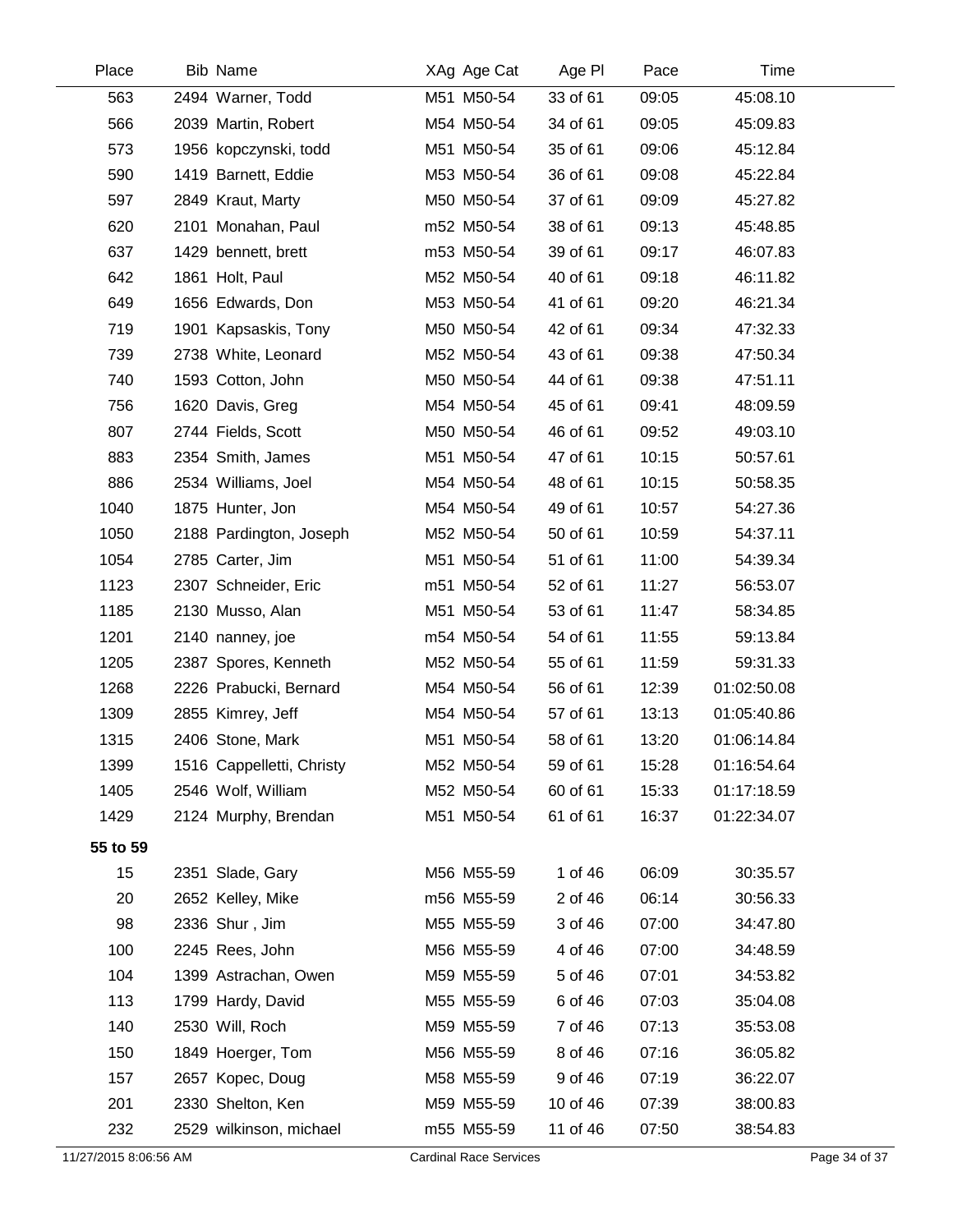| Place | Bib | Name | XAg | Age Cat | Age Pl | Pace | Time |
|---|---|---|---|---|---|---|---|
| 563 | 2494 | Warner, Todd | M51 | M50-54 | 33 of 61 | 09:05 | 45:08.10 |
| 566 | 2039 | Martin, Robert | M54 | M50-54 | 34 of 61 | 09:05 | 45:09.83 |
| 573 | 1956 | kopczynski, todd | M51 | M50-54 | 35 of 61 | 09:06 | 45:12.84 |
| 590 | 1419 | Barnett, Eddie | M53 | M50-54 | 36 of 61 | 09:08 | 45:22.84 |
| 597 | 2849 | Kraut, Marty | M50 | M50-54 | 37 of 61 | 09:09 | 45:27.82 |
| 620 | 2101 | Monahan, Paul | m52 | M50-54 | 38 of 61 | 09:13 | 45:48.85 |
| 637 | 1429 | bennett, brett | m53 | M50-54 | 39 of 61 | 09:17 | 46:07.83 |
| 642 | 1861 | Holt, Paul | M52 | M50-54 | 40 of 61 | 09:18 | 46:11.82 |
| 649 | 1656 | Edwards, Don | M53 | M50-54 | 41 of 61 | 09:20 | 46:21.34 |
| 719 | 1901 | Kapsaskis, Tony | M50 | M50-54 | 42 of 61 | 09:34 | 47:32.33 |
| 739 | 2738 | White, Leonard | M52 | M50-54 | 43 of 61 | 09:38 | 47:50.34 |
| 740 | 1593 | Cotton, John | M50 | M50-54 | 44 of 61 | 09:38 | 47:51.11 |
| 756 | 1620 | Davis, Greg | M54 | M50-54 | 45 of 61 | 09:41 | 48:09.59 |
| 807 | 2744 | Fields, Scott | M50 | M50-54 | 46 of 61 | 09:52 | 49:03.10 |
| 883 | 2354 | Smith, James | M51 | M50-54 | 47 of 61 | 10:15 | 50:57.61 |
| 886 | 2534 | Williams, Joel | M54 | M50-54 | 48 of 61 | 10:15 | 50:58.35 |
| 1040 | 1875 | Hunter, Jon | M54 | M50-54 | 49 of 61 | 10:57 | 54:27.36 |
| 1050 | 2188 | Pardington, Joseph | M52 | M50-54 | 50 of 61 | 10:59 | 54:37.11 |
| 1054 | 2785 | Carter, Jim | M51 | M50-54 | 51 of 61 | 11:00 | 54:39.34 |
| 1123 | 2307 | Schneider, Eric | m51 | M50-54 | 52 of 61 | 11:27 | 56:53.07 |
| 1185 | 2130 | Musso, Alan | M51 | M50-54 | 53 of 61 | 11:47 | 58:34.85 |
| 1201 | 2140 | nanney, joe | m54 | M50-54 | 54 of 61 | 11:55 | 59:13.84 |
| 1205 | 2387 | Spores, Kenneth | M52 | M50-54 | 55 of 61 | 11:59 | 59:31.33 |
| 1268 | 2226 | Prabucki, Bernard | M54 | M50-54 | 56 of 61 | 12:39 | 01:02:50.08 |
| 1309 | 2855 | Kimrey, Jeff | M54 | M50-54 | 57 of 61 | 13:13 | 01:05:40.86 |
| 1315 | 2406 | Stone, Mark | M51 | M50-54 | 58 of 61 | 13:20 | 01:06:14.84 |
| 1399 | 1516 | Cappelletti, Christy | M52 | M50-54 | 59 of 61 | 15:28 | 01:16:54.64 |
| 1405 | 2546 | Wolf, William | M52 | M50-54 | 60 of 61 | 15:33 | 01:17:18.59 |
| 1429 | 2124 | Murphy, Brendan | M51 | M50-54 | 61 of 61 | 16:37 | 01:22:34.07 |
| **55 to 59** | | | | | | | |
| 15 | 2351 | Slade, Gary | M56 | M55-59 | 1 of 46 | 06:09 | 30:35.57 |
| 20 | 2652 | Kelley, Mike | m56 | M55-59 | 2 of 46 | 06:14 | 30:56.33 |
| 98 | 2336 | Shur , Jim | M55 | M55-59 | 3 of 46 | 07:00 | 34:47.80 |
| 100 | 2245 | Rees, John | M56 | M55-59 | 4 of 46 | 07:00 | 34:48.59 |
| 104 | 1399 | Astrachan, Owen | M59 | M55-59 | 5 of 46 | 07:01 | 34:53.82 |
| 113 | 1799 | Hardy, David | M55 | M55-59 | 6 of 46 | 07:03 | 35:04.08 |
| 140 | 2530 | Will, Roch | M59 | M55-59 | 7 of 46 | 07:13 | 35:53.08 |
| 150 | 1849 | Hoerger, Tom | M56 | M55-59 | 8 of 46 | 07:16 | 36:05.82 |
| 157 | 2657 | Kopec, Doug | M58 | M55-59 | 9 of 46 | 07:19 | 36:22.07 |
| 201 | 2330 | Shelton, Ken | M59 | M55-59 | 10 of 46 | 07:39 | 38:00.83 |
| 232 | 2529 | wilkinson, michael | m55 | M55-59 | 11 of 46 | 07:50 | 38:54.83 |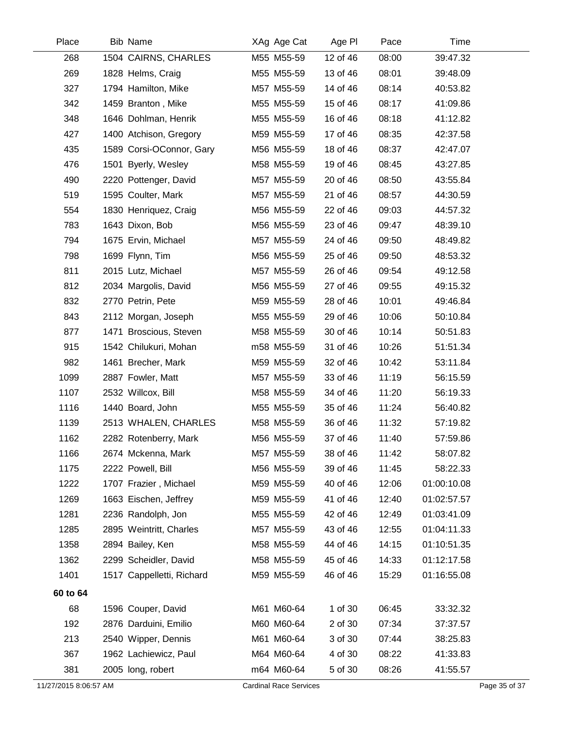| Place | Bib | Name | XAg | Age Cat | Age Pl | Pace | Time |
|---|---|---|---|---|---|---|---|
| 268 | 1504 | CAIRNS, CHARLES | M55 | M55-59 | 12 of 46 | 08:00 | 39:47.32 |
| 269 | 1828 | Helms, Craig | M55 | M55-59 | 13 of 46 | 08:01 | 39:48.09 |
| 327 | 1794 | Hamilton, Mike | M57 | M55-59 | 14 of 46 | 08:14 | 40:53.82 |
| 342 | 1459 | Branton , Mike | M55 | M55-59 | 15 of 46 | 08:17 | 41:09.86 |
| 348 | 1646 | Dohlman, Henrik | M55 | M55-59 | 16 of 46 | 08:18 | 41:12.82 |
| 427 | 1400 | Atchison, Gregory | M59 | M55-59 | 17 of 46 | 08:35 | 42:37.58 |
| 435 | 1589 | Corsi-OConnor, Gary | M56 | M55-59 | 18 of 46 | 08:37 | 42:47.07 |
| 476 | 1501 | Byerly, Wesley | M58 | M55-59 | 19 of 46 | 08:45 | 43:27.85 |
| 490 | 2220 | Pottenger, David | M57 | M55-59 | 20 of 46 | 08:50 | 43:55.84 |
| 519 | 1595 | Coulter, Mark | M57 | M55-59 | 21 of 46 | 08:57 | 44:30.59 |
| 554 | 1830 | Henriquez, Craig | M56 | M55-59 | 22 of 46 | 09:03 | 44:57.32 |
| 783 | 1643 | Dixon, Bob | M56 | M55-59 | 23 of 46 | 09:47 | 48:39.10 |
| 794 | 1675 | Ervin, Michael | M57 | M55-59 | 24 of 46 | 09:50 | 48:49.82 |
| 798 | 1699 | Flynn, Tim | M56 | M55-59 | 25 of 46 | 09:50 | 48:53.32 |
| 811 | 2015 | Lutz, Michael | M57 | M55-59 | 26 of 46 | 09:54 | 49:12.58 |
| 812 | 2034 | Margolis, David | M56 | M55-59 | 27 of 46 | 09:55 | 49:15.32 |
| 832 | 2770 | Petrin, Pete | M59 | M55-59 | 28 of 46 | 10:01 | 49:46.84 |
| 843 | 2112 | Morgan, Joseph | M55 | M55-59 | 29 of 46 | 10:06 | 50:10.84 |
| 877 | 1471 | Broscious, Steven | M58 | M55-59 | 30 of 46 | 10:14 | 50:51.83 |
| 915 | 1542 | Chilukuri, Mohan | m58 | M55-59 | 31 of 46 | 10:26 | 51:51.34 |
| 982 | 1461 | Brecher, Mark | M59 | M55-59 | 32 of 46 | 10:42 | 53:11.84 |
| 1099 | 2887 | Fowler, Matt | M57 | M55-59 | 33 of 46 | 11:19 | 56:15.59 |
| 1107 | 2532 | Willcox, Bill | M58 | M55-59 | 34 of 46 | 11:20 | 56:19.33 |
| 1116 | 1440 | Board, John | M55 | M55-59 | 35 of 46 | 11:24 | 56:40.82 |
| 1139 | 2513 | WHALEN, CHARLES | M58 | M55-59 | 36 of 46 | 11:32 | 57:19.82 |
| 1162 | 2282 | Rotenberry, Mark | M56 | M55-59 | 37 of 46 | 11:40 | 57:59.86 |
| 1166 | 2674 | Mckenna, Mark | M57 | M55-59 | 38 of 46 | 11:42 | 58:07.82 |
| 1175 | 2222 | Powell, Bill | M56 | M55-59 | 39 of 46 | 11:45 | 58:22.33 |
| 1222 | 1707 | Frazier , Michael | M59 | M55-59 | 40 of 46 | 12:06 | 01:00:10.08 |
| 1269 | 1663 | Eischen, Jeffrey | M59 | M55-59 | 41 of 46 | 12:40 | 01:02:57.57 |
| 1281 | 2236 | Randolph, Jon | M55 | M55-59 | 42 of 46 | 12:49 | 01:03:41.09 |
| 1285 | 2895 | Weintritt, Charles | M57 | M55-59 | 43 of 46 | 12:55 | 01:04:11.33 |
| 1358 | 2894 | Bailey, Ken | M58 | M55-59 | 44 of 46 | 14:15 | 01:10:51.35 |
| 1362 | 2299 | Scheidler, David | M58 | M55-59 | 45 of 46 | 14:33 | 01:12:17.58 |
| 1401 | 1517 | Cappelletti, Richard | M59 | M55-59 | 46 of 46 | 15:29 | 01:16:55.08 |
| **60 to 64** | | | | | | | |
| 68 | 1596 | Couper, David | M61 | M60-64 | 1 of 30 | 06:45 | 33:32.32 |
| 192 | 2876 | Darduini, Emilio | M60 | M60-64 | 2 of 30 | 07:34 | 37:37.57 |
| 213 | 2540 | Wipper, Dennis | M61 | M60-64 | 3 of 30 | 07:44 | 38:25.83 |
| 367 | 1962 | Lachiewicz, Paul | M64 | M60-64 | 4 of 30 | 08:22 | 41:33.83 |
| 381 | 2005 | long, robert | m64 | M60-64 | 5 of 30 | 08:26 | 41:55.57 |

11/27/2015 8:06:57 AM Cardinal Race Services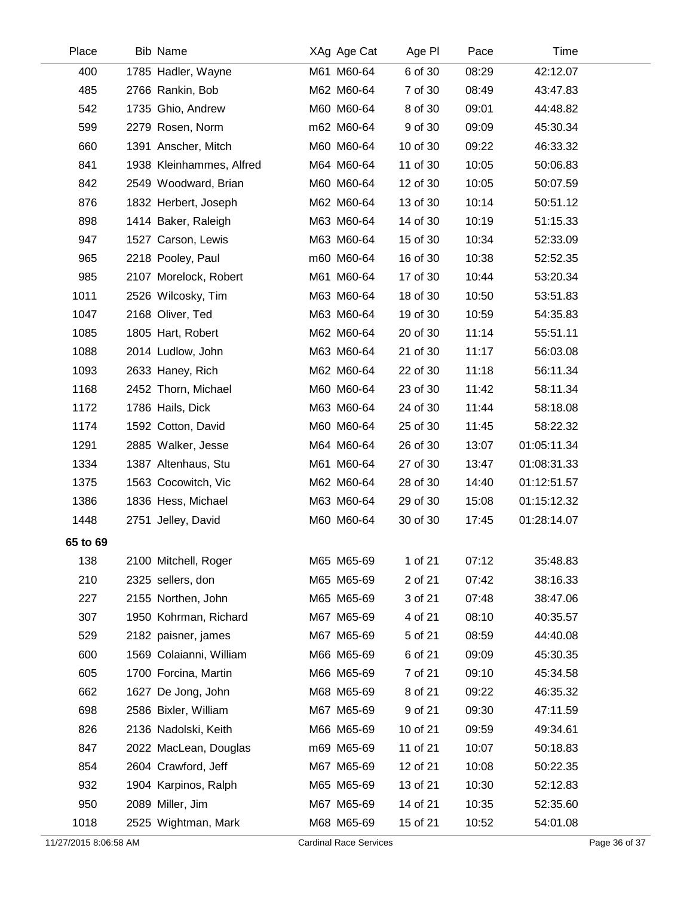| Place | Bib | Name | XAg | Age Cat | Age Pl | Pace | Time |
|---|---|---|---|---|---|---|---|
| 400 | 1785 | Hadler, Wayne | M61 | M60-64 | 6 of 30 | 08:29 | 42:12.07 |
| 485 | 2766 | Rankin, Bob | M62 | M60-64 | 7 of 30 | 08:49 | 43:47.83 |
| 542 | 1735 | Ghio, Andrew | M60 | M60-64 | 8 of 30 | 09:01 | 44:48.82 |
| 599 | 2279 | Rosen, Norm | m62 | M60-64 | 9 of 30 | 09:09 | 45:30.34 |
| 660 | 1391 | Anscher, Mitch | M60 | M60-64 | 10 of 30 | 09:22 | 46:33.32 |
| 841 | 1938 | Kleinhammes, Alfred | M64 | M60-64 | 11 of 30 | 10:05 | 50:06.83 |
| 842 | 2549 | Woodward, Brian | M60 | M60-64 | 12 of 30 | 10:05 | 50:07.59 |
| 876 | 1832 | Herbert, Joseph | M62 | M60-64 | 13 of 30 | 10:14 | 50:51.12 |
| 898 | 1414 | Baker, Raleigh | M63 | M60-64 | 14 of 30 | 10:19 | 51:15.33 |
| 947 | 1527 | Carson, Lewis | M63 | M60-64 | 15 of 30 | 10:34 | 52:33.09 |
| 965 | 2218 | Pooley, Paul | m60 | M60-64 | 16 of 30 | 10:38 | 52:52.35 |
| 985 | 2107 | Morelock, Robert | M61 | M60-64 | 17 of 30 | 10:44 | 53:20.34 |
| 1011 | 2526 | Wilcosky, Tim | M63 | M60-64 | 18 of 30 | 10:50 | 53:51.83 |
| 1047 | 2168 | Oliver, Ted | M63 | M60-64 | 19 of 30 | 10:59 | 54:35.83 |
| 1085 | 1805 | Hart, Robert | M62 | M60-64 | 20 of 30 | 11:14 | 55:51.11 |
| 1088 | 2014 | Ludlow, John | M63 | M60-64 | 21 of 30 | 11:17 | 56:03.08 |
| 1093 | 2633 | Haney, Rich | M62 | M60-64 | 22 of 30 | 11:18 | 56:11.34 |
| 1168 | 2452 | Thorn, Michael | M60 | M60-64 | 23 of 30 | 11:42 | 58:11.34 |
| 1172 | 1786 | Hails, Dick | M63 | M60-64 | 24 of 30 | 11:44 | 58:18.08 |
| 1174 | 1592 | Cotton, David | M60 | M60-64 | 25 of 30 | 11:45 | 58:22.32 |
| 1291 | 2885 | Walker, Jesse | M64 | M60-64 | 26 of 30 | 13:07 | 01:05:11.34 |
| 1334 | 1387 | Altenhaus, Stu | M61 | M60-64 | 27 of 30 | 13:47 | 01:08:31.33 |
| 1375 | 1563 | Cocowitch, Vic | M62 | M60-64 | 28 of 30 | 14:40 | 01:12:51.57 |
| 1386 | 1836 | Hess, Michael | M63 | M60-64 | 29 of 30 | 15:08 | 01:15:12.32 |
| 1448 | 2751 | Jelley, David | M60 | M60-64 | 30 of 30 | 17:45 | 01:28:14.07 |
| **65 to 69** | | | | | | | |
| 138 | 2100 | Mitchell, Roger | M65 | M65-69 | 1 of 21 | 07:12 | 35:48.83 |
| 210 | 2325 | sellers, don | M65 | M65-69 | 2 of 21 | 07:42 | 38:16.33 |
| 227 | 2155 | Northen, John | M65 | M65-69 | 3 of 21 | 07:48 | 38:47.06 |
| 307 | 1950 | Kohrman, Richard | M67 | M65-69 | 4 of 21 | 08:10 | 40:35.57 |
| 529 | 2182 | paisner, james | M67 | M65-69 | 5 of 21 | 08:59 | 44:40.08 |
| 600 | 1569 | Colaianni, William | M66 | M65-69 | 6 of 21 | 09:09 | 45:30.35 |
| 605 | 1700 | Forcina, Martin | M66 | M65-69 | 7 of 21 | 09:10 | 45:34.58 |
| 662 | 1627 | De Jong, John | M68 | M65-69 | 8 of 21 | 09:22 | 46:35.32 |
| 698 | 2586 | Bixler, William | M67 | M65-69 | 9 of 21 | 09:30 | 47:11.59 |
| 826 | 2136 | Nadolski, Keith | M66 | M65-69 | 10 of 21 | 09:59 | 49:34.61 |
| 847 | 2022 | MacLean, Douglas | m69 | M65-69 | 11 of 21 | 10:07 | 50:18.83 |
| 854 | 2604 | Crawford, Jeff | M67 | M65-69 | 12 of 21 | 10:08 | 50:22.35 |
| 932 | 1904 | Karpinos, Ralph | M65 | M65-69 | 13 of 21 | 10:30 | 52:12.83 |
| 950 | 2089 | Miller, Jim | M67 | M65-69 | 14 of 21 | 10:35 | 52:35.60 |
| 1018 | 2525 | Wightman, Mark | M68 | M65-69 | 15 of 21 | 10:52 | 54:01.08 |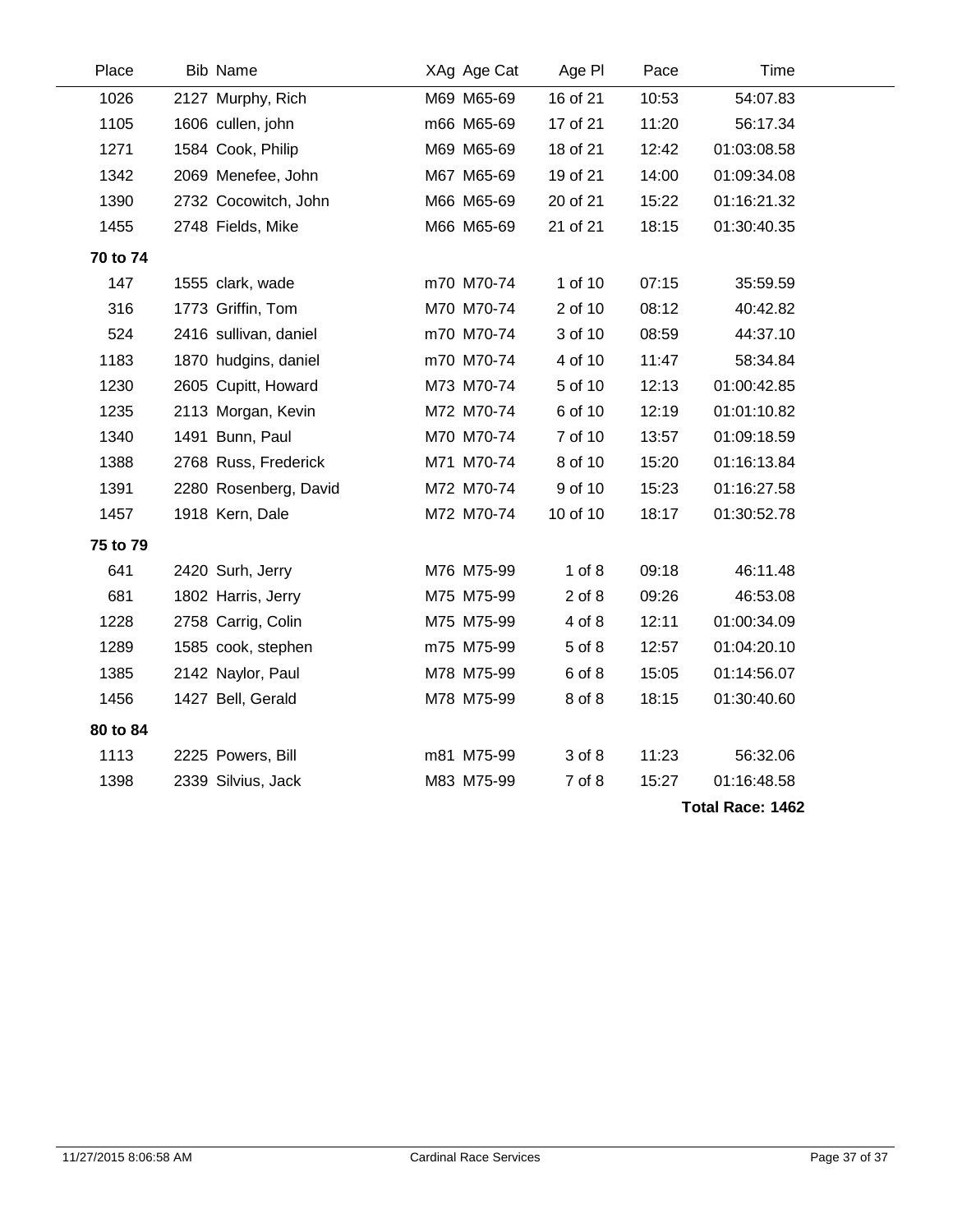| Place | Bib | Name | XAg | Age Cat | Age Pl | Pace | Time |
|---|---|---|---|---|---|---|---|
| 1026 | 2127 | Murphy, Rich | M69 | M65-69 | 16 of 21 | 10:53 | 54:07.83 |
| 1105 | 1606 | cullen, john | m66 | M65-69 | 17 of 21 | 11:20 | 56:17.34 |
| 1271 | 1584 | Cook, Philip | M69 | M65-69 | 18 of 21 | 12:42 | 01:03:08.58 |
| 1342 | 2069 | Menefee, John | M67 | M65-69 | 19 of 21 | 14:00 | 01:09:34.08 |
| 1390 | 2732 | Cocowitch, John | M66 | M65-69 | 20 of 21 | 15:22 | 01:16:21.32 |
| 1455 | 2748 | Fields, Mike | M66 | M65-69 | 21 of 21 | 18:15 | 01:30:40.35 |
| **70 to 74** | | | | | | | |
| 147 | 1555 | clark, wade | m70 | M70-74 | 1 of 10 | 07:15 | 35:59.59 |
| 316 | 1773 | Griffin, Tom | M70 | M70-74 | 2 of 10 | 08:12 | 40:42.82 |
| 524 | 2416 | sullivan, daniel | m70 | M70-74 | 3 of 10 | 08:59 | 44:37.10 |
| 1183 | 1870 | hudgins, daniel | m70 | M70-74 | 4 of 10 | 11:47 | 58:34.84 |
| 1230 | 2605 | Cupitt, Howard | M73 | M70-74 | 5 of 10 | 12:13 | 01:00:42.85 |
| 1235 | 2113 | Morgan, Kevin | M72 | M70-74 | 6 of 10 | 12:19 | 01:01:10.82 |
| 1340 | 1491 | Bunn, Paul | M70 | M70-74 | 7 of 10 | 13:57 | 01:09:18.59 |
| 1388 | 2768 | Russ, Frederick | M71 | M70-74 | 8 of 10 | 15:20 | 01:16:13.84 |
| 1391 | 2280 | Rosenberg, David | M72 | M70-74 | 9 of 10 | 15:23 | 01:16:27.58 |
| 1457 | 1918 | Kern, Dale | M72 | M70-74 | 10 of 10 | 18:17 | 01:30:52.78 |
| **75 to 79** | | | | | | | |
| 641 | 2420 | Surh, Jerry | M76 | M75-99 | 1 of 8 | 09:18 | 46:11.48 |
| 681 | 1802 | Harris, Jerry | M75 | M75-99 | 2 of 8 | 09:26 | 46:53.08 |
| 1228 | 2758 | Carrig, Colin | M75 | M75-99 | 4 of 8 | 12:11 | 01:00:34.09 |
| 1289 | 1585 | cook, stephen | m75 | M75-99 | 5 of 8 | 12:57 | 01:04:20.10 |
| 1385 | 2142 | Naylor, Paul | M78 | M75-99 | 6 of 8 | 15:05 | 01:14:56.07 |
| 1456 | 1427 | Bell, Gerald | M78 | M75-99 | 8 of 8 | 18:15 | 01:30:40.60 |
| **80 to 84** | | | | | | | |
| 1113 | 2225 | Powers, Bill | m81 | M75-99 | 3 of 8 | 11:23 | 56:32.06 |
| 1398 | 2339 | Silvius, Jack | M83 | M75-99 | 7 of 8 | 15:27 | 01:16:48.58 |

**Total Race: 1462**